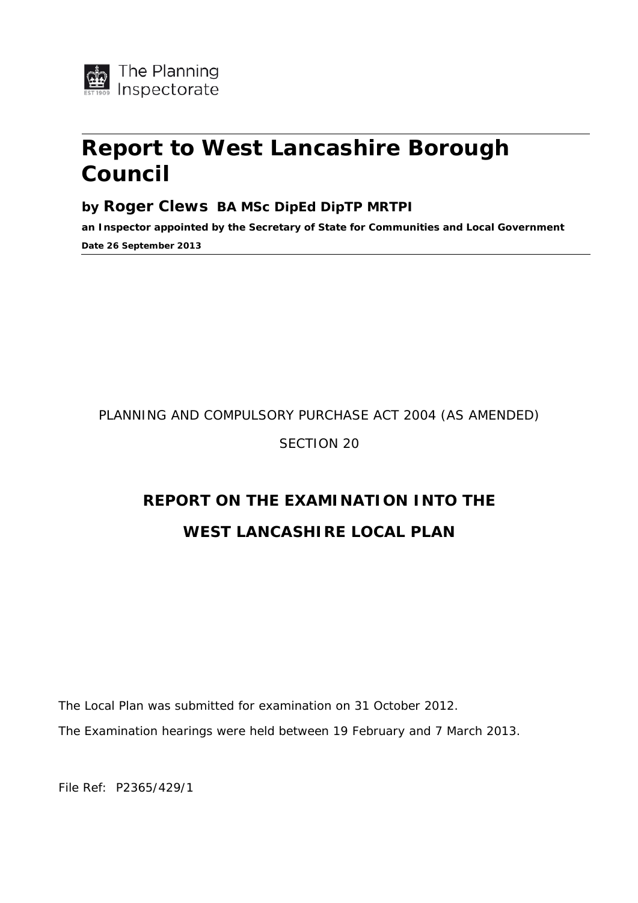The Planning Inspectorate

# Report to West Lancashire Borough Council

**by Roger Clews BA MSc DipEd DipTP MRTPI**

**an Inspector appointed by the Secretary of State for Communities and Local Government**

**Date 26 September 2013**

PLANNING AND COMPULSORY PURCHASE ACT 2004 (AS AMENDED)

SECTION 20

## REPORT ON THE EXAMINATION INTO THE WEST LANCASHIRE LOCAL PLAN

The Local Plan was submitted for examination on 31 October 2012.

The Examination hearings were held between 19 February and 7 March 2013.

File Ref: P2365/429/1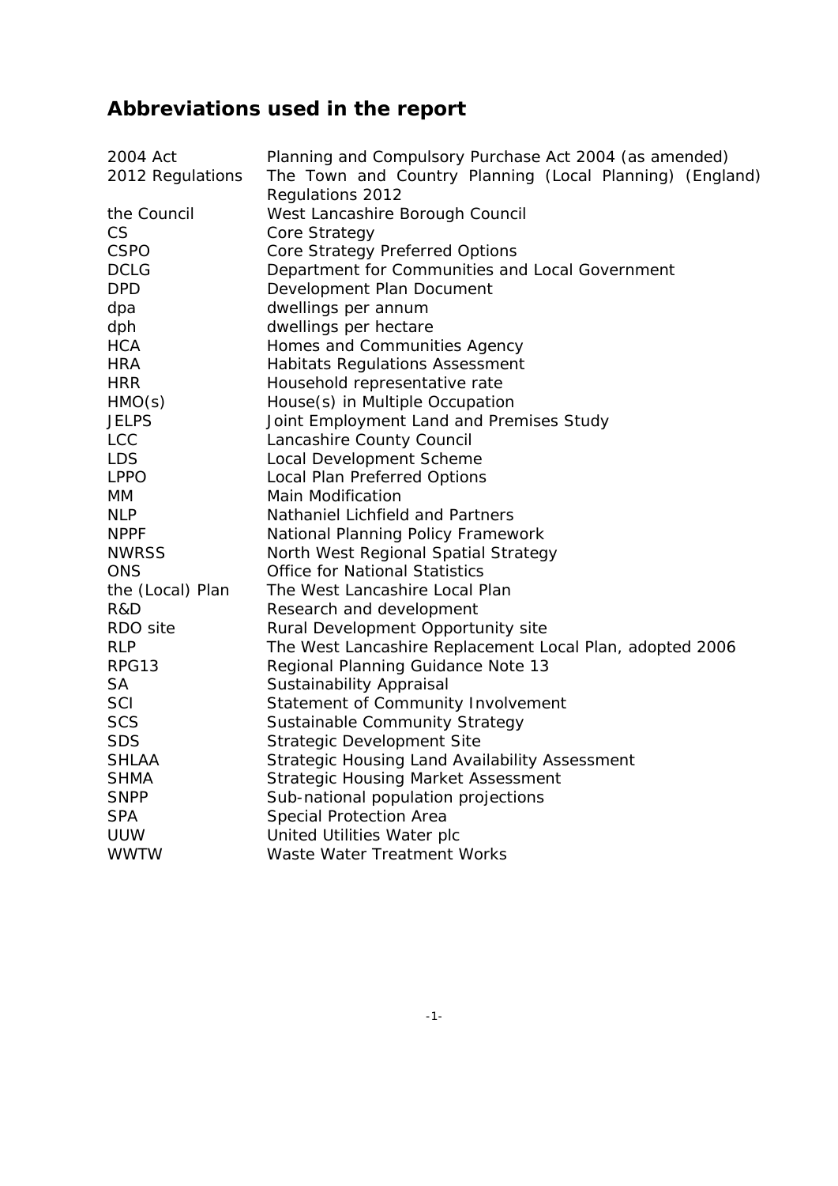## Abbreviations used in the report

| | |
|---|---|
| 2004 Act | Planning and Compulsory Purchase Act 2004 (as amended) |
| 2012 Regulations | The Town and Country Planning (Local Planning) (England) Regulations 2012 |
| the Council | West Lancashire Borough Council |
| CS | Core Strategy |
| CSPO | Core Strategy Preferred Options |
| DCLG | Department for Communities and Local Government |
| DPD | Development Plan Document |
| dpa | dwellings per annum |
| dph | dwellings per hectare |
| HCA | Homes and Communities Agency |
| HRA | Habitats Regulations Assessment |
| HRR | Household representative rate |
| HMO(s) | House(s) in Multiple Occupation |
| JELPS | Joint Employment Land and Premises Study |
| LCC | Lancashire County Council |
| LDS | Local Development Scheme |
| LPPO | Local Plan Preferred Options |
| MM | Main Modification |
| NLP | Nathaniel Lichfield and Partners |
| NPPF | National Planning Policy Framework |
| NWRSS | North West Regional Spatial Strategy |
| ONS | Office for National Statistics |
| the (Local) Plan | The West Lancashire Local Plan |
| R&D | Research and development |
| RDO site | Rural Development Opportunity site |
| RLP | The West Lancashire Replacement Local Plan, adopted 2006 |
| RPG13 | Regional Planning Guidance Note 13 |
| SA | Sustainability Appraisal |
| SCI | Statement of Community Involvement |
| SCS | Sustainable Community Strategy |
| SDS | Strategic Development Site |
| SHLAA | Strategic Housing Land Availability Assessment |
| SHMA | Strategic Housing Market Assessment |
| SNPP | Sub-national population projections |
| SPA | Special Protection Area |
| UUW | United Utilities Water plc |
| WWTW | Waste Water Treatment Works |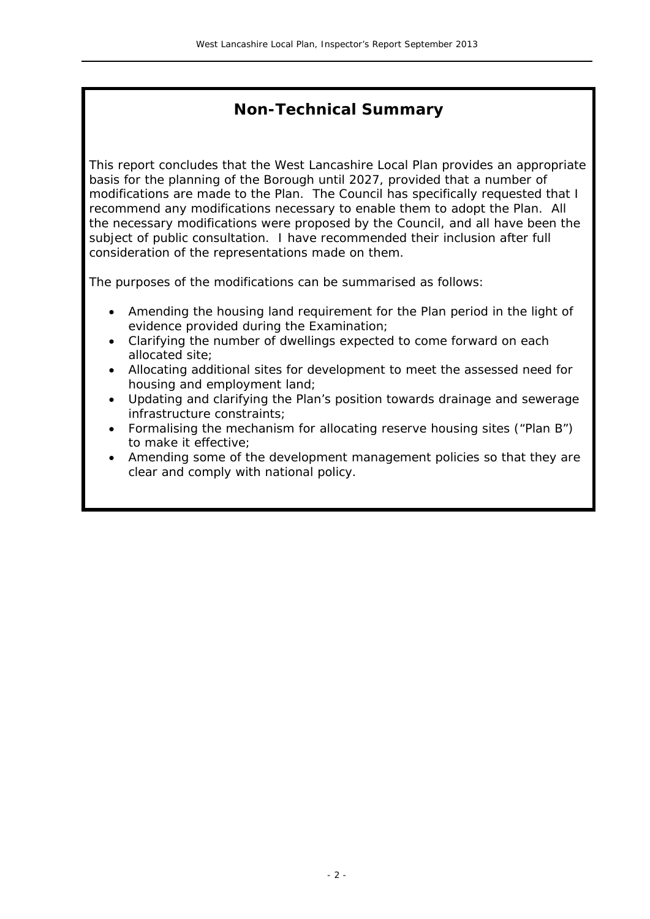## Non-Technical Summary

This report concludes that the West Lancashire Local Plan provides an appropriate basis for the planning of the Borough until 2027, provided that a number of modifications are made to the Plan. The Council has specifically requested that I recommend any modifications necessary to enable them to adopt the Plan. All the necessary modifications were proposed by the Council, and all have been the subject of public consultation. I have recommended their inclusion after full consideration of the representations made on them.

The purposes of the modifications can be summarised as follows:

- Amending the housing land requirement for the Plan period in the light of evidence provided during the Examination;
- Clarifying the number of dwellings expected to come forward on each allocated site;
- Allocating additional sites for development to meet the assessed need for housing and employment land;
- Updating and clarifying the Plan's position towards drainage and sewerage infrastructure constraints;
- Formalising the mechanism for allocating reserve housing sites ("Plan B") to make it effective;
- Amending some of the development management policies so that they are clear and comply with national policy.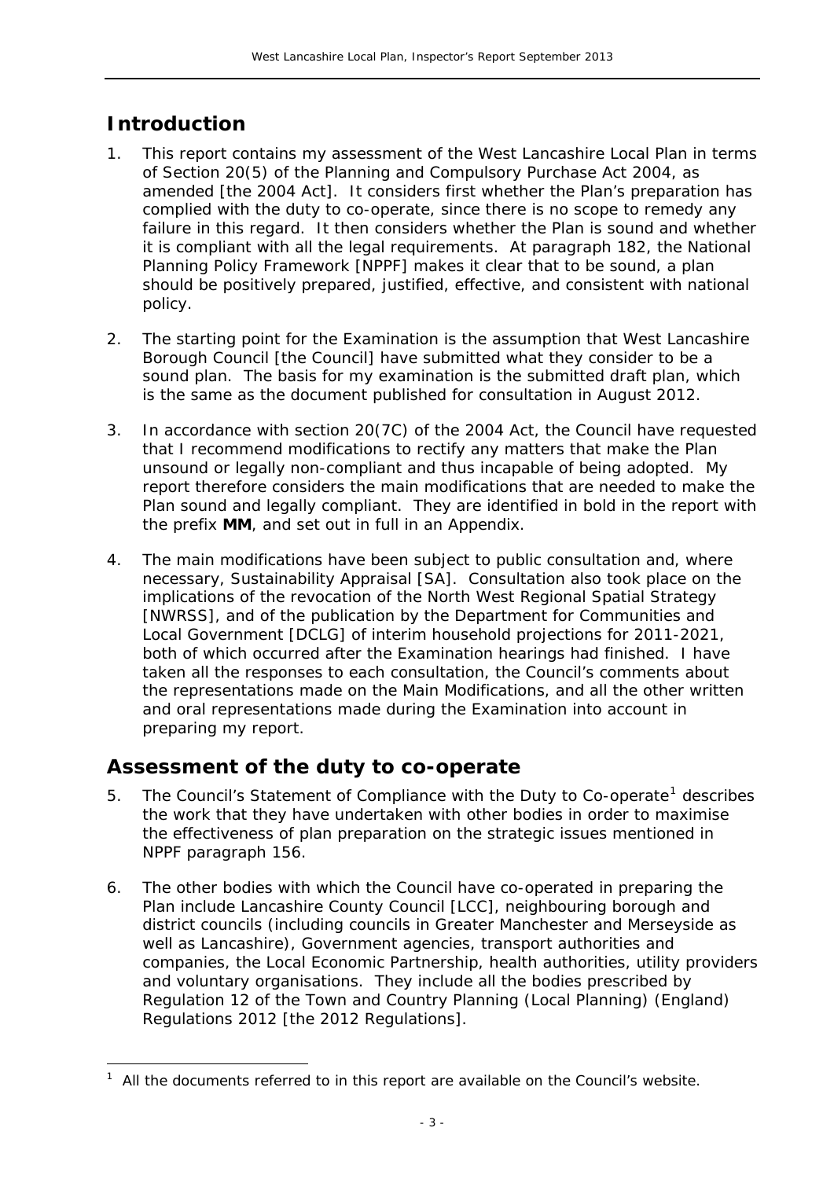## Introduction

1. This report contains my assessment of the West Lancashire Local Plan in terms of Section 20(5) of the Planning and Compulsory Purchase Act 2004, as amended [the 2004 Act]. It considers first whether the Plan's preparation has complied with the duty to co-operate, since there is no scope to remedy any failure in this regard. It then considers whether the Plan is sound and whether it is compliant with all the legal requirements. At paragraph 182, the National Planning Policy Framework [NPPF] makes it clear that to be sound, a plan should be positively prepared, justified, effective, and consistent with national policy.

2. The starting point for the Examination is the assumption that West Lancashire Borough Council [the Council] have submitted what they consider to be a sound plan. The basis for my examination is the submitted draft plan, which is the same as the document published for consultation in August 2012.

3. In accordance with section 20(7C) of the 2004 Act, the Council have requested that I recommend modifications to rectify any matters that make the Plan unsound or legally non-compliant and thus incapable of being adopted. My report therefore considers the main modifications that are needed to make the Plan sound and legally compliant. They are identified in bold in the report with the prefix **MM**, and set out in full in an Appendix.

4. The main modifications have been subject to public consultation and, where necessary, Sustainability Appraisal [SA]. Consultation also took place on the implications of the revocation of the North West Regional Spatial Strategy [NWRSS], and of the publication by the Department for Communities and Local Government [DCLG] of interim household projections for 2011-2021, both of which occurred after the Examination hearings had finished. I have taken all the responses to each consultation, the Council's comments about the representations made on the Main Modifications, and all the other written and oral representations made during the Examination into account in preparing my report.

## Assessment of the duty to co-operate

5. The Council's Statement of Compliance with the Duty to Co-operate[1] describes the work that they have undertaken with other bodies in order to maximise the effectiveness of plan preparation on the strategic issues mentioned in NPPF paragraph 156.

6. The other bodies with which the Council have co-operated in preparing the Plan include Lancashire County Council [LCC], neighbouring borough and district councils (including councils in Greater Manchester and Merseyside as well as Lancashire), Government agencies, transport authorities and companies, the Local Economic Partnership, health authorities, utility providers and voluntary organisations. They include all the bodies prescribed by Regulation 12 of the Town and Country Planning (Local Planning) (England) Regulations 2012 [the 2012 Regulations].

---

[1] All the documents referred to in this report are available on the Council's website.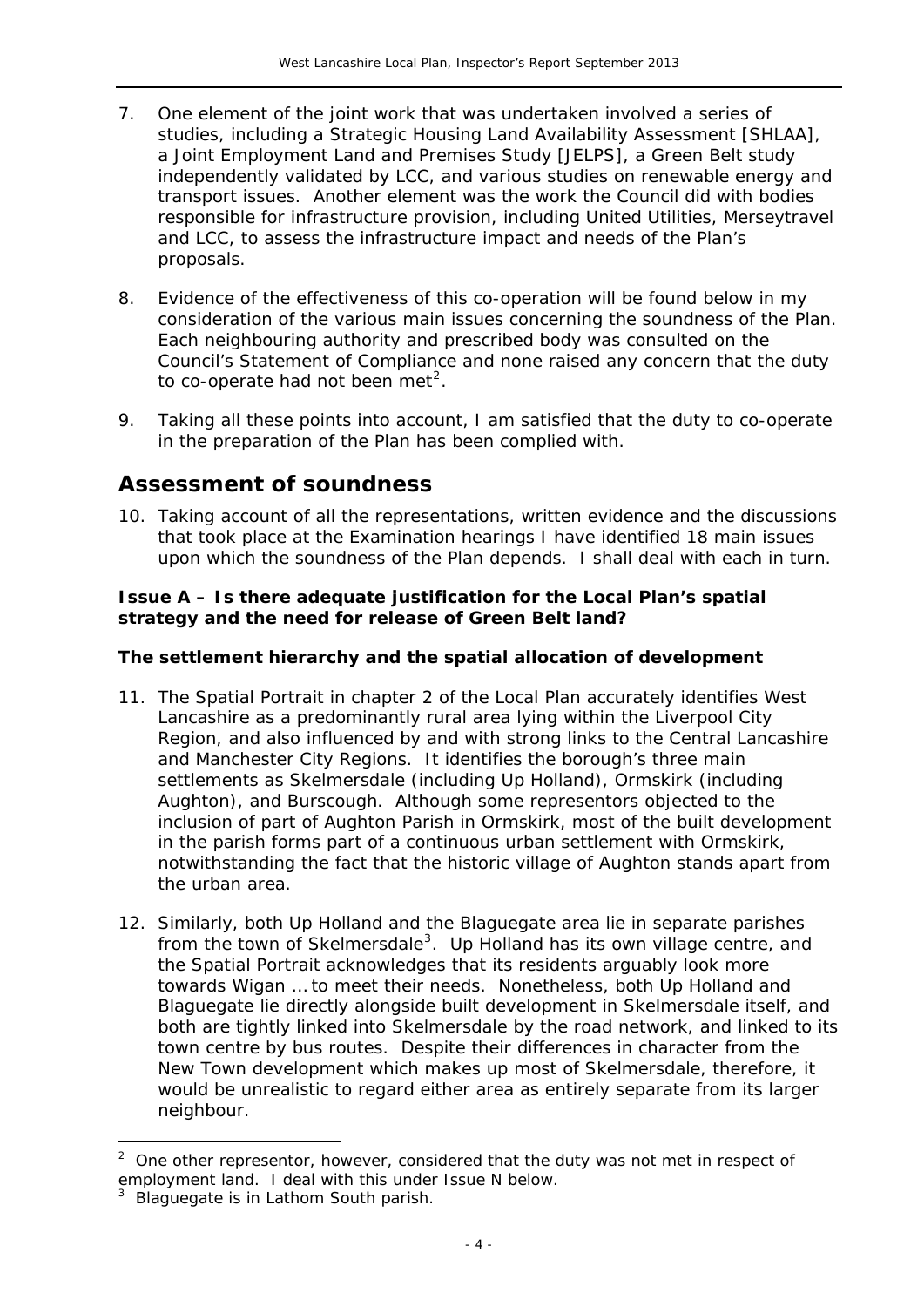7. One element of the joint work that was undertaken involved a series of studies, including a Strategic Housing Land Availability Assessment [SHLAA], a Joint Employment Land and Premises Study [JELPS], a Green Belt study independently validated by LCC, and various studies on renewable energy and transport issues. Another element was the work the Council did with bodies responsible for infrastructure provision, including United Utilities, Merseytravel and LCC, to assess the infrastructure impact and needs of the Plan's proposals.

8. Evidence of the effectiveness of this co-operation will be found below in my consideration of the various main issues concerning the soundness of the Plan. Each neighbouring authority and prescribed body was consulted on the Council's Statement of Compliance and none raised any concern that the duty to co-operate had not been met[2].

9. Taking all these points into account, I am satisfied that the duty to co-operate in the preparation of the Plan has been complied with.

## Assessment of soundness

10. Taking account of all the representations, written evidence and the discussions that took place at the Examination hearings I have identified 18 main issues upon which the soundness of the Plan depends. I shall deal with each in turn.

**Issue A – Is there adequate justification for the Local Plan's spatial strategy and the need for release of Green Belt land?**

**The settlement hierarchy and the spatial allocation of development**

11. The Spatial Portrait in chapter 2 of the Local Plan accurately identifies West Lancashire as a predominantly rural area lying within the Liverpool City Region, and also influenced by and with strong links to the Central Lancashire and Manchester City Regions. It identifies the borough's three main settlements as Skelmersdale (including Up Holland), Ormskirk (including Aughton), and Burscough. Although some representors objected to the inclusion of part of Aughton Parish in Ormskirk, most of the built development in the parish forms part of a continuous urban settlement with Ormskirk, notwithstanding the fact that the historic village of Aughton stands apart from the urban area.

12. Similarly, both Up Holland and the Blaguegate area lie in separate parishes from the town of Skelmersdale[3]. Up Holland has its own village centre, and the Spatial Portrait acknowledges that its residents *arguably look more towards Wigan ... to meet their needs*. Nonetheless, both Up Holland and Blaguegate lie directly alongside built development in Skelmersdale itself, and both are tightly linked into Skelmersdale by the road network, and linked to its town centre by bus routes. Despite their differences in character from the New Town development which makes up most of Skelmersdale, therefore, it would be unrealistic to regard either area as entirely separate from its larger neighbour.

---

[2] One other representor, however, considered that the duty was not met in respect of employment land. I deal with this under Issue N below.

[3] Blaguegate is in Lathom South parish.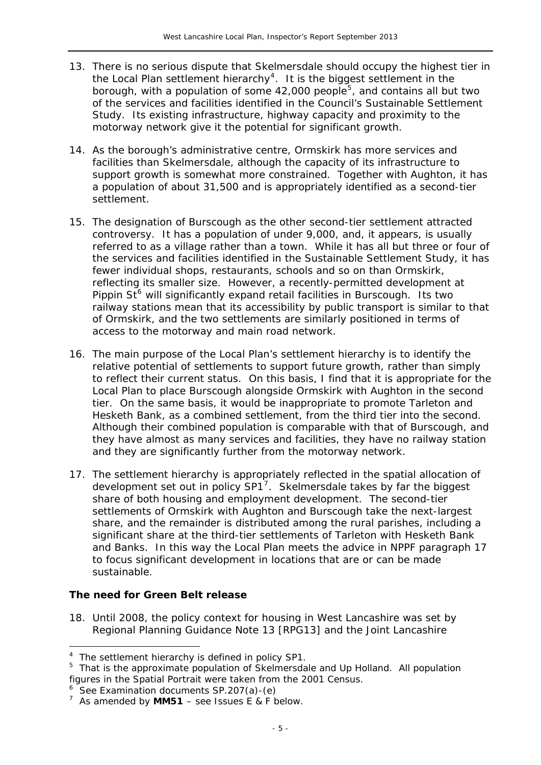13. There is no serious dispute that Skelmersdale should occupy the highest tier in the Local Plan settlement hierarchy[4]. It is the biggest settlement in the borough, with a population of some 42,000 people[5], and contains all but two of the services and facilities identified in the Council's Sustainable Settlement Study. Its existing infrastructure, highway capacity and proximity to the motorway network give it the potential for significant growth.

14. As the borough's administrative centre, Ormskirk has more services and facilities than Skelmersdale, although the capacity of its infrastructure to support growth is somewhat more constrained. Together with Aughton, it has a population of about 31,500 and is appropriately identified as a second-tier settlement.

15. The designation of Burscough as the other second-tier settlement attracted controversy. It has a population of under 9,000, and, it appears, is usually referred to as a village rather than a town. While it has all but three or four of the services and facilities identified in the Sustainable Settlement Study, it has fewer individual shops, restaurants, schools and so on than Ormskirk, reflecting its smaller size. However, a recently-permitted development at Pippin St[6] will significantly expand retail facilities in Burscough. Its two railway stations mean that its accessibility by public transport is similar to that of Ormskirk, and the two settlements are similarly positioned in terms of access to the motorway and main road network.

16. The main purpose of the Local Plan's settlement hierarchy is to identify the relative potential of settlements to support future growth, rather than simply to reflect their current status. On this basis, I find that it is appropriate for the Local Plan to place Burscough alongside Ormskirk with Aughton in the second tier. On the same basis, it would be inappropriate to promote Tarleton and Hesketh Bank, as a combined settlement, from the third tier into the second. Although their combined population is comparable with that of Burscough, and they have almost as many services and facilities, they have no railway station and they are significantly further from the motorway network.

17. The settlement hierarchy is appropriately reflected in the spatial allocation of development set out in policy SP1[7]. Skelmersdale takes by far the biggest share of both housing and employment development. The second-tier settlements of Ormskirk with Aughton and Burscough take the next-largest share, and the remainder is distributed among the rural parishes, including a significant share at the third-tier settlements of Tarleton with Hesketh Bank and Banks. In this way the Local Plan meets the advice in NPPF paragraph 17 to focus significant development in locations that are or can be made sustainable.

### The need for Green Belt release

18. Until 2008, the policy context for housing in West Lancashire was set by Regional Planning Guidance Note 13 [RPG13] and the Joint Lancashire

---

[4] The settlement hierarchy is defined in policy SP1.

[5] That is the approximate population of Skelmersdale and Up Holland. All population figures in the Spatial Portrait were taken from the 2001 Census.

[6] See Examination documents SP.207(a)-(e)

[7] As amended by **MM51** – see Issues E & F below.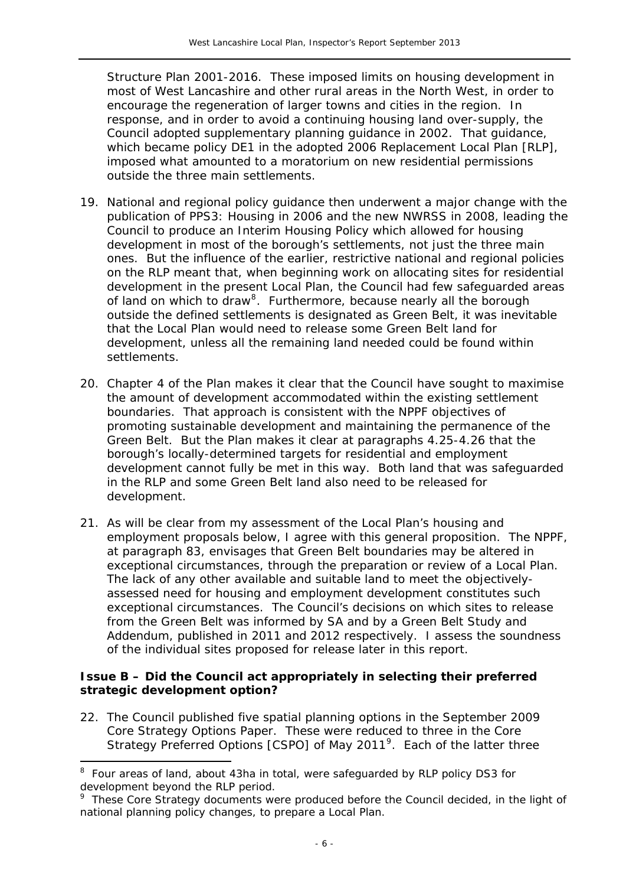Structure Plan 2001-2016. These imposed limits on housing development in most of West Lancashire and other rural areas in the North West, in order to encourage the regeneration of larger towns and cities in the region. In response, and in order to avoid a continuing housing land over-supply, the Council adopted supplementary planning guidance in 2002. That guidance, which became policy DE1 in the adopted 2006 Replacement Local Plan [RLP], imposed what amounted to a moratorium on new residential permissions outside the three main settlements.

19. National and regional policy guidance then underwent a major change with the publication of PPS3: Housing in 2006 and the new NWRSS in 2008, leading the Council to produce an Interim Housing Policy which allowed for housing development in most of the borough's settlements, not just the three main ones. But the influence of the earlier, restrictive national and regional policies on the RLP meant that, when beginning work on allocating sites for residential development in the present Local Plan, the Council had few safeguarded areas of land on which to draw[8]. Furthermore, because nearly all the borough outside the defined settlements is designated as Green Belt, it was inevitable that the Local Plan would need to release some Green Belt land for development, unless all the remaining land needed could be found within settlements.

20. Chapter 4 of the Plan makes it clear that the Council have sought to maximise the amount of development accommodated within the existing settlement boundaries. That approach is consistent with the NPPF objectives of promoting sustainable development and maintaining the permanence of the Green Belt. But the Plan makes it clear at paragraphs 4.25-4.26 that the borough's locally-determined targets for residential and employment development cannot fully be met in this way. Both land that was safeguarded in the RLP and some Green Belt land also need to be released for development.

21. As will be clear from my assessment of the Local Plan's housing and employment proposals below, I agree with this general proposition. The NPPF, at paragraph 83, envisages that Green Belt boundaries may be altered in exceptional circumstances, through the preparation or review of a Local Plan. The lack of any other available and suitable land to meet the objectively-assessed need for housing and employment development constitutes such exceptional circumstances. The Council's decisions on which sites to release from the Green Belt was informed by SA and by a Green Belt Study and Addendum, published in 2011 and 2012 respectively. I assess the soundness of the individual sites proposed for release later in this report.

**Issue B – Did the Council act appropriately in selecting their preferred strategic development option?**

22. The Council published five spatial planning options in the September 2009 Core Strategy Options Paper. These were reduced to three in the Core Strategy Preferred Options [CSPO] of May 2011[9]. Each of the latter three

[8] Four areas of land, about 43ha in total, were safeguarded by RLP policy DS3 for development beyond the RLP period.

[9] These Core Strategy documents were produced before the Council decided, in the light of national planning policy changes, to prepare a Local Plan.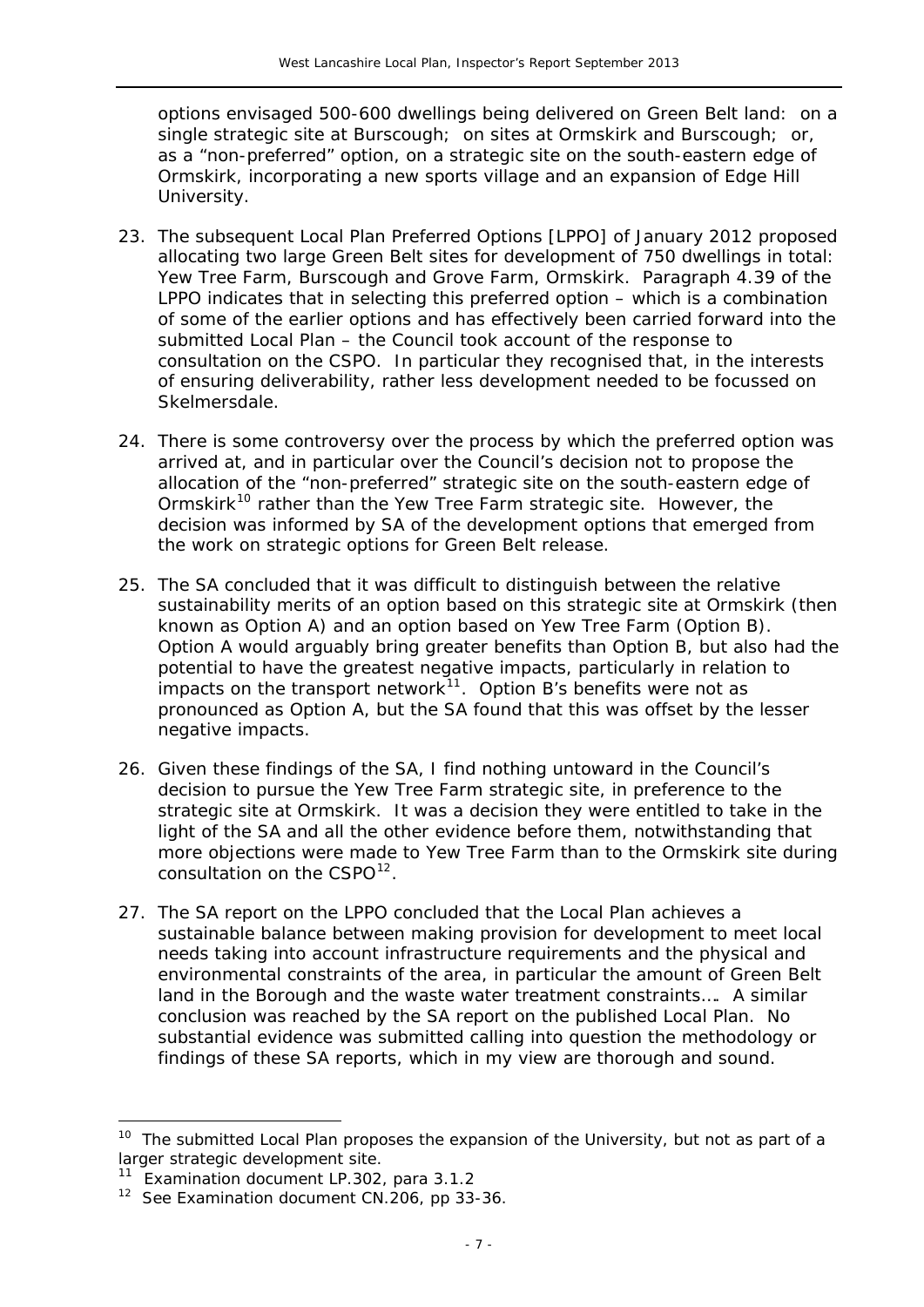options envisaged 500-600 dwellings being delivered on Green Belt land: on a single strategic site at Burscough; on sites at Ormskirk and Burscough; or, as a "non-preferred" option, on a strategic site on the south-eastern edge of Ormskirk, incorporating a new sports village and an expansion of Edge Hill University.

23. The subsequent Local Plan Preferred Options [LPPO] of January 2012 proposed allocating two large Green Belt sites for development of 750 dwellings in total: Yew Tree Farm, Burscough and Grove Farm, Ormskirk. Paragraph 4.39 of the LPPO indicates that in selecting this preferred option – which is a combination of some of the earlier options and has effectively been carried forward into the submitted Local Plan – the Council took account of the response to consultation on the CSPO. In particular they recognised that, in the interests of ensuring deliverability, rather less development needed to be focussed on Skelmersdale.

24. There is some controversy over the process by which the preferred option was arrived at, and in particular over the Council's decision not to propose the allocation of the "non-preferred" strategic site on the south-eastern edge of Ormskirk[10] rather than the Yew Tree Farm strategic site. However, the decision was informed by SA of the development options that emerged from the work on strategic options for Green Belt release.

25. The SA concluded that it was difficult to distinguish between the relative sustainability merits of an option based on this strategic site at Ormskirk (then known as Option A) and an option based on Yew Tree Farm (Option B). Option A would arguably bring greater benefits than Option B, but also had the potential to have the greatest negative impacts, particularly in relation to impacts on the transport network[11]. Option B's benefits were not as pronounced as Option A, but the SA found that this was offset by the lesser negative impacts.

26. Given these findings of the SA, I find nothing untoward in the Council's decision to pursue the Yew Tree Farm strategic site, in preference to the strategic site at Ormskirk. It was a decision they were entitled to take in the light of the SA and all the other evidence before them, notwithstanding that more objections were made to Yew Tree Farm than to the Ormskirk site during consultation on the CSPO[12].

27. The SA report on the LPPO concluded that the Local Plan achieves a sustainable balance between making provision for development to meet local needs taking into account infrastructure requirements and the physical and environmental constraints of the area, in particular the amount of Green Belt land in the Borough and the waste water treatment constraints…. A similar conclusion was reached by the SA report on the published Local Plan. No substantial evidence was submitted calling into question the methodology or findings of these SA reports, which in my view are thorough and sound.

---

[10] The submitted Local Plan proposes the expansion of the University, but not as part of a larger strategic development site.

[11] Examination document LP.302, para 3.1.2

[12] See Examination document CN.206, pp 33-36.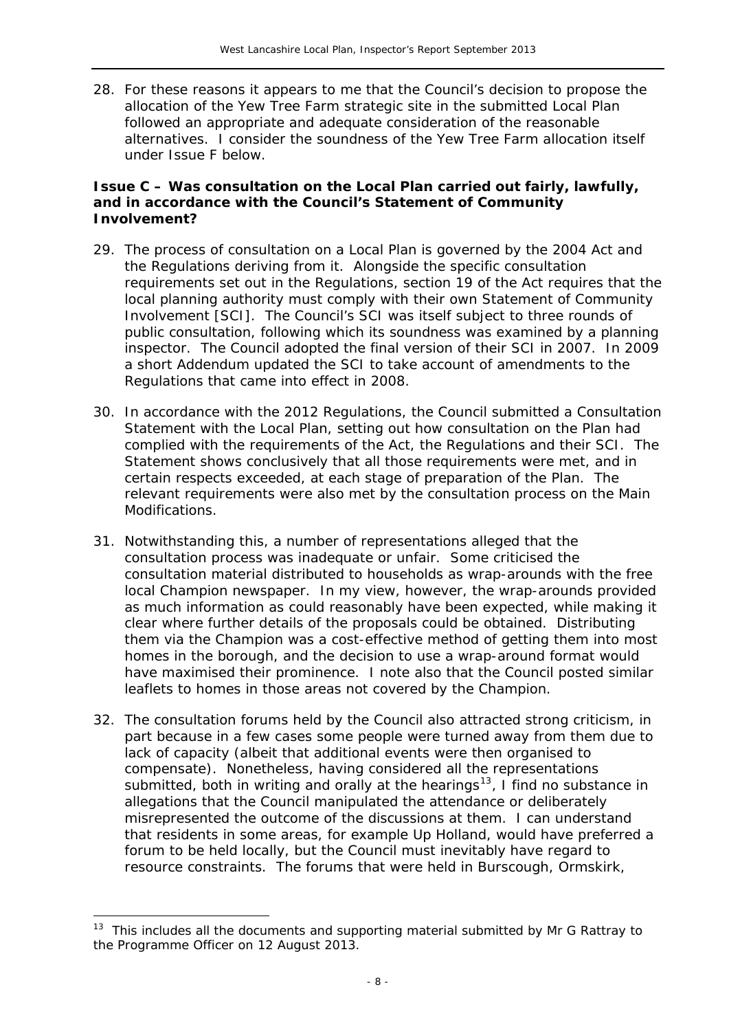28. For these reasons it appears to me that the Council's decision to propose the allocation of the Yew Tree Farm strategic site in the submitted Local Plan followed an appropriate and adequate consideration of the reasonable alternatives. I consider the soundness of the Yew Tree Farm allocation itself under Issue F below.

**Issue C – Was consultation on the Local Plan carried out fairly, lawfully, and in accordance with the Council's Statement of Community Involvement?**

29. The process of consultation on a Local Plan is governed by the 2004 Act and the Regulations deriving from it. Alongside the specific consultation requirements set out in the Regulations, section 19 of the Act requires that the local planning authority must comply with their own Statement of Community Involvement [SCI]. The Council's SCI was itself subject to three rounds of public consultation, following which its soundness was examined by a planning inspector. The Council adopted the final version of their SCI in 2007. In 2009 a short Addendum updated the SCI to take account of amendments to the Regulations that came into effect in 2008.

30. In accordance with the 2012 Regulations, the Council submitted a Consultation Statement with the Local Plan, setting out how consultation on the Plan had complied with the requirements of the Act, the Regulations and their SCI. The Statement shows conclusively that all those requirements were met, and in certain respects exceeded, at each stage of preparation of the Plan. The relevant requirements were also met by the consultation process on the Main Modifications.

31. Notwithstanding this, a number of representations alleged that the consultation process was inadequate or unfair. Some criticised the consultation material distributed to households as wrap-arounds with the free local Champion newspaper. In my view, however, the wrap-arounds provided as much information as could reasonably have been expected, while making it clear where further details of the proposals could be obtained. Distributing them via the Champion was a cost-effective method of getting them into most homes in the borough, and the decision to use a wrap-around format would have maximised their prominence. I note also that the Council posted similar leaflets to homes in those areas not covered by the Champion.

32. The consultation forums held by the Council also attracted strong criticism, in part because in a few cases some people were turned away from them due to lack of capacity (albeit that additional events were then organised to compensate). Nonetheless, having considered all the representations submitted, both in writing and orally at the hearings[13], I find no substance in allegations that the Council manipulated the attendance or deliberately misrepresented the outcome of the discussions at them. I can understand that residents in some areas, for example Up Holland, would have preferred a forum to be held locally, but the Council must inevitably have regard to resource constraints. The forums that were held in Burscough, Ormskirk,

---

[13] This includes all the documents and supporting material submitted by Mr G Rattray to the Programme Officer on 12 August 2013.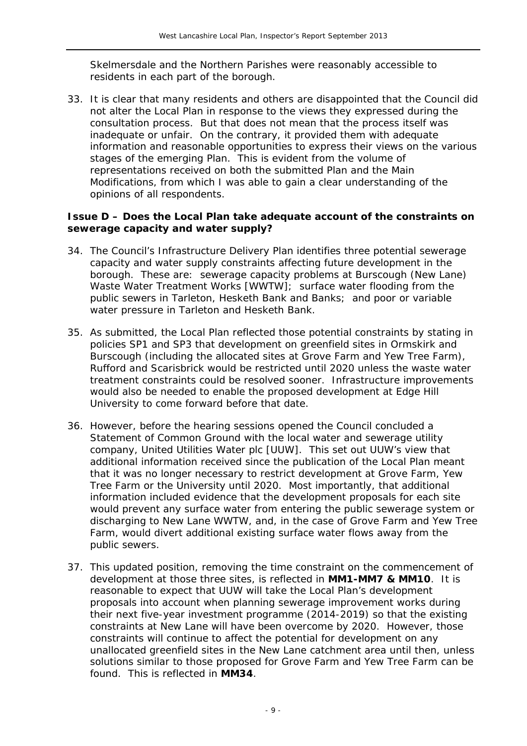Skelmersdale and the Northern Parishes were reasonably accessible to residents in each part of the borough.

33. It is clear that many residents and others are disappointed that the Council did not alter the Local Plan in response to the views they expressed during the consultation process. But that does not mean that the process itself was inadequate or unfair. On the contrary, it provided them with adequate information and reasonable opportunities to express their views on the various stages of the emerging Plan. This is evident from the volume of representations received on both the submitted Plan and the Main Modifications, from which I was able to gain a clear understanding of the opinions of all respondents.

**Issue D – Does the Local Plan take adequate account of the constraints on sewerage capacity and water supply?**

34. The Council's Infrastructure Delivery Plan identifies three potential sewerage capacity and water supply constraints affecting future development in the borough. These are: sewerage capacity problems at Burscough (New Lane) Waste Water Treatment Works [WWTW]; surface water flooding from the public sewers in Tarleton, Hesketh Bank and Banks; and poor or variable water pressure in Tarleton and Hesketh Bank.

35. As submitted, the Local Plan reflected those potential constraints by stating in policies SP1 and SP3 that development on greenfield sites in Ormskirk and Burscough (including the allocated sites at Grove Farm and Yew Tree Farm), Rufford and Scarisbrick would be restricted until 2020 unless the waste water treatment constraints could be resolved sooner. Infrastructure improvements would also be needed to enable the proposed development at Edge Hill University to come forward before that date.

36. However, before the hearing sessions opened the Council concluded a Statement of Common Ground with the local water and sewerage utility company, United Utilities Water plc [UUW]. This set out UUW's view that additional information received since the publication of the Local Plan meant that it was no longer necessary to restrict development at Grove Farm, Yew Tree Farm or the University until 2020. Most importantly, that additional information included evidence that the development proposals for each site would prevent any surface water from entering the public sewerage system or discharging to New Lane WWTW, and, in the case of Grove Farm and Yew Tree Farm, would divert additional existing surface water flows away from the public sewers.

37. This updated position, removing the time constraint on the commencement of development at those three sites, is reflected in **MM1-MM7 & MM10**. It is reasonable to expect that UUW will take the Local Plan's development proposals into account when planning sewerage improvement works during their next five-year investment programme (2014-2019) so that the existing constraints at New Lane will have been overcome by 2020. However, those constraints will continue to affect the potential for development on any unallocated greenfield sites in the New Lane catchment area until then, unless solutions similar to those proposed for Grove Farm and Yew Tree Farm can be found. This is reflected in **MM34**.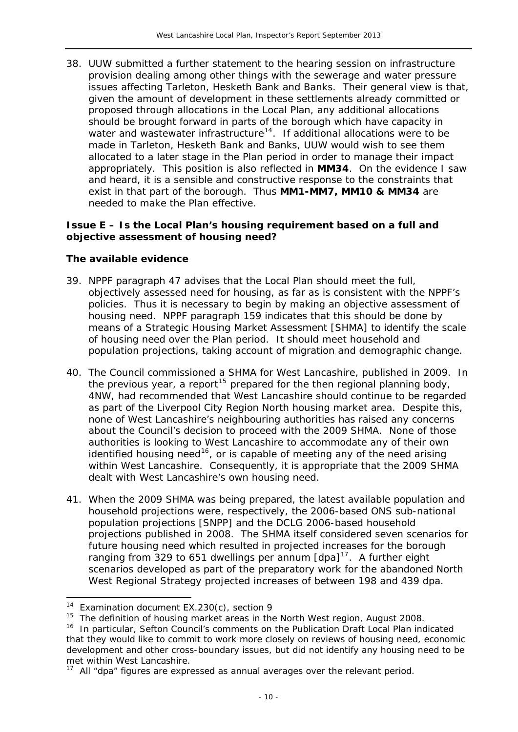38. UUW submitted a further statement to the hearing session on infrastructure provision dealing among other things with the sewerage and water pressure issues affecting Tarleton, Hesketh Bank and Banks. Their general view is that, given the amount of development in these settlements already committed or proposed through allocations in the Local Plan, any additional allocations should be brought forward in parts of the borough which have capacity in water and wastewater infrastructure[14]. If additional allocations were to be made in Tarleton, Hesketh Bank and Banks, UUW would wish to see them allocated to a later stage in the Plan period in order to manage their impact appropriately. This position is also reflected in **MM34**. On the evidence I saw and heard, it is a sensible and constructive response to the constraints that exist in that part of the borough. Thus **MM1-MM7, MM10 & MM34** are needed to make the Plan effective.

**Issue E – Is the Local Plan's housing requirement based on a full and objective assessment of housing need?**

**The available evidence**

39. NPPF paragraph 47 advises that the Local Plan should meet the full, objectively assessed need for housing, as far as is consistent with the NPPF's policies. Thus it is necessary to begin by making an objective assessment of housing need. NPPF paragraph 159 indicates that this should be done by means of a Strategic Housing Market Assessment [SHMA] to identify the scale of housing need over the Plan period. It should meet household and population projections, taking account of migration and demographic change.

40. The Council commissioned a SHMA for West Lancashire, published in 2009. In the previous year, a report[15] prepared for the then regional planning body, 4NW, had recommended that West Lancashire should continue to be regarded as part of the Liverpool City Region North housing market area. Despite this, none of West Lancashire's neighbouring authorities has raised any concerns about the Council's decision to proceed with the 2009 SHMA. None of those authorities is looking to West Lancashire to accommodate any of their own identified housing need[16], or is capable of meeting any of the need arising within West Lancashire. Consequently, it is appropriate that the 2009 SHMA dealt with West Lancashire's own housing need.

41. When the 2009 SHMA was being prepared, the latest available population and household projections were, respectively, the 2006-based ONS sub-national population projections [SNPP] and the DCLG 2006-based household projections published in 2008. The SHMA itself considered seven scenarios for future housing need which resulted in projected increases for the borough ranging from 329 to 651 dwellings per annum [dpa][17]. A further eight scenarios developed as part of the preparatory work for the abandoned North West Regional Strategy projected increases of between 198 and 439 dpa.

---

[14] Examination document EX.230(c), section 9

[15] The definition of housing market areas in the North West region, August 2008.

[16] In particular, Sefton Council's comments on the Publication Draft Local Plan indicated that they would like to commit to work more closely on reviews of housing need, economic development and other cross-boundary issues, but did not identify any housing need to be met within West Lancashire.

[17] All "dpa" figures are expressed as annual averages over the relevant period.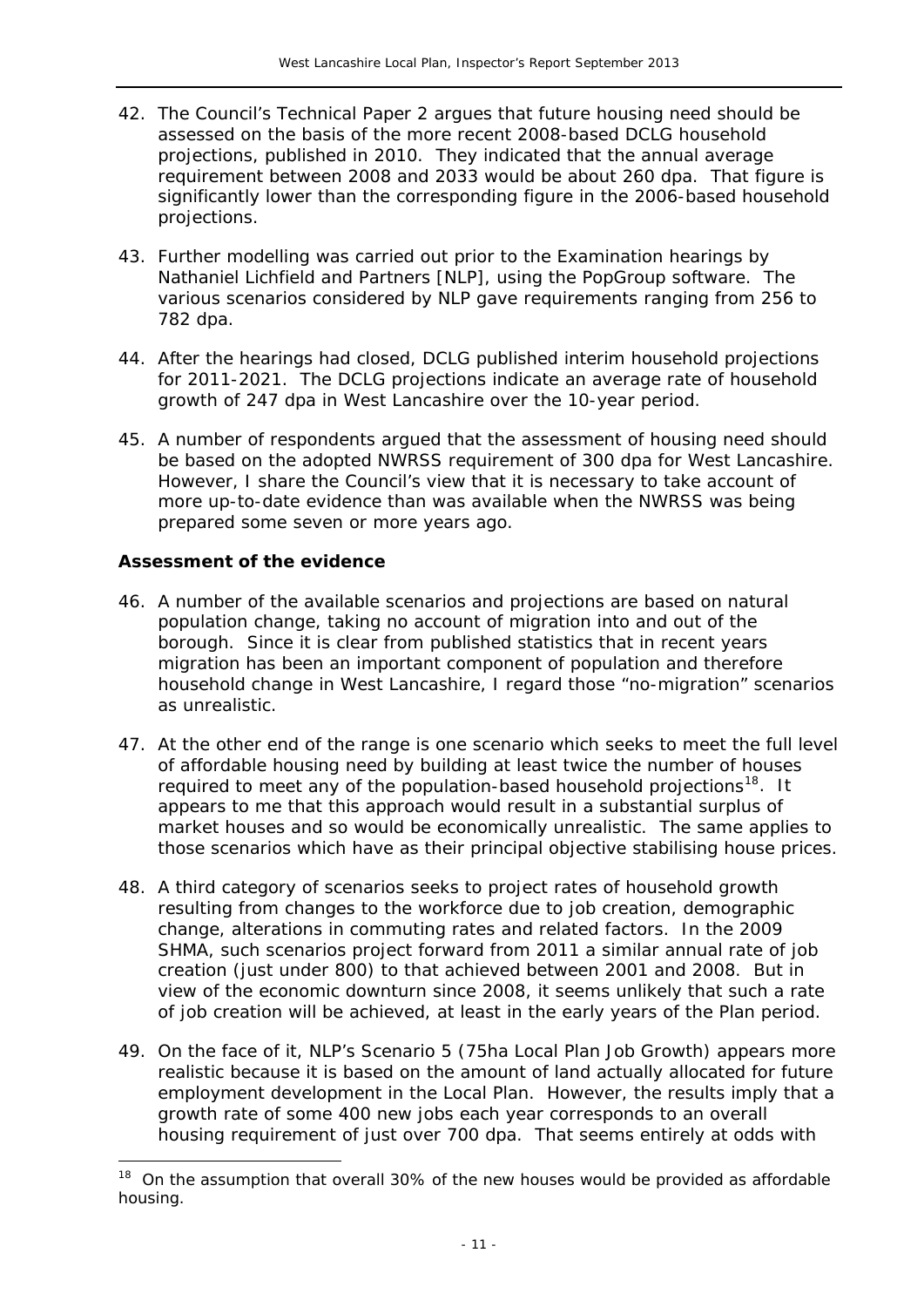42. The Council's Technical Paper 2 argues that future housing need should be assessed on the basis of the more recent 2008-based DCLG household projections, published in 2010. They indicated that the annual average requirement between 2008 and 2033 would be about 260 dpa. That figure is significantly lower than the corresponding figure in the 2006-based household projections.

43. Further modelling was carried out prior to the Examination hearings by Nathaniel Lichfield and Partners [NLP], using the PopGroup software. The various scenarios considered by NLP gave requirements ranging from 256 to 782 dpa.

44. After the hearings had closed, DCLG published interim household projections for 2011-2021. The DCLG projections indicate an average rate of household growth of 247 dpa in West Lancashire over the 10-year period.

45. A number of respondents argued that the assessment of housing need should be based on the adopted NWRSS requirement of 300 dpa for West Lancashire. However, I share the Council's view that it is necessary to take account of more up-to-date evidence than was available when the NWRSS was being prepared some seven or more years ago.

**Assessment of the evidence**

46. A number of the available scenarios and projections are based on natural population change, taking no account of migration into and out of the borough. Since it is clear from published statistics that in recent years migration has been an important component of population and therefore household change in West Lancashire, I regard those "no-migration" scenarios as unrealistic.

47. At the other end of the range is one scenario which seeks to meet the full level of affordable housing need by building at least twice the number of houses required to meet any of the population-based household projections[18]. It appears to me that this approach would result in a substantial surplus of market houses and so would be economically unrealistic. The same applies to those scenarios which have as their principal objective stabilising house prices.

48. A third category of scenarios seeks to project rates of household growth resulting from changes to the workforce due to job creation, demographic change, alterations in commuting rates and related factors. In the 2009 SHMA, such scenarios project forward from 2011 a similar annual rate of job creation (just under 800) to that achieved between 2001 and 2008. But in view of the economic downturn since 2008, it seems unlikely that such a rate of job creation will be achieved, at least in the early years of the Plan period.

49. On the face of it, NLP's Scenario 5 (75ha Local Plan Job Growth) appears more realistic because it is based on the amount of land actually allocated for future employment development in the Local Plan. However, the results imply that a growth rate of some 400 new jobs each year corresponds to an overall housing requirement of just over 700 dpa. That seems entirely at odds with

[18] On the assumption that overall 30% of the new houses would be provided as affordable housing.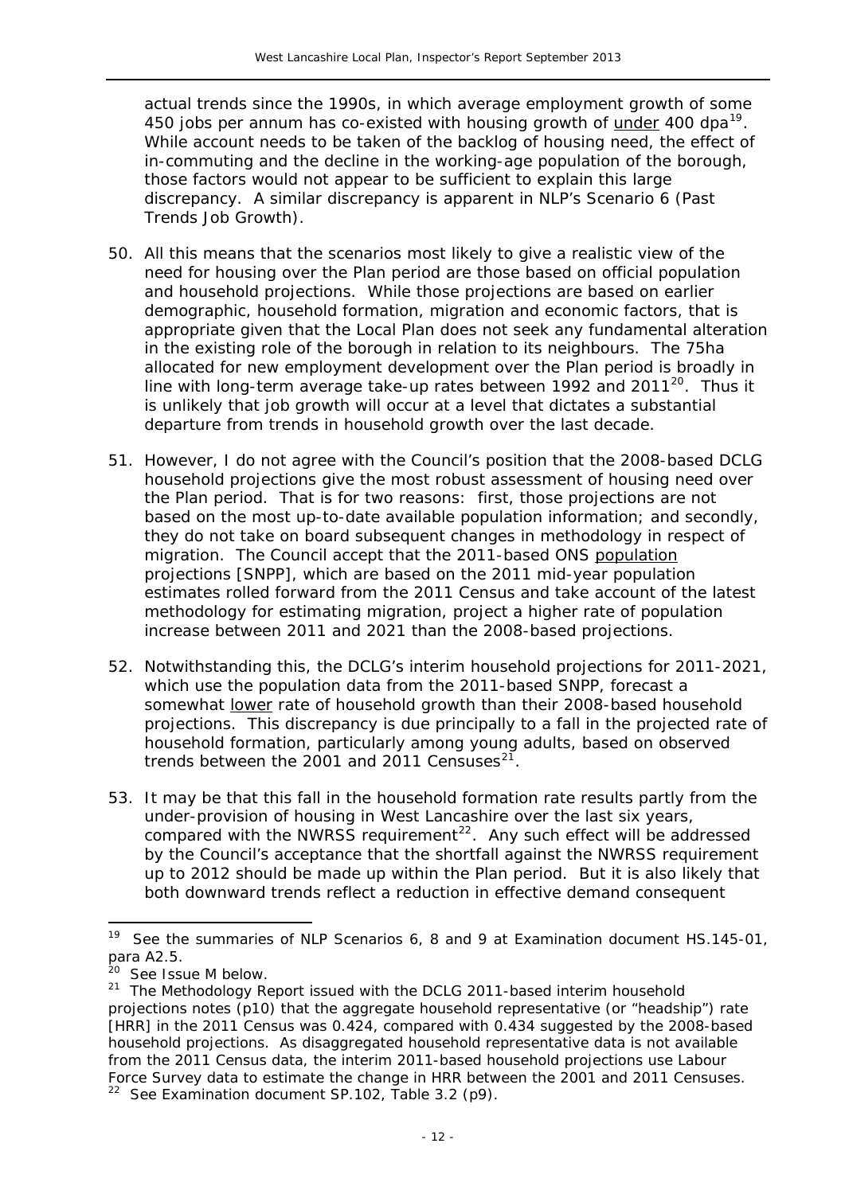actual trends since the 1990s, in which average employment growth of some 450 jobs per annum has co-existed with housing growth of <u>under</u> 400 dpa[19]. While account needs to be taken of the backlog of housing need, the effect of in-commuting and the decline in the working-age population of the borough, those factors would not appear to be sufficient to explain this large discrepancy. A similar discrepancy is apparent in NLP's Scenario 6 (Past Trends Job Growth).

50. All this means that the scenarios most likely to give a realistic view of the need for housing over the Plan period are those based on official population and household projections. While those projections are based on earlier demographic, household formation, migration and economic factors, that is appropriate given that the Local Plan does not seek any fundamental alteration in the existing role of the borough in relation to its neighbours. The 75ha allocated for new employment development over the Plan period is broadly in line with long-term average take-up rates between 1992 and 2011[20]. Thus it is unlikely that job growth will occur at a level that dictates a substantial departure from trends in household growth over the last decade.

51. However, I do not agree with the Council's position that the 2008-based DCLG household projections give the most robust assessment of housing need over the Plan period. That is for two reasons: first, those projections are not based on the most up-to-date available population information; and secondly, they do not take on board subsequent changes in methodology in respect of migration. The Council accept that the 2011-based ONS <u>population</u> projections [SNPP], which are based on the 2011 mid-year population estimates rolled forward from the 2011 Census and take account of the latest methodology for estimating migration, project a higher rate of population increase between 2011 and 2021 than the 2008-based projections.

52. Notwithstanding this, the DCLG's interim household projections for 2011-2021, which use the population data from the 2011-based SNPP, forecast a somewhat <u>lower</u> rate of household growth than their 2008-based household projections. This discrepancy is due principally to a fall in the projected rate of household formation, particularly among young adults, based on observed trends between the 2001 and 2011 Censuses[21].

53. It may be that this fall in the household formation rate results partly from the under-provision of housing in West Lancashire over the last six years, compared with the NWRSS requirement[22]. Any such effect will be addressed by the Council's acceptance that the shortfall against the NWRSS requirement up to 2012 should be made up within the Plan period. But it is also likely that both downward trends reflect a reduction in effective demand consequent

---

[19] See the summaries of NLP Scenarios 6, 8 and 9 at Examination document HS.145-01, para A2.5.

[20] See Issue M below.

[21] The Methodology Report issued with the DCLG 2011-based interim household projections notes (p10) that the aggregate household representative (or "headship") rate [HRR] in the 2011 Census was 0.424, compared with 0.434 suggested by the 2008-based household projections. As disaggregated household representative data is not available from the 2011 Census data, the interim 2011-based household projections use Labour Force Survey data to estimate the change in HRR between the 2001 and 2011 Censuses.

[22] See Examination document SP.102, Table 3.2 (p9).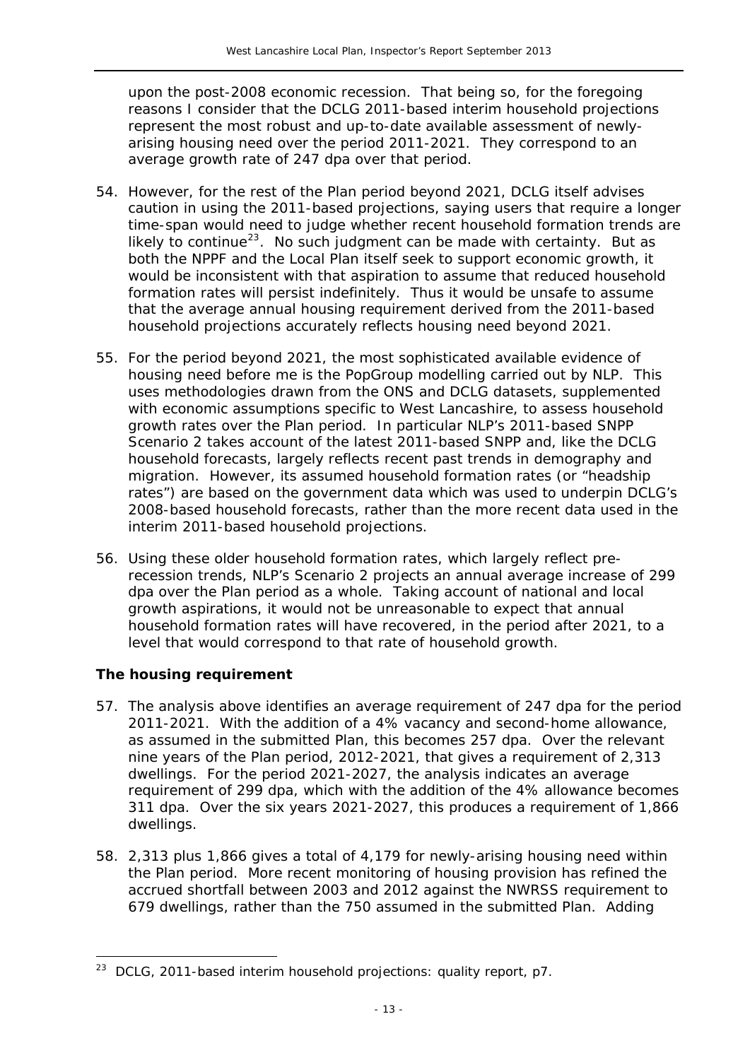upon the post-2008 economic recession. That being so, for the foregoing reasons I consider that the DCLG 2011-based interim household projections represent the most robust and up-to-date available assessment of newly-arising housing need over the period 2011-2021. They correspond to an average growth rate of 247 dpa over that period.

54. However, for the rest of the Plan period beyond 2021, DCLG itself advises caution in using the 2011-based projections, saying users that require a longer time-span would need to judge whether recent household formation trends are likely to continue[23]. No such judgment can be made with certainty. But as both the NPPF and the Local Plan itself seek to support economic growth, it would be inconsistent with that aspiration to assume that reduced household formation rates will persist indefinitely. Thus it would be unsafe to assume that the average annual housing requirement derived from the 2011-based household projections accurately reflects housing need beyond 2021.

55. For the period beyond 2021, the most sophisticated available evidence of housing need before me is the PopGroup modelling carried out by NLP. This uses methodologies drawn from the ONS and DCLG datasets, supplemented with economic assumptions specific to West Lancashire, to assess household growth rates over the Plan period. In particular NLP's 2011-based SNPP Scenario 2 takes account of the latest 2011-based SNPP and, like the DCLG household forecasts, largely reflects recent past trends in demography and migration. However, its assumed household formation rates (or "headship rates") are based on the government data which was used to underpin DCLG's 2008-based household forecasts, rather than the more recent data used in the interim 2011-based household projections.

56. Using these older household formation rates, which largely reflect pre-recession trends, NLP's Scenario 2 projects an annual average increase of 299 dpa over the Plan period as a whole. Taking account of national and local growth aspirations, it would not be unreasonable to expect that annual household formation rates will have recovered, in the period after 2021, to a level that would correspond to that rate of household growth.

### The housing requirement

57. The analysis above identifies an average requirement of 247 dpa for the period 2011-2021. With the addition of a 4% vacancy and second-home allowance, as assumed in the submitted Plan, this becomes 257 dpa. Over the relevant nine years of the Plan period, 2012-2021, that gives a requirement of 2,313 dwellings. For the period 2021-2027, the analysis indicates an average requirement of 299 dpa, which with the addition of the 4% allowance becomes 311 dpa. Over the six years 2021-2027, this produces a requirement of 1,866 dwellings.

58. 2,313 plus 1,866 gives a total of 4,179 for newly-arising housing need within the Plan period. More recent monitoring of housing provision has refined the accrued shortfall between 2003 and 2012 against the NWRSS requirement to 679 dwellings, rather than the 750 assumed in the submitted Plan. Adding

---

[23] DCLG, *2011-based interim household projections: quality report*, p7.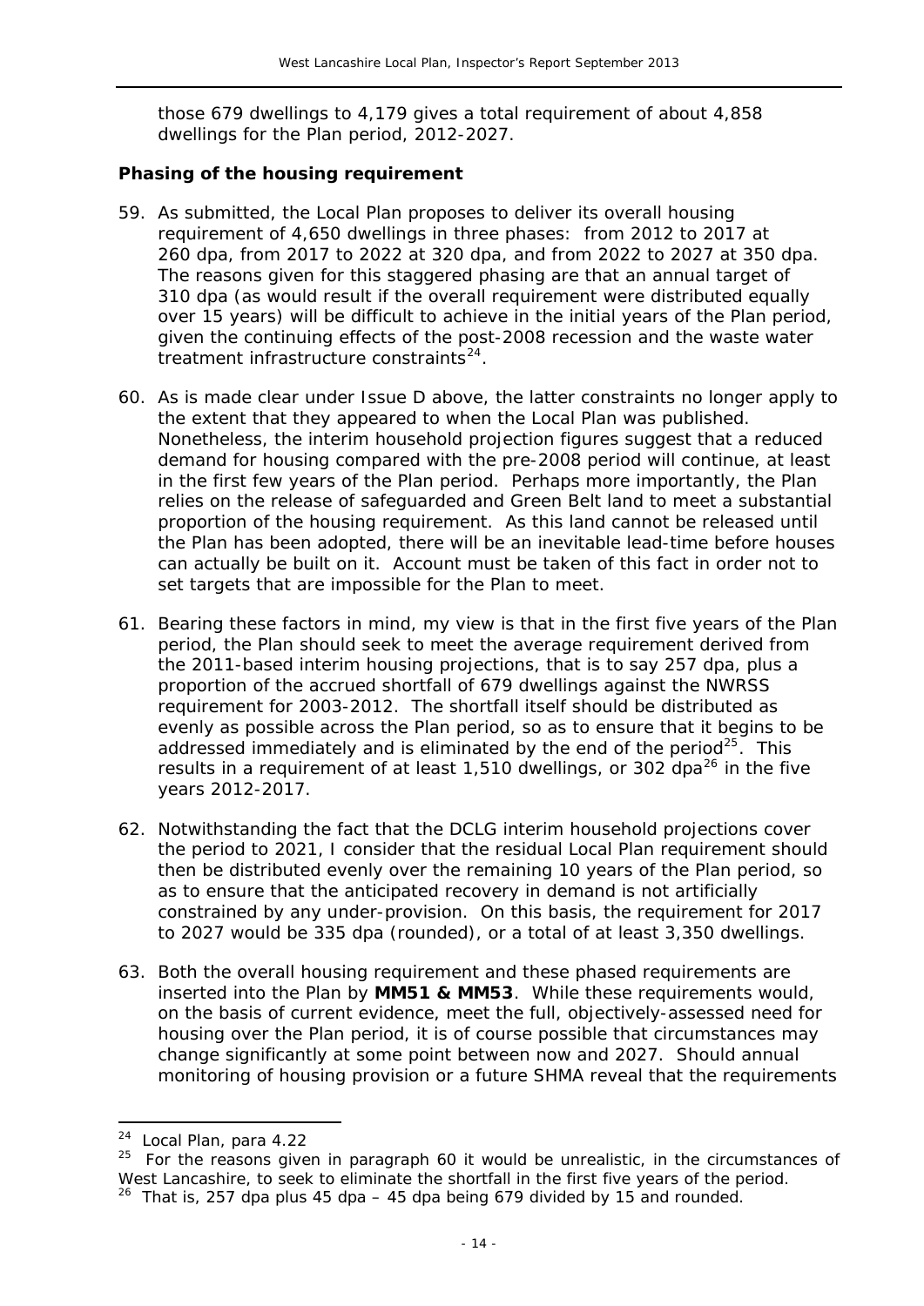those 679 dwellings to 4,179 gives a total requirement of about 4,858 dwellings for the Plan period, 2012-2027.

**Phasing of the housing requirement**

59. As submitted, the Local Plan proposes to deliver its overall housing requirement of 4,650 dwellings in three phases: from 2012 to 2017 at 260 dpa, from 2017 to 2022 at 320 dpa, and from 2022 to 2027 at 350 dpa. The reasons given for this staggered phasing are that an annual target of 310 dpa (as would result if the overall requirement were distributed equally over 15 years) will be difficult to achieve in the initial years of the Plan period, given the continuing effects of the post-2008 recession and the waste water treatment infrastructure constraints[24].

60. As is made clear under Issue D above, the latter constraints no longer apply to the extent that they appeared to when the Local Plan was published. Nonetheless, the interim household projection figures suggest that a reduced demand for housing compared with the pre-2008 period will continue, at least in the first few years of the Plan period. Perhaps more importantly, the Plan relies on the release of safeguarded and Green Belt land to meet a substantial proportion of the housing requirement. As this land cannot be released until the Plan has been adopted, there will be an inevitable lead-time before houses can actually be built on it. Account must be taken of this fact in order not to set targets that are impossible for the Plan to meet.

61. Bearing these factors in mind, my view is that in the first five years of the Plan period, the Plan should seek to meet the average requirement derived from the 2011-based interim housing projections, that is to say 257 dpa, plus a proportion of the accrued shortfall of 679 dwellings against the NWRSS requirement for 2003-2012. The shortfall itself should be distributed as evenly as possible across the Plan period, so as to ensure that it begins to be addressed immediately and is eliminated by the end of the period[25]. This results in a requirement of at least 1,510 dwellings, or 302 dpa[26] in the five years 2012-2017.

62. Notwithstanding the fact that the DCLG interim household projections cover the period to 2021, I consider that the residual Local Plan requirement should then be distributed evenly over the remaining 10 years of the Plan period, so as to ensure that the anticipated recovery in demand is not artificially constrained by any under-provision. On this basis, the requirement for 2017 to 2027 would be 335 dpa (rounded), or a total of at least 3,350 dwellings.

63. Both the overall housing requirement and these phased requirements are inserted into the Plan by **MM51 & MM53**. While these requirements would, on the basis of current evidence, meet the full, objectively-assessed need for housing over the Plan period, it is of course possible that circumstances may change significantly at some point between now and 2027. Should annual monitoring of housing provision or a future SHMA reveal that the requirements

---

[24] Local Plan, para 4.22

[25] For the reasons given in paragraph 60 it would be unrealistic, in the circumstances of West Lancashire, to seek to eliminate the shortfall in the first five years of the period.

[26] That is, 257 dpa plus 45 dpa – 45 dpa being 679 divided by 15 and rounded.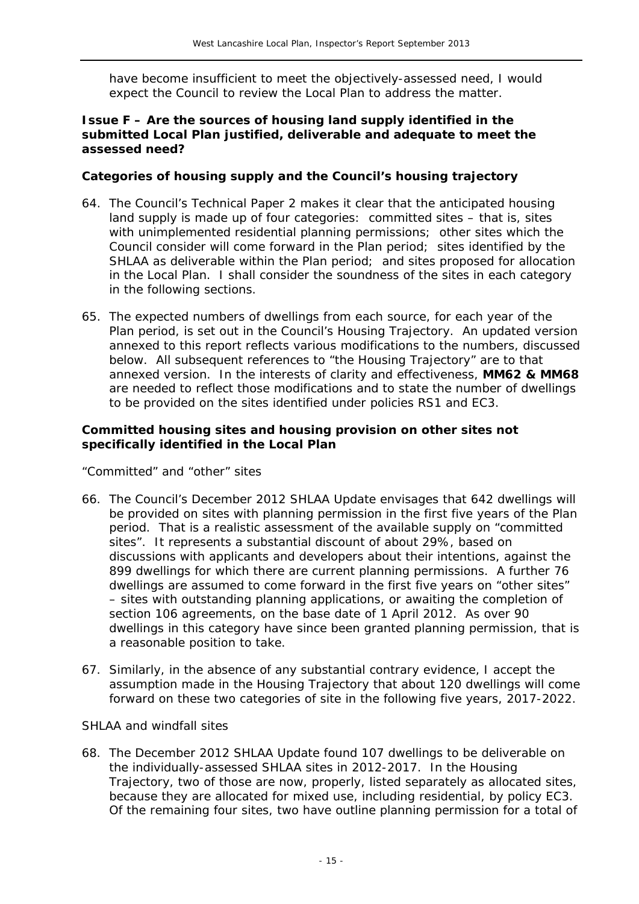have become insufficient to meet the objectively-assessed need, I would expect the Council to review the Local Plan to address the matter.

### Issue F – Are the sources of housing land supply identified in the submitted Local Plan justified, deliverable and adequate to meet the assessed need?

#### Categories of housing supply and the Council's housing trajectory

64. The Council's Technical Paper 2 makes it clear that the anticipated housing land supply is made up of four categories: committed sites – that is, sites with unimplemented residential planning permissions; other sites which the Council consider will come forward in the Plan period; sites identified by the SHLAA as deliverable within the Plan period; and sites proposed for allocation in the Local Plan. I shall consider the soundness of the sites in each category in the following sections.

65. The expected numbers of dwellings from each source, for each year of the Plan period, is set out in the Council's Housing Trajectory. An updated version annexed to this report reflects various modifications to the numbers, discussed below. All subsequent references to "the Housing Trajectory" are to that annexed version. In the interests of clarity and effectiveness, **MM62 & MM68** are needed to reflect those modifications and to state the number of dwellings to be provided on the sites identified under policies RS1 and EC3.

#### Committed housing sites and housing provision on other sites not specifically identified in the Local Plan

*"Committed" and "other" sites*

66. The Council's December 2012 SHLAA Update envisages that 642 dwellings will be provided on sites with planning permission in the first five years of the Plan period. That is a realistic assessment of the available supply on "committed sites". It represents a substantial discount of about 29%, based on discussions with applicants and developers about their intentions, against the 899 dwellings for which there are current planning permissions. A further 76 dwellings are assumed to come forward in the first five years on "other sites" – sites with outstanding planning applications, or awaiting the completion of section 106 agreements, on the base date of 1 April 2012. As over 90 dwellings in this category have since been granted planning permission, that is a reasonable position to take.

67. Similarly, in the absence of any substantial contrary evidence, I accept the assumption made in the Housing Trajectory that about 120 dwellings will come forward on these two categories of site in the following five years, 2017-2022.

*SHLAA and windfall sites*

68. The December 2012 SHLAA Update found 107 dwellings to be deliverable on the individually-assessed SHLAA sites in 2012-2017. In the Housing Trajectory, two of those are now, properly, listed separately as allocated sites, because they are allocated for mixed use, including residential, by policy EC3. Of the remaining four sites, two have outline planning permission for a total of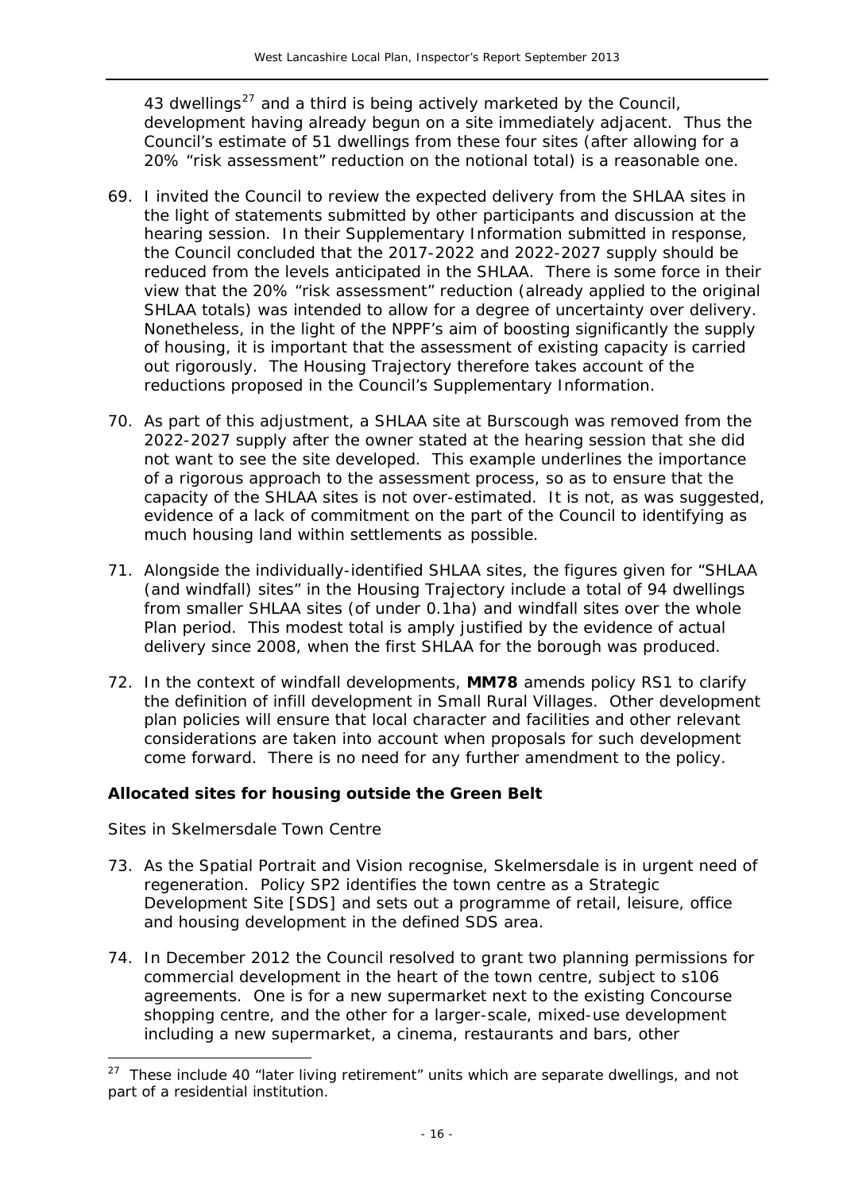43 dwellings[27] and a third is being actively marketed by the Council, development having already begun on a site immediately adjacent. Thus the Council's estimate of 51 dwellings from these four sites (after allowing for a 20% "risk assessment" reduction on the notional total) is a reasonable one.

69. I invited the Council to review the expected delivery from the SHLAA sites in the light of statements submitted by other participants and discussion at the hearing session. In their Supplementary Information submitted in response, the Council concluded that the 2017-2022 and 2022-2027 supply should be reduced from the levels anticipated in the SHLAA. There is some force in their view that the 20% "risk assessment" reduction (already applied to the original SHLAA totals) was intended to allow for a degree of uncertainty over delivery. Nonetheless, in the light of the NPPF's aim of boosting significantly the supply of housing, it is important that the assessment of existing capacity is carried out rigorously. The Housing Trajectory therefore takes account of the reductions proposed in the Council's Supplementary Information.

70. As part of this adjustment, a SHLAA site at Burscough was removed from the 2022-2027 supply after the owner stated at the hearing session that she did not want to see the site developed. This example underlines the importance of a rigorous approach to the assessment process, so as to ensure that the capacity of the SHLAA sites is not over-estimated. It is not, as was suggested, evidence of a lack of commitment on the part of the Council to identifying as much housing land within settlements as possible.

71. Alongside the individually-identified SHLAA sites, the figures given for "SHLAA (and windfall) sites" in the Housing Trajectory include a total of 94 dwellings from smaller SHLAA sites (of under 0.1ha) and windfall sites over the whole Plan period. This modest total is amply justified by the evidence of actual delivery since 2008, when the first SHLAA for the borough was produced.

72. In the context of windfall developments, **MM78** amends policy RS1 to clarify the definition of infill development in Small Rural Villages. Other development plan policies will ensure that local character and facilities and other relevant considerations are taken into account when proposals for such development come forward. There is no need for any further amendment to the policy.

### Allocated sites for housing outside the Green Belt

*Sites in Skelmersdale Town Centre*

73. As the Spatial Portrait and Vision recognise, Skelmersdale is in urgent need of regeneration. Policy SP2 identifies the town centre as a Strategic Development Site [SDS] and sets out a programme of retail, leisure, office and housing development in the defined SDS area.

74. In December 2012 the Council resolved to grant two planning permissions for commercial development in the heart of the town centre, subject to s106 agreements. One is for a new supermarket next to the existing Concourse shopping centre, and the other for a larger-scale, mixed-use development including a new supermarket, a cinema, restaurants and bars, other

[27] These include 40 "later living retirement" units which are separate dwellings, and not part of a residential institution.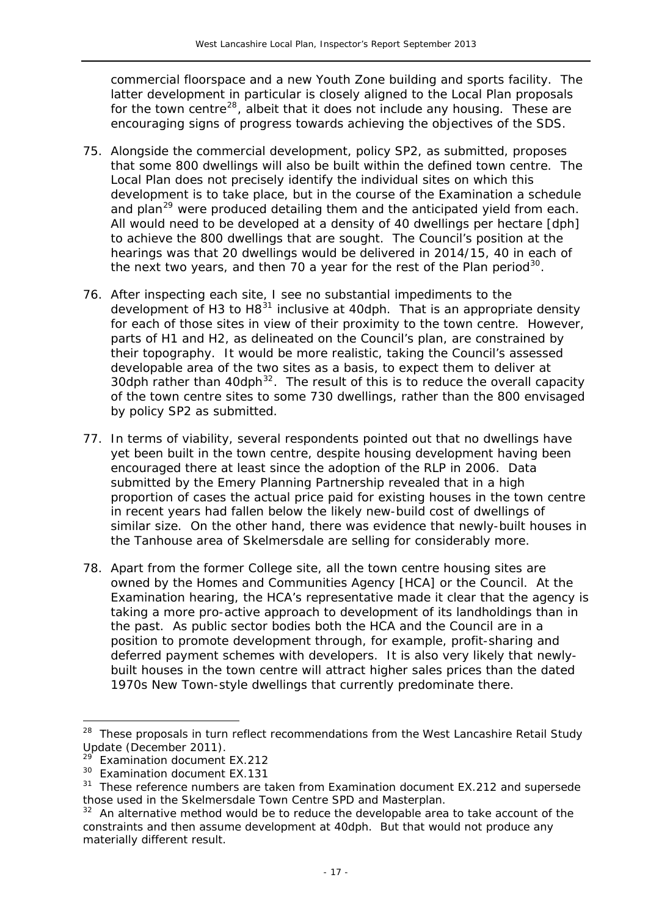commercial floorspace and a new Youth Zone building and sports facility. The latter development in particular is closely aligned to the Local Plan proposals for the town centre[28], albeit that it does not include any housing. These are encouraging signs of progress towards achieving the objectives of the SDS.

75. Alongside the commercial development, policy SP2, as submitted, proposes that some 800 dwellings will also be built within the defined town centre. The Local Plan does not precisely identify the individual sites on which this development is to take place, but in the course of the Examination a schedule and plan[29] were produced detailing them and the anticipated yield from each. All would need to be developed at a density of 40 dwellings per hectare [dph] to achieve the 800 dwellings that are sought. The Council's position at the hearings was that 20 dwellings would be delivered in 2014/15, 40 in each of the next two years, and then 70 a year for the rest of the Plan period[30].

76. After inspecting each site, I see no substantial impediments to the development of H3 to H8[31] inclusive at 40dph. That is an appropriate density for each of those sites in view of their proximity to the town centre. However, parts of H1 and H2, as delineated on the Council's plan, are constrained by their topography. It would be more realistic, taking the Council's assessed developable area of the two sites as a basis, to expect them to deliver at 30dph rather than 40dph[32]. The result of this is to reduce the overall capacity of the town centre sites to some 730 dwellings, rather than the 800 envisaged by policy SP2 as submitted.

77. In terms of viability, several respondents pointed out that no dwellings have yet been built in the town centre, despite housing development having been encouraged there at least since the adoption of the RLP in 2006. Data submitted by the Emery Planning Partnership revealed that in a high proportion of cases the actual price paid for existing houses in the town centre in recent years had fallen below the likely new-build cost of dwellings of similar size. On the other hand, there was evidence that newly-built houses in the Tanhouse area of Skelmersdale are selling for considerably more.

78. Apart from the former College site, all the town centre housing sites are owned by the Homes and Communities Agency [HCA] or the Council. At the Examination hearing, the HCA's representative made it clear that the agency is taking a more pro-active approach to development of its landholdings than in the past. As public sector bodies both the HCA and the Council are in a position to promote development through, for example, profit-sharing and deferred payment schemes with developers. It is also very likely that newly-built houses in the town centre will attract higher sales prices than the dated 1970s New Town-style dwellings that currently predominate there.

---

[28] These proposals in turn reflect recommendations from the West Lancashire Retail Study Update (December 2011).

[29] Examination document EX.212

[30] Examination document EX.131

[31] These reference numbers are taken from Examination document EX.212 and supersede those used in the Skelmersdale Town Centre SPD and Masterplan.

[32] An alternative method would be to reduce the developable area to take account of the constraints and then assume development at 40dph. But that would not produce any materially different result.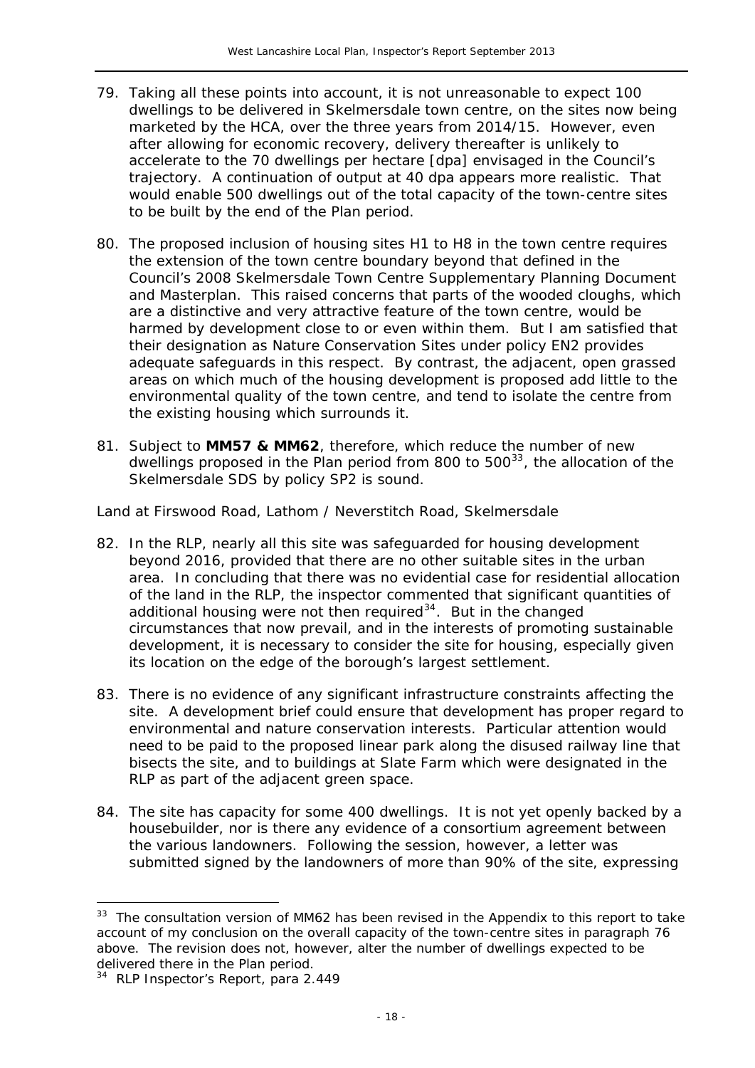79. Taking all these points into account, it is not unreasonable to expect 100 dwellings to be delivered in Skelmersdale town centre, on the sites now being marketed by the HCA, over the three years from 2014/15. However, even after allowing for economic recovery, delivery thereafter is unlikely to accelerate to the 70 dwellings per hectare [dpa] envisaged in the Council's trajectory. A continuation of output at 40 dpa appears more realistic. That would enable 500 dwellings out of the total capacity of the town-centre sites to be built by the end of the Plan period.

80. The proposed inclusion of housing sites H1 to H8 in the town centre requires the extension of the town centre boundary beyond that defined in the Council's 2008 Skelmersdale Town Centre Supplementary Planning Document and Masterplan. This raised concerns that parts of the wooded cloughs, which are a distinctive and very attractive feature of the town centre, would be harmed by development close to or even within them. But I am satisfied that their designation as Nature Conservation Sites under policy EN2 provides adequate safeguards in this respect. By contrast, the adjacent, open grassed areas on which much of the housing development is proposed add little to the environmental quality of the town centre, and tend to isolate the centre from the existing housing which surrounds it.

81. Subject to **MM57 & MM62**, therefore, which reduce the number of new dwellings proposed in the Plan period from 800 to 500[33], the allocation of the Skelmersdale SDS by policy SP2 is sound.

*Land at Firswood Road, Lathom / Neverstitch Road, Skelmersdale*

82. In the RLP, nearly all this site was safeguarded for housing development beyond 2016, provided that there are no other suitable sites in the urban area. In concluding that there was no evidential case for residential allocation of the land in the RLP, the inspector commented that significant quantities of additional housing were not then required[34]. But in the changed circumstances that now prevail, and in the interests of promoting sustainable development, it is necessary to consider the site for housing, especially given its location on the edge of the borough's largest settlement.

83. There is no evidence of any significant infrastructure constraints affecting the site. A development brief could ensure that development has proper regard to environmental and nature conservation interests. Particular attention would need to be paid to the proposed linear park along the disused railway line that bisects the site, and to buildings at Slate Farm which were designated in the RLP as part of the adjacent green space.

84. The site has capacity for some 400 dwellings. It is not yet openly backed by a housebuilder, nor is there any evidence of a consortium agreement between the various landowners. Following the session, however, a letter was submitted signed by the landowners of more than 90% of the site, expressing

---

[33] The consultation version of MM62 has been revised in the Appendix to this report to take account of my conclusion on the overall capacity of the town-centre sites in paragraph 76 above. The revision does not, however, alter the number of dwellings expected to be delivered there in the Plan period.

[34] RLP Inspector's Report, para 2.449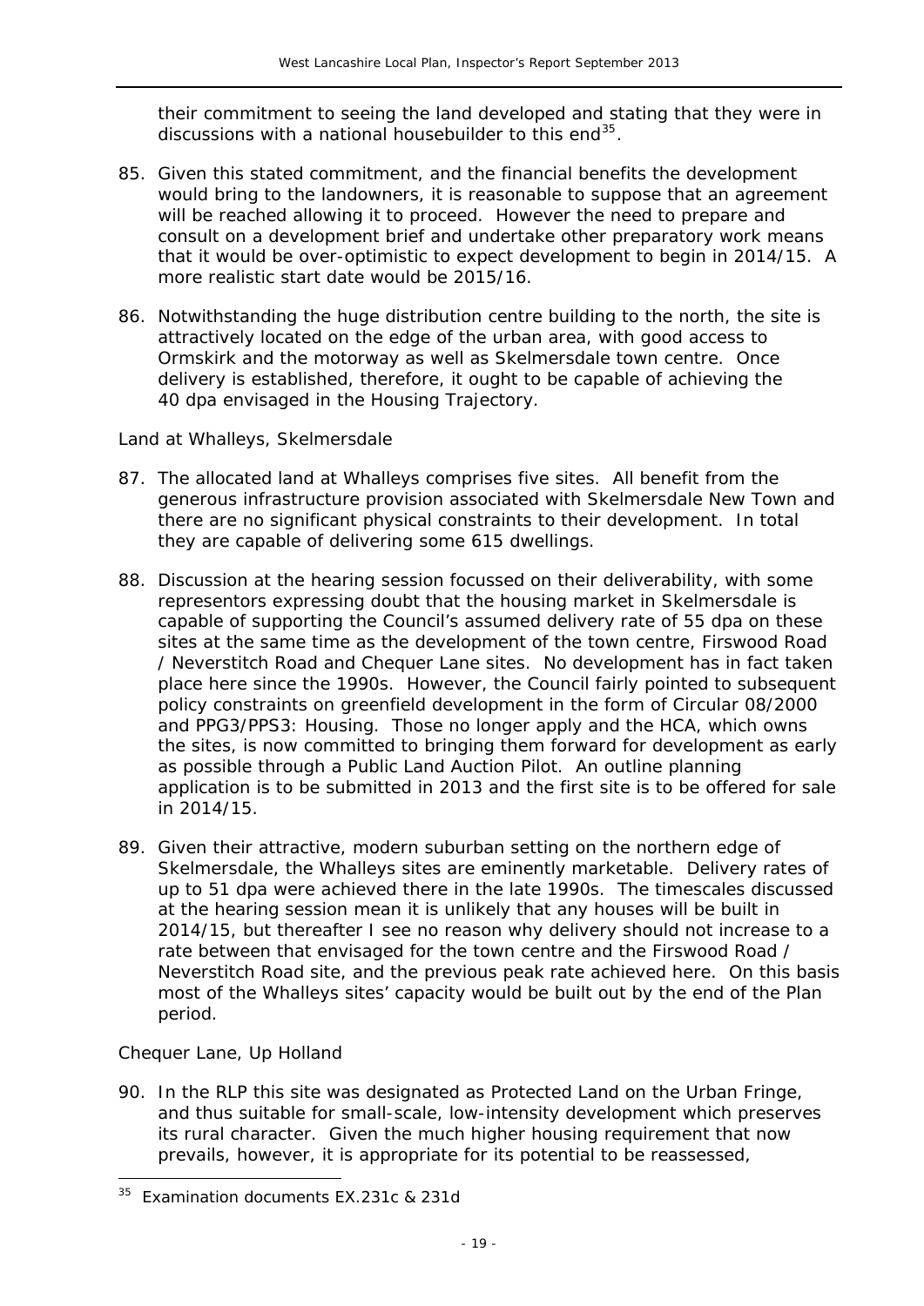their commitment to seeing the land developed and stating that they were in discussions with a national housebuilder to this end[35].

85. Given this stated commitment, and the financial benefits the development would bring to the landowners, it is reasonable to suppose that an agreement will be reached allowing it to proceed. However the need to prepare and consult on a development brief and undertake other preparatory work means that it would be over-optimistic to expect development to begin in 2014/15. A more realistic start date would be 2015/16.

86. Notwithstanding the huge distribution centre building to the north, the site is attractively located on the edge of the urban area, with good access to Ormskirk and the motorway as well as Skelmersdale town centre. Once delivery is established, therefore, it ought to be capable of achieving the 40 dpa envisaged in the Housing Trajectory.

*Land at Whalleys, Skelmersdale*

87. The allocated land at Whalleys comprises five sites. All benefit from the generous infrastructure provision associated with Skelmersdale New Town and there are no significant physical constraints to their development. In total they are capable of delivering some 615 dwellings.

88. Discussion at the hearing session focussed on their deliverability, with some representors expressing doubt that the housing market in Skelmersdale is capable of supporting the Council's assumed delivery rate of 55 dpa on these sites at the same time as the development of the town centre, Firswood Road / Neverstitch Road and Chequer Lane sites. No development has in fact taken place here since the 1990s. However, the Council fairly pointed to subsequent policy constraints on greenfield development in the form of Circular 08/2000 and PPG3/PPS3: Housing. Those no longer apply and the HCA, which owns the sites, is now committed to bringing them forward for development as early as possible through a Public Land Auction Pilot. An outline planning application is to be submitted in 2013 and the first site is to be offered for sale in 2014/15.

89. Given their attractive, modern suburban setting on the northern edge of Skelmersdale, the Whalleys sites are eminently marketable. Delivery rates of up to 51 dpa were achieved there in the late 1990s. The timescales discussed at the hearing session mean it is unlikely that any houses will be built in 2014/15, but thereafter I see no reason why delivery should not increase to a rate between that envisaged for the town centre and the Firswood Road / Neverstitch Road site, and the previous peak rate achieved here. On this basis most of the Whalleys sites' capacity would be built out by the end of the Plan period.

*Chequer Lane, Up Holland*

90. In the RLP this site was designated as Protected Land on the Urban Fringe, and thus suitable for small-scale, low-intensity development which preserves its rural character. Given the much higher housing requirement that now prevails, however, it is appropriate for its potential to be reassessed,

---

[35] Examination documents EX.231c & 231d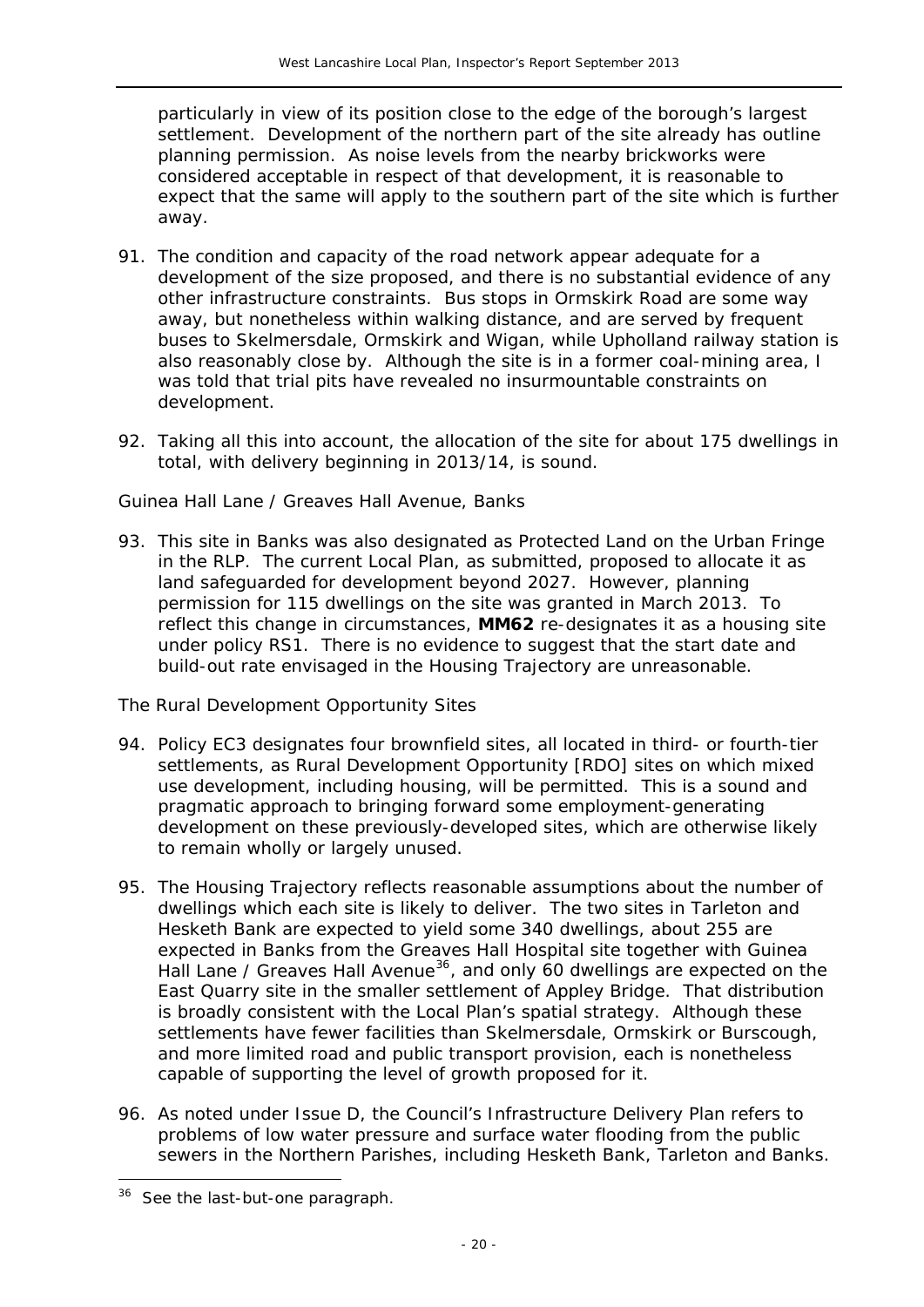particularly in view of its position close to the edge of the borough's largest settlement. Development of the northern part of the site already has outline planning permission. As noise levels from the nearby brickworks were considered acceptable in respect of that development, it is reasonable to expect that the same will apply to the southern part of the site which is further away.

91. The condition and capacity of the road network appear adequate for a development of the size proposed, and there is no substantial evidence of any other infrastructure constraints. Bus stops in Ormskirk Road are some way away, but nonetheless within walking distance, and are served by frequent buses to Skelmersdale, Ormskirk and Wigan, while Upholland railway station is also reasonably close by. Although the site is in a former coal-mining area, I was told that trial pits have revealed no insurmountable constraints on development.

92. Taking all this into account, the allocation of the site for about 175 dwellings in total, with delivery beginning in 2013/14, is sound.

*Guinea Hall Lane / Greaves Hall Avenue, Banks*

93. This site in Banks was also designated as Protected Land on the Urban Fringe in the RLP. The current Local Plan, as submitted, proposed to allocate it as land safeguarded for development beyond 2027. However, planning permission for 115 dwellings on the site was granted in March 2013. To reflect this change in circumstances, **MM62** re-designates it as a housing site under policy RS1. There is no evidence to suggest that the start date and build-out rate envisaged in the Housing Trajectory are unreasonable.

*The Rural Development Opportunity Sites*

94. Policy EC3 designates four brownfield sites, all located in third- or fourth-tier settlements, as Rural Development Opportunity [RDO] sites on which mixed use development, including housing, will be permitted. This is a sound and pragmatic approach to bringing forward some employment-generating development on these previously-developed sites, which are otherwise likely to remain wholly or largely unused.

95. The Housing Trajectory reflects reasonable assumptions about the number of dwellings which each site is likely to deliver. The two sites in Tarleton and Hesketh Bank are expected to yield some 340 dwellings, about 255 are expected in Banks from the Greaves Hall Hospital site together with Guinea Hall Lane / Greaves Hall Avenue[36], and only 60 dwellings are expected on the East Quarry site in the smaller settlement of Appley Bridge. That distribution is broadly consistent with the Local Plan's spatial strategy. Although these settlements have fewer facilities than Skelmersdale, Ormskirk or Burscough, and more limited road and public transport provision, each is nonetheless capable of supporting the level of growth proposed for it.

96. As noted under Issue D, the Council's Infrastructure Delivery Plan refers to problems of low water pressure and surface water flooding from the public sewers in the Northern Parishes, including Hesketh Bank, Tarleton and Banks.

[36] See the last-but-one paragraph.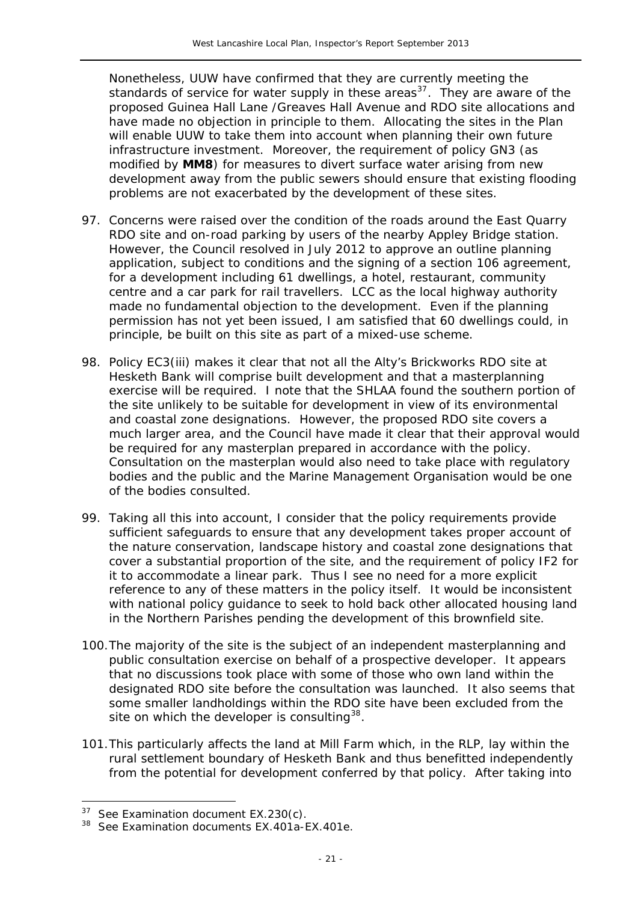Nonetheless, UUW have confirmed that they are currently meeting the standards of service for water supply in these areas[37]. They are aware of the proposed Guinea Hall Lane /Greaves Hall Avenue and RDO site allocations and have made no objection in principle to them. Allocating the sites in the Plan will enable UUW to take them into account when planning their own future infrastructure investment. Moreover, the requirement of policy GN3 (as modified by **MM8**) for measures to divert surface water arising from new development away from the public sewers should ensure that existing flooding problems are not exacerbated by the development of these sites.

97. Concerns were raised over the condition of the roads around the East Quarry RDO site and on-road parking by users of the nearby Appley Bridge station. However, the Council resolved in July 2012 to approve an outline planning application, subject to conditions and the signing of a section 106 agreement, for a development including 61 dwellings, a hotel, restaurant, community centre and a car park for rail travellers. LCC as the local highway authority made no fundamental objection to the development. Even if the planning permission has not yet been issued, I am satisfied that 60 dwellings could, in principle, be built on this site as part of a mixed-use scheme.

98. Policy EC3(iii) makes it clear that not all the Alty's Brickworks RDO site at Hesketh Bank will comprise built development and that a masterplanning exercise will be required. I note that the SHLAA found the southern portion of the site unlikely to be suitable for development in view of its environmental and coastal zone designations. However, the proposed RDO site covers a much larger area, and the Council have made it clear that their approval would be required for any masterplan prepared in accordance with the policy. Consultation on the masterplan would also need to take place with regulatory bodies and the public and the Marine Management Organisation would be one of the bodies consulted.

99. Taking all this into account, I consider that the policy requirements provide sufficient safeguards to ensure that any development takes proper account of the nature conservation, landscape history and coastal zone designations that cover a substantial proportion of the site, and the requirement of policy IF2 for it to accommodate a linear park. Thus I see no need for a more explicit reference to any of these matters in the policy itself. It would be inconsistent with national policy guidance to seek to hold back other allocated housing land in the Northern Parishes pending the development of this brownfield site.

100. The majority of the site is the subject of an independent masterplanning and public consultation exercise on behalf of a prospective developer. It appears that no discussions took place with some of those who own land within the designated RDO site before the consultation was launched. It also seems that some smaller landholdings within the RDO site have been excluded from the site on which the developer is consulting[38].

101. This particularly affects the land at Mill Farm which, in the RLP, lay within the rural settlement boundary of Hesketh Bank and thus benefitted independently from the potential for development conferred by that policy. After taking into

---

[37] See Examination document EX.230(c).

[38] See Examination documents EX.401a-EX.401e.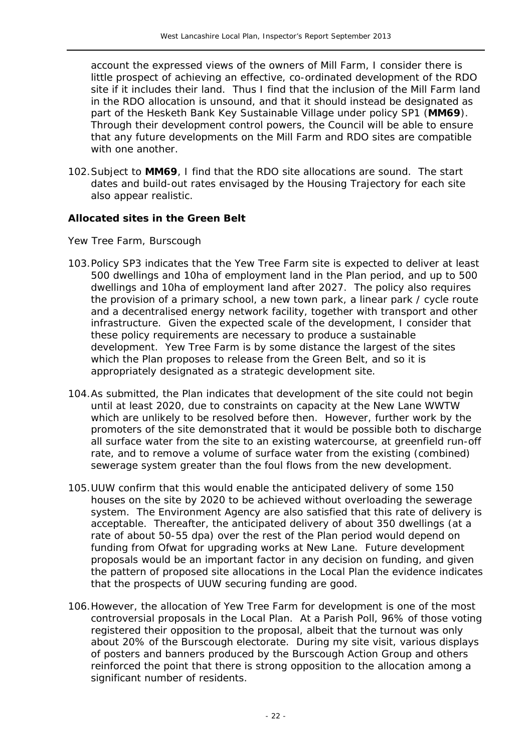account the expressed views of the owners of Mill Farm, I consider there is little prospect of achieving an effective, co-ordinated development of the RDO site if it includes their land. Thus I find that the inclusion of the Mill Farm land in the RDO allocation is unsound, and that it should instead be designated as part of the Hesketh Bank Key Sustainable Village under policy SP1 (**MM69**). Through their development control powers, the Council will be able to ensure that any future developments on the Mill Farm and RDO sites are compatible with one another.

102. Subject to **MM69**, I find that the RDO site allocations are sound. The start dates and build-out rates envisaged by the Housing Trajectory for each site also appear realistic.

**Allocated sites in the Green Belt**

Yew Tree Farm, Burscough

103. Policy SP3 indicates that the Yew Tree Farm site is expected to deliver at least 500 dwellings and 10ha of employment land in the Plan period, and up to 500 dwellings and 10ha of employment land after 2027. The policy also requires the provision of a primary school, a new town park, a linear park / cycle route and a decentralised energy network facility, together with transport and other infrastructure. Given the expected scale of the development, I consider that these policy requirements are necessary to produce a sustainable development. Yew Tree Farm is by some distance the largest of the sites which the Plan proposes to release from the Green Belt, and so it is appropriately designated as a strategic development site.

104. As submitted, the Plan indicates that development of the site could not begin until at least 2020, due to constraints on capacity at the New Lane WWTW which are unlikely to be resolved before then. However, further work by the promoters of the site demonstrated that it would be possible both to discharge all surface water from the site to an existing watercourse, at greenfield run-off rate, and to remove a volume of surface water from the existing (combined) sewerage system greater than the foul flows from the new development.

105. UUW confirm that this would enable the anticipated delivery of some 150 houses on the site by 2020 to be achieved without overloading the sewerage system. The Environment Agency are also satisfied that this rate of delivery is acceptable. Thereafter, the anticipated delivery of about 350 dwellings (at a rate of about 50-55 dpa) over the rest of the Plan period would depend on funding from Ofwat for upgrading works at New Lane. Future development proposals would be an important factor in any decision on funding, and given the pattern of proposed site allocations in the Local Plan the evidence indicates that the prospects of UUW securing funding are good.

106. However, the allocation of Yew Tree Farm for development is one of the most controversial proposals in the Local Plan. At a Parish Poll, 96% of those voting registered their opposition to the proposal, albeit that the turnout was only about 20% of the Burscough electorate. During my site visit, various displays of posters and banners produced by the Burscough Action Group and others reinforced the point that there is strong opposition to the allocation among a significant number of residents.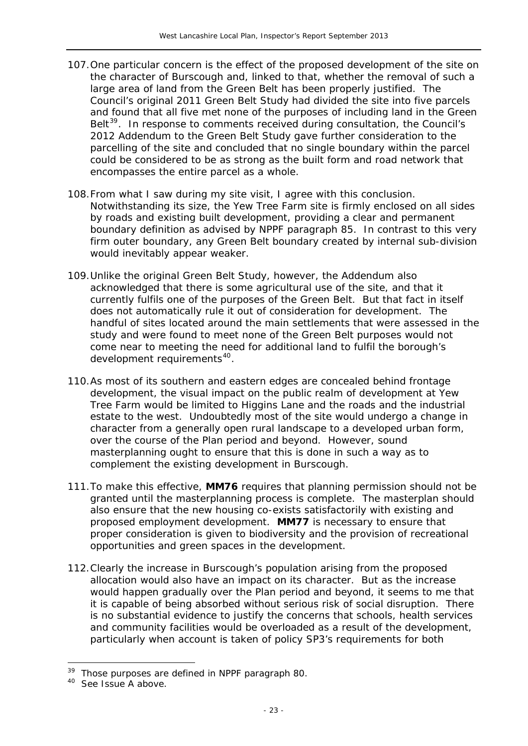107. One particular concern is the effect of the proposed development of the site on the character of Burscough and, linked to that, whether the removal of such a large area of land from the Green Belt has been properly justified. The Council's original 2011 Green Belt Study had divided the site into five parcels and found that all five met none of the purposes of including land in the Green Belt[39]. In response to comments received during consultation, the Council's 2012 Addendum to the Green Belt Study gave further consideration to the parcelling of the site and concluded that no single boundary within the parcel could be considered to be as strong as the built form and road network that encompasses the entire parcel as a whole.

108. From what I saw during my site visit, I agree with this conclusion. Notwithstanding its size, the Yew Tree Farm site is firmly enclosed on all sides by roads and existing built development, providing a clear and permanent boundary definition as advised by NPPF paragraph 85. In contrast to this very firm outer boundary, any Green Belt boundary created by internal sub-division would inevitably appear weaker.

109. Unlike the original Green Belt Study, however, the Addendum also acknowledged that there is some agricultural use of the site, and that it currently fulfils one of the purposes of the Green Belt. But that fact in itself does not automatically rule it out of consideration for development. The handful of sites located around the main settlements that were assessed in the study and were found to meet none of the Green Belt purposes would not come near to meeting the need for additional land to fulfil the borough's development requirements[40].

110. As most of its southern and eastern edges are concealed behind frontage development, the visual impact on the public realm of development at Yew Tree Farm would be limited to Higgins Lane and the roads and the industrial estate to the west. Undoubtedly most of the site would undergo a change in character from a generally open rural landscape to a developed urban form, over the course of the Plan period and beyond. However, sound masterplanning ought to ensure that this is done in such a way as to complement the existing development in Burscough.

111. To make this effective, **MM76** requires that planning permission should not be granted until the masterplanning process is complete. The masterplan should also ensure that the new housing co-exists satisfactorily with existing and proposed employment development. **MM77** is necessary to ensure that proper consideration is given to biodiversity and the provision of recreational opportunities and green spaces in the development.

112. Clearly the increase in Burscough's population arising from the proposed allocation would also have an impact on its character. But as the increase would happen gradually over the Plan period and beyond, it seems to me that it is capable of being absorbed without serious risk of social disruption. There is no substantial evidence to justify the concerns that schools, health services and community facilities would be overloaded as a result of the development, particularly when account is taken of policy SP3's requirements for both

---

[39] Those purposes are defined in NPPF paragraph 80.

[40] See Issue A above.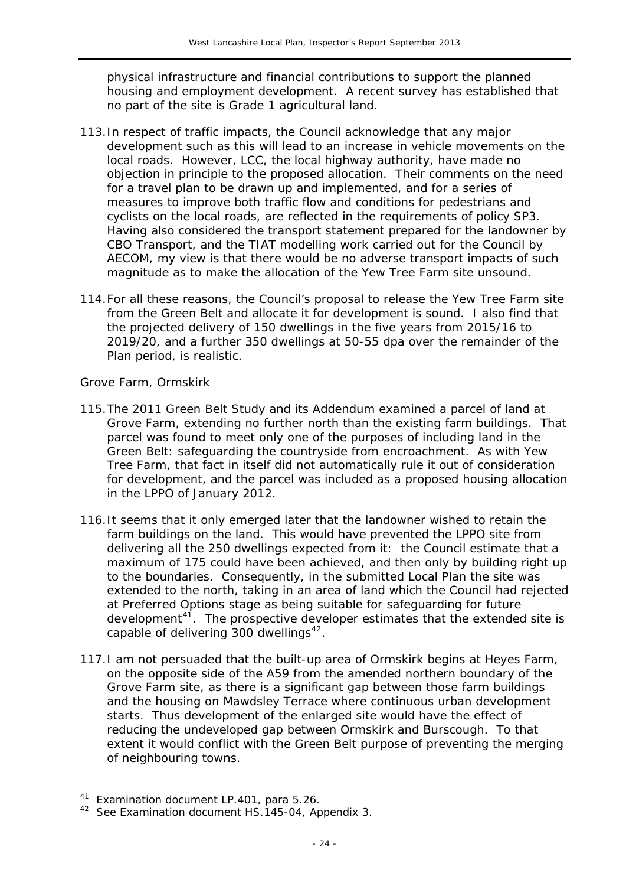physical infrastructure and financial contributions to support the planned housing and employment development. A recent survey has established that no part of the site is Grade 1 agricultural land.

113. In respect of traffic impacts, the Council acknowledge that any major development such as this will lead to an increase in vehicle movements on the local roads. However, LCC, the local highway authority, have made no objection in principle to the proposed allocation. Their comments on the need for a travel plan to be drawn up and implemented, and for a series of measures to improve both traffic flow and conditions for pedestrians and cyclists on the local roads, are reflected in the requirements of policy SP3. Having also considered the transport statement prepared for the landowner by CBO Transport, and the TIAT modelling work carried out for the Council by AECOM, my view is that there would be no adverse transport impacts of such magnitude as to make the allocation of the Yew Tree Farm site unsound.

114. For all these reasons, the Council's proposal to release the Yew Tree Farm site from the Green Belt and allocate it for development is sound. I also find that the projected delivery of 150 dwellings in the five years from 2015/16 to 2019/20, and a further 350 dwellings at 50-55 dpa over the remainder of the Plan period, is realistic.

*Grove Farm, Ormskirk*

115. The 2011 Green Belt Study and its Addendum examined a parcel of land at Grove Farm, extending no further north than the existing farm buildings. That parcel was found to meet only one of the purposes of including land in the Green Belt: safeguarding the countryside from encroachment. As with Yew Tree Farm, that fact in itself did not automatically rule it out of consideration for development, and the parcel was included as a proposed housing allocation in the LPPO of January 2012.

116. It seems that it only emerged later that the landowner wished to retain the farm buildings on the land. This would have prevented the LPPO site from delivering all the 250 dwellings expected from it: the Council estimate that a maximum of 175 could have been achieved, and then only by building right up to the boundaries. Consequently, in the submitted Local Plan the site was extended to the north, taking in an area of land which the Council had rejected at Preferred Options stage as being suitable for safeguarding for future development[41]. The prospective developer estimates that the extended site is capable of delivering 300 dwellings[42].

117. I am not persuaded that the built-up area of Ormskirk begins at Heyes Farm, on the opposite side of the A59 from the amended northern boundary of the Grove Farm site, as there is a significant gap between those farm buildings and the housing on Mawdsley Terrace where continuous urban development starts. Thus development of the enlarged site would have the effect of reducing the undeveloped gap between Ormskirk and Burscough. To that extent it would conflict with the Green Belt purpose of preventing the merging of neighbouring towns.

---

[41] Examination document LP.401, para 5.26.

[42] See Examination document HS.145-04, Appendix 3.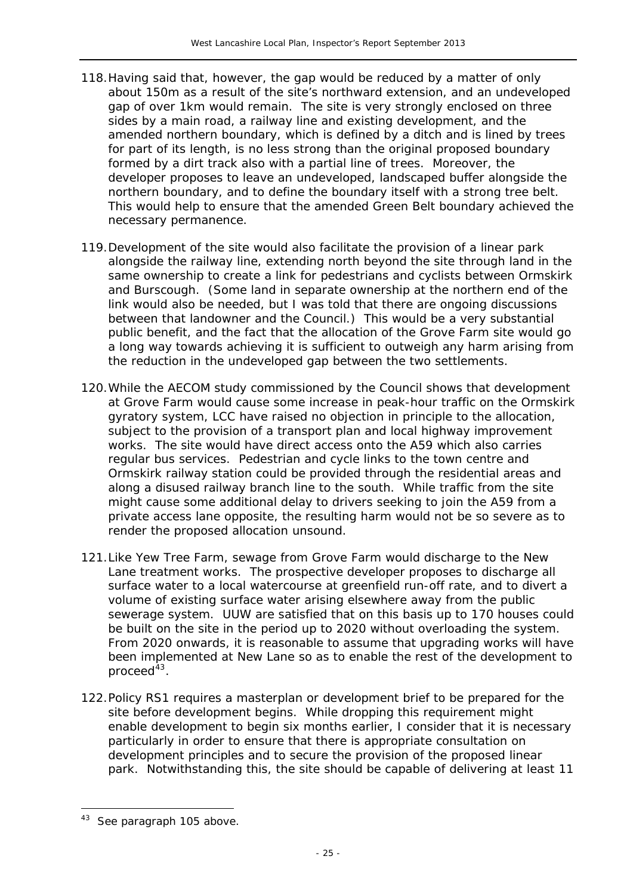118. Having said that, however, the gap would be reduced by a matter of only about 150m as a result of the site's northward extension, and an undeveloped gap of over 1km would remain. The site is very strongly enclosed on three sides by a main road, a railway line and existing development, and the amended northern boundary, which is defined by a ditch and is lined by trees for part of its length, is no less strong than the original proposed boundary formed by a dirt track also with a partial line of trees. Moreover, the developer proposes to leave an undeveloped, landscaped buffer alongside the northern boundary, and to define the boundary itself with a strong tree belt. This would help to ensure that the amended Green Belt boundary achieved the necessary permanence.

119. Development of the site would also facilitate the provision of a linear park alongside the railway line, extending north beyond the site through land in the same ownership to create a link for pedestrians and cyclists between Ormskirk and Burscough. (Some land in separate ownership at the northern end of the link would also be needed, but I was told that there are ongoing discussions between that landowner and the Council.) This would be a very substantial public benefit, and the fact that the allocation of the Grove Farm site would go a long way towards achieving it is sufficient to outweigh any harm arising from the reduction in the undeveloped gap between the two settlements.

120. While the AECOM study commissioned by the Council shows that development at Grove Farm would cause some increase in peak-hour traffic on the Ormskirk gyratory system, LCC have raised no objection in principle to the allocation, subject to the provision of a transport plan and local highway improvement works. The site would have direct access onto the A59 which also carries regular bus services. Pedestrian and cycle links to the town centre and Ormskirk railway station could be provided through the residential areas and along a disused railway branch line to the south. While traffic from the site might cause some additional delay to drivers seeking to join the A59 from a private access lane opposite, the resulting harm would not be so severe as to render the proposed allocation unsound.

121. Like Yew Tree Farm, sewage from Grove Farm would discharge to the New Lane treatment works. The prospective developer proposes to discharge all surface water to a local watercourse at greenfield run-off rate, and to divert a volume of existing surface water arising elsewhere away from the public sewerage system. UUW are satisfied that on this basis up to 170 houses could be built on the site in the period up to 2020 without overloading the system. From 2020 onwards, it is reasonable to assume that upgrading works will have been implemented at New Lane so as to enable the rest of the development to proceed[43].

122. Policy RS1 requires a masterplan or development brief to be prepared for the site before development begins. While dropping this requirement might enable development to begin six months earlier, I consider that it is necessary particularly in order to ensure that there is appropriate consultation on development principles and to secure the provision of the proposed linear park. Notwithstanding this, the site should be capable of delivering at least 11

---

[43] See paragraph 105 above.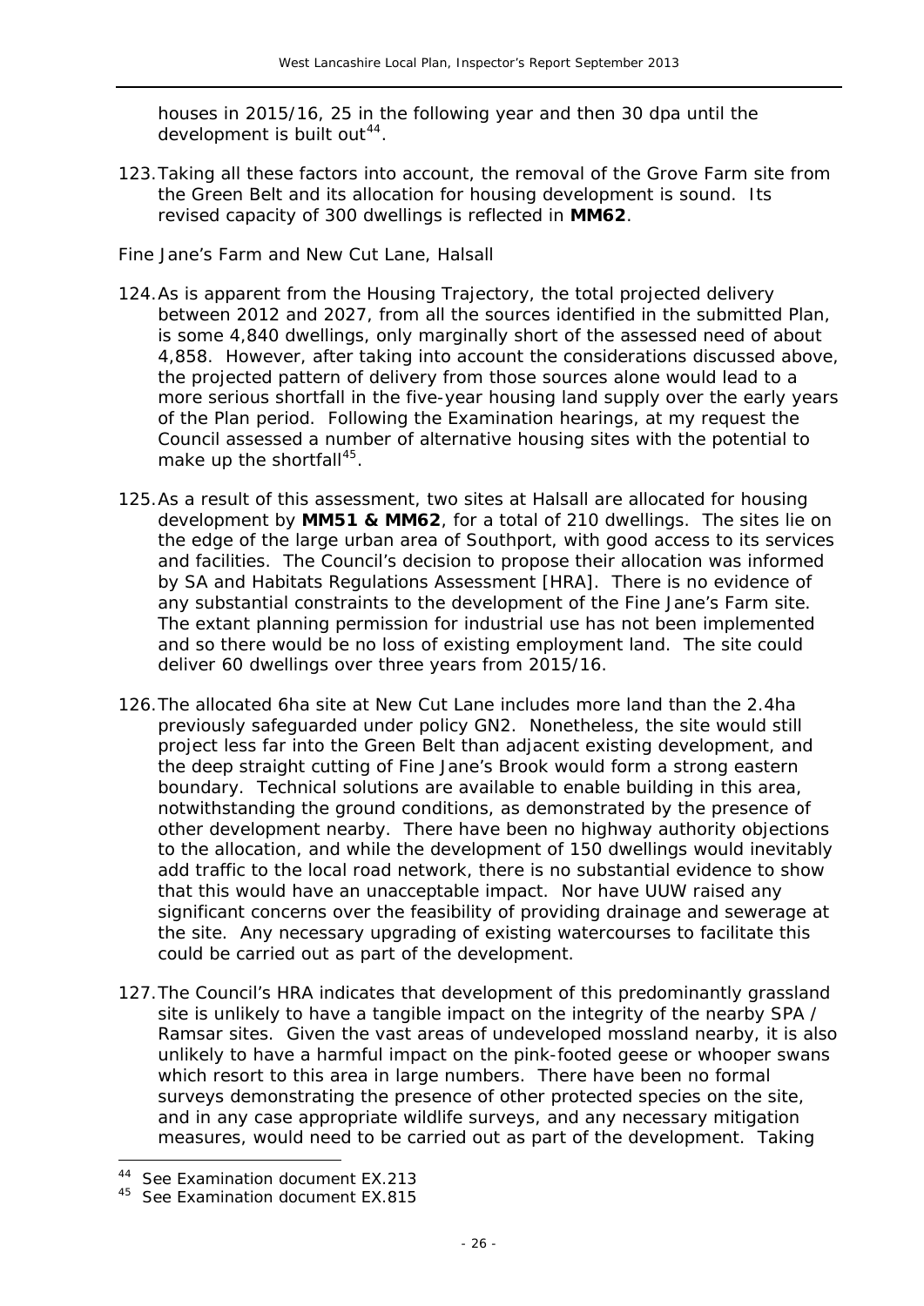houses in 2015/16, 25 in the following year and then 30 dpa until the development is built out[44].

123. Taking all these factors into account, the removal of the Grove Farm site from the Green Belt and its allocation for housing development is sound. Its revised capacity of 300 dwellings is reflected in **MM62**.

*Fine Jane's Farm and New Cut Lane, Halsall*

124. As is apparent from the Housing Trajectory, the total projected delivery between 2012 and 2027, from all the sources identified in the submitted Plan, is some 4,840 dwellings, only marginally short of the assessed need of about 4,858. However, after taking into account the considerations discussed above, the projected pattern of delivery from those sources alone would lead to a more serious shortfall in the five-year housing land supply over the early years of the Plan period. Following the Examination hearings, at my request the Council assessed a number of alternative housing sites with the potential to make up the shortfall[45].

125. As a result of this assessment, two sites at Halsall are allocated for housing development by **MM51 & MM62**, for a total of 210 dwellings. The sites lie on the edge of the large urban area of Southport, with good access to its services and facilities. The Council's decision to propose their allocation was informed by SA and Habitats Regulations Assessment [HRA]. There is no evidence of any substantial constraints to the development of the Fine Jane's Farm site. The extant planning permission for industrial use has not been implemented and so there would be no loss of existing employment land. The site could deliver 60 dwellings over three years from 2015/16.

126. The allocated 6ha site at New Cut Lane includes more land than the 2.4ha previously safeguarded under policy GN2. Nonetheless, the site would still project less far into the Green Belt than adjacent existing development, and the deep straight cutting of Fine Jane's Brook would form a strong eastern boundary. Technical solutions are available to enable building in this area, notwithstanding the ground conditions, as demonstrated by the presence of other development nearby. There have been no highway authority objections to the allocation, and while the development of 150 dwellings would inevitably add traffic to the local road network, there is no substantial evidence to show that this would have an unacceptable impact. Nor have UUW raised any significant concerns over the feasibility of providing drainage and sewerage at the site. Any necessary upgrading of existing watercourses to facilitate this could be carried out as part of the development.

127. The Council's HRA indicates that development of this predominantly grassland site is unlikely to have a tangible impact on the integrity of the nearby SPA / Ramsar sites. Given the vast areas of undeveloped mossland nearby, it is also unlikely to have a harmful impact on the pink-footed geese or whooper swans which resort to this area in large numbers. There have been no formal surveys demonstrating the presence of other protected species on the site, and in any case appropriate wildlife surveys, and any necessary mitigation measures, would need to be carried out as part of the development. Taking

---

[44] See Examination document EX.213

[45] See Examination document EX.815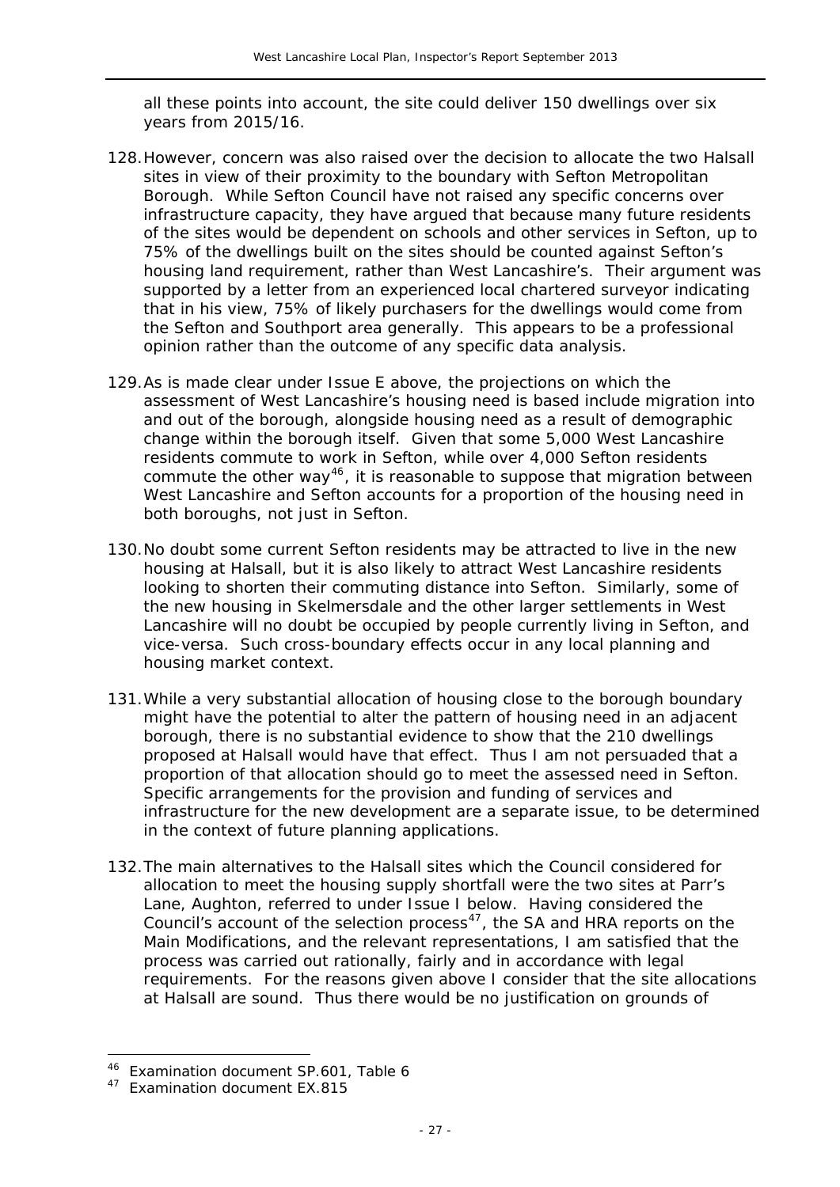all these points into account, the site could deliver 150 dwellings over six years from 2015/16.

128. However, concern was also raised over the decision to allocate the two Halsall sites in view of their proximity to the boundary with Sefton Metropolitan Borough. While Sefton Council have not raised any specific concerns over infrastructure capacity, they have argued that because many future residents of the sites would be dependent on schools and other services in Sefton, up to 75% of the dwellings built on the sites should be counted against Sefton's housing land requirement, rather than West Lancashire's. Their argument was supported by a letter from an experienced local chartered surveyor indicating that in his view, 75% of likely purchasers for the dwellings would come from the Sefton and Southport area generally. This appears to be a professional opinion rather than the outcome of any specific data analysis.

129. As is made clear under Issue E above, the projections on which the assessment of West Lancashire's housing need is based include migration into and out of the borough, alongside housing need as a result of demographic change within the borough itself. Given that some 5,000 West Lancashire residents commute to work in Sefton, while over 4,000 Sefton residents commute the other way[46], it is reasonable to suppose that migration between West Lancashire and Sefton accounts for a proportion of the housing need in both boroughs, not just in Sefton.

130. No doubt some current Sefton residents may be attracted to live in the new housing at Halsall, but it is also likely to attract West Lancashire residents looking to shorten their commuting distance into Sefton. Similarly, some of the new housing in Skelmersdale and the other larger settlements in West Lancashire will no doubt be occupied by people currently living in Sefton, and vice-versa. Such cross-boundary effects occur in any local planning and housing market context.

131. While a very substantial allocation of housing close to the borough boundary might have the potential to alter the pattern of housing need in an adjacent borough, there is no substantial evidence to show that the 210 dwellings proposed at Halsall would have that effect. Thus I am not persuaded that a proportion of that allocation should go to meet the assessed need in Sefton. Specific arrangements for the provision and funding of services and infrastructure for the new development are a separate issue, to be determined in the context of future planning applications.

132. The main alternatives to the Halsall sites which the Council considered for allocation to meet the housing supply shortfall were the two sites at Parr's Lane, Aughton, referred to under Issue I below. Having considered the Council's account of the selection process[47], the SA and HRA reports on the Main Modifications, and the relevant representations, I am satisfied that the process was carried out rationally, fairly and in accordance with legal requirements. For the reasons given above I consider that the site allocations at Halsall are sound. Thus there would be no justification on grounds of

---

[46] Examination document SP.601, Table 6

[47] Examination document EX.815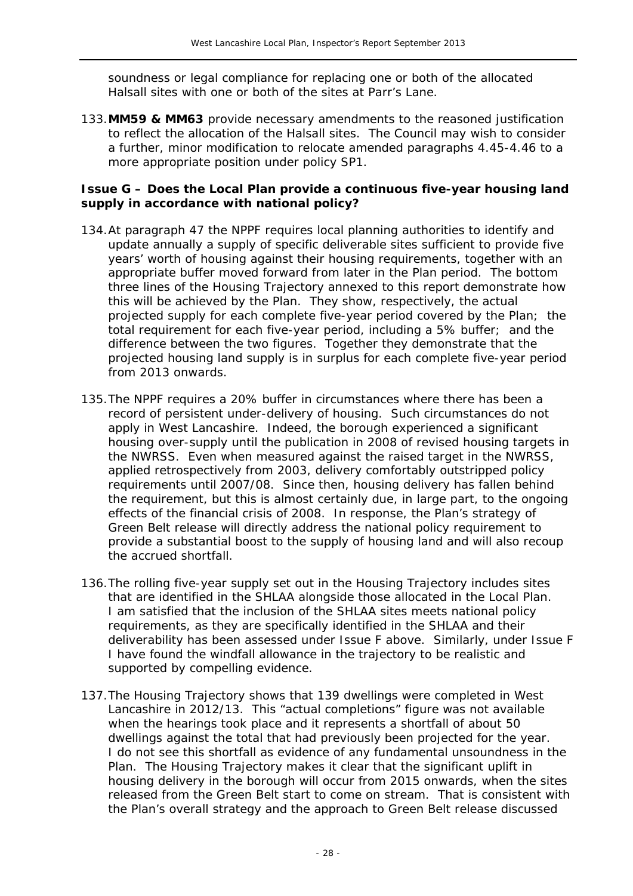soundness or legal compliance for replacing one or both of the allocated Halsall sites with one or both of the sites at Parr's Lane.

133. **MM59 & MM63** provide necessary amendments to the reasoned justification to reflect the allocation of the Halsall sites. The Council may wish to consider a further, minor modification to relocate amended paragraphs 4.45-4.46 to a more appropriate position under policy SP1.

**Issue G – Does the Local Plan provide a continuous five-year housing land supply in accordance with national policy?**

134. At paragraph 47 the NPPF requires local planning authorities to identify and update annually a supply of specific deliverable sites sufficient to provide five years' worth of housing against their housing requirements, together with an appropriate buffer moved forward from later in the Plan period. The bottom three lines of the Housing Trajectory annexed to this report demonstrate how this will be achieved by the Plan. They show, respectively, the actual projected supply for each complete five-year period covered by the Plan; the total requirement for each five-year period, including a 5% buffer; and the difference between the two figures. Together they demonstrate that the projected housing land supply is in surplus for each complete five-year period from 2013 onwards.

135. The NPPF requires a 20% buffer in circumstances where there has been a record of persistent under-delivery of housing. Such circumstances do not apply in West Lancashire. Indeed, the borough experienced a significant housing over-supply until the publication in 2008 of revised housing targets in the NWRSS. Even when measured against the raised target in the NWRSS, applied retrospectively from 2003, delivery comfortably outstripped policy requirements until 2007/08. Since then, housing delivery has fallen behind the requirement, but this is almost certainly due, in large part, to the ongoing effects of the financial crisis of 2008. In response, the Plan's strategy of Green Belt release will directly address the national policy requirement to provide a substantial boost to the supply of housing land and will also recoup the accrued shortfall.

136. The rolling five-year supply set out in the Housing Trajectory includes sites that are identified in the SHLAA alongside those allocated in the Local Plan. I am satisfied that the inclusion of the SHLAA sites meets national policy requirements, as they are specifically identified in the SHLAA and their deliverability has been assessed under Issue F above. Similarly, under Issue F I have found the windfall allowance in the trajectory to be realistic and supported by compelling evidence.

137. The Housing Trajectory shows that 139 dwellings were completed in West Lancashire in 2012/13. This "actual completions" figure was not available when the hearings took place and it represents a shortfall of about 50 dwellings against the total that had previously been projected for the year. I do not see this shortfall as evidence of any fundamental unsoundness in the Plan. The Housing Trajectory makes it clear that the significant uplift in housing delivery in the borough will occur from 2015 onwards, when the sites released from the Green Belt start to come on stream. That is consistent with the Plan's overall strategy and the approach to Green Belt release discussed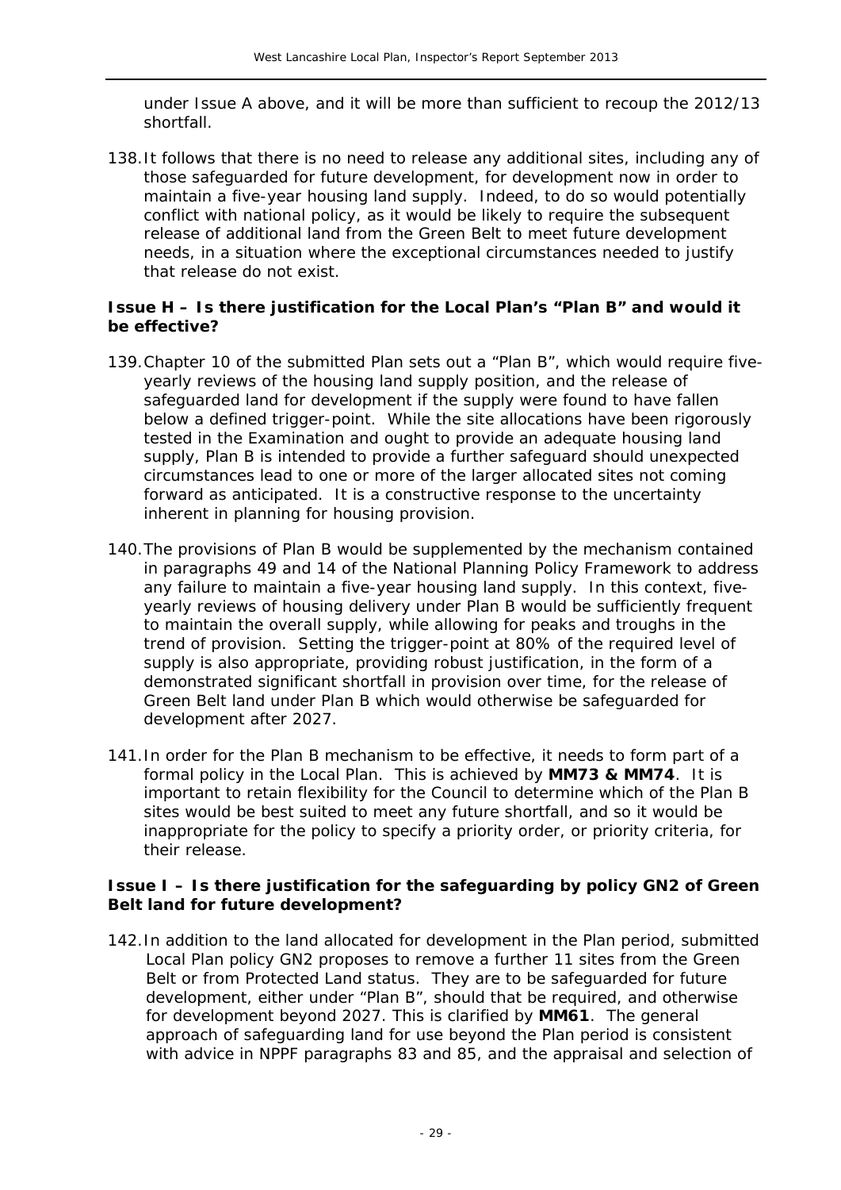under Issue A above, and it will be more than sufficient to recoup the 2012/13 shortfall.

138. It follows that there is no need to release any additional sites, including any of those safeguarded for future development, for development now in order to maintain a five-year housing land supply. Indeed, to do so would potentially conflict with national policy, as it would be likely to require the subsequent release of additional land from the Green Belt to meet future development needs, in a situation where the exceptional circumstances needed to justify that release do not exist.

### Issue H – Is there justification for the Local Plan's "Plan B" and would it be effective?

139. Chapter 10 of the submitted Plan sets out a "Plan B", which would require five-yearly reviews of the housing land supply position, and the release of safeguarded land for development if the supply were found to have fallen below a defined trigger-point. While the site allocations have been rigorously tested in the Examination and ought to provide an adequate housing land supply, Plan B is intended to provide a further safeguard should unexpected circumstances lead to one or more of the larger allocated sites not coming forward as anticipated. It is a constructive response to the uncertainty inherent in planning for housing provision.

140. The provisions of Plan B would be supplemented by the mechanism contained in paragraphs 49 and 14 of the National Planning Policy Framework to address any failure to maintain a five-year housing land supply. In this context, five-yearly reviews of housing delivery under Plan B would be sufficiently frequent to maintain the overall supply, while allowing for peaks and troughs in the trend of provision. Setting the trigger-point at 80% of the required level of supply is also appropriate, providing robust justification, in the form of a demonstrated significant shortfall in provision over time, for the release of Green Belt land under Plan B which would otherwise be safeguarded for development after 2027.

141. In order for the Plan B mechanism to be effective, it needs to form part of a formal policy in the Local Plan. This is achieved by **MM73 & MM74**. It is important to retain flexibility for the Council to determine which of the Plan B sites would be best suited to meet any future shortfall, and so it would be inappropriate for the policy to specify a priority order, or priority criteria, for their release.

### Issue I – Is there justification for the safeguarding by policy GN2 of Green Belt land for future development?

142. In addition to the land allocated for development in the Plan period, submitted Local Plan policy GN2 proposes to remove a further 11 sites from the Green Belt or from Protected Land status. They are to be safeguarded for future development, either under "Plan B", should that be required, and otherwise for development beyond 2027. This is clarified by **MM61**. The general approach of safeguarding land for use beyond the Plan period is consistent with advice in NPPF paragraphs 83 and 85, and the appraisal and selection of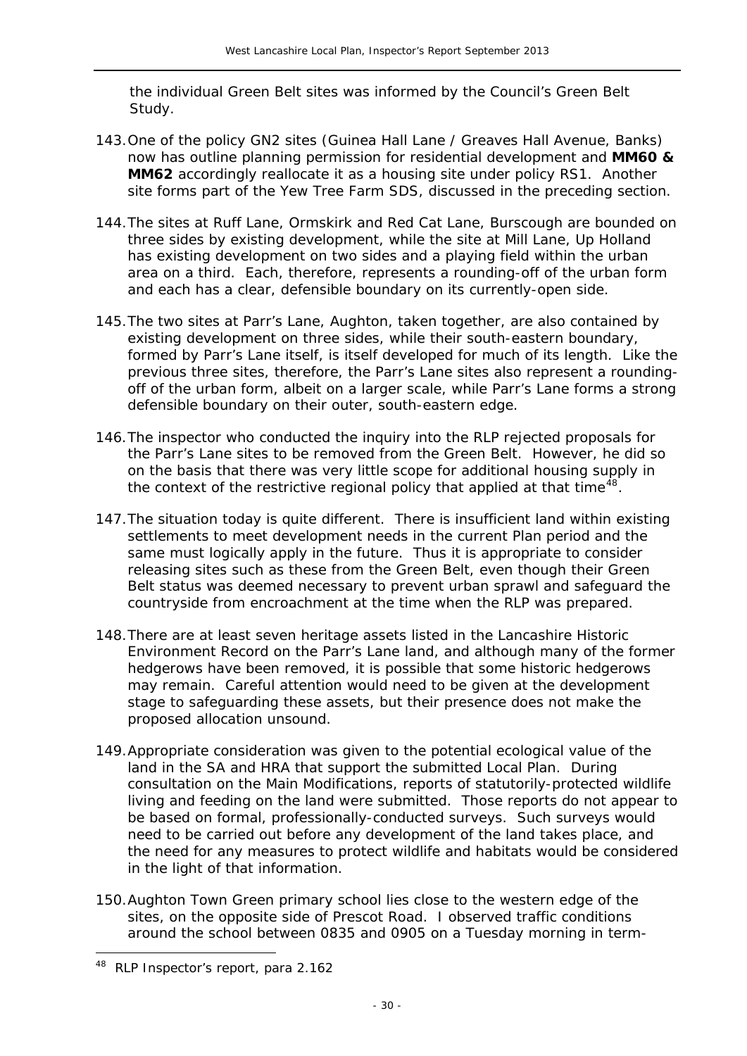the individual Green Belt sites was informed by the Council's Green Belt Study.

143. One of the policy GN2 sites (Guinea Hall Lane / Greaves Hall Avenue, Banks) now has outline planning permission for residential development and **MM60 & MM62** accordingly reallocate it as a housing site under policy RS1. Another site forms part of the Yew Tree Farm SDS, discussed in the preceding section.

144. The sites at Ruff Lane, Ormskirk and Red Cat Lane, Burscough are bounded on three sides by existing development, while the site at Mill Lane, Up Holland has existing development on two sides and a playing field within the urban area on a third. Each, therefore, represents a rounding-off of the urban form and each has a clear, defensible boundary on its currently-open side.

145. The two sites at Parr's Lane, Aughton, taken together, are also contained by existing development on three sides, while their south-eastern boundary, formed by Parr's Lane itself, is itself developed for much of its length. Like the previous three sites, therefore, the Parr's Lane sites also represent a rounding-off of the urban form, albeit on a larger scale, while Parr's Lane forms a strong defensible boundary on their outer, south-eastern edge.

146. The inspector who conducted the inquiry into the RLP rejected proposals for the Parr's Lane sites to be removed from the Green Belt. However, he did so on the basis that there was very little scope for additional housing supply in the context of the restrictive regional policy that applied at that time[48].

147. The situation today is quite different. There is insufficient land within existing settlements to meet development needs in the current Plan period and the same must logically apply in the future. Thus it is appropriate to consider releasing sites such as these from the Green Belt, even though their Green Belt status was deemed necessary to prevent urban sprawl and safeguard the countryside from encroachment at the time when the RLP was prepared.

148. There are at least seven heritage assets listed in the Lancashire Historic Environment Record on the Parr's Lane land, and although many of the former hedgerows have been removed, it is possible that some historic hedgerows may remain. Careful attention would need to be given at the development stage to safeguarding these assets, but their presence does not make the proposed allocation unsound.

149. Appropriate consideration was given to the potential ecological value of the land in the SA and HRA that support the submitted Local Plan. During consultation on the Main Modifications, reports of statutorily-protected wildlife living and feeding on the land were submitted. Those reports do not appear to be based on formal, professionally-conducted surveys. Such surveys would need to be carried out before any development of the land takes place, and the need for any measures to protect wildlife and habitats would be considered in the light of that information.

150. Aughton Town Green primary school lies close to the western edge of the sites, on the opposite side of Prescot Road. I observed traffic conditions around the school between 0835 and 0905 on a Tuesday morning in term-

---

[48] RLP Inspector's report, para 2.162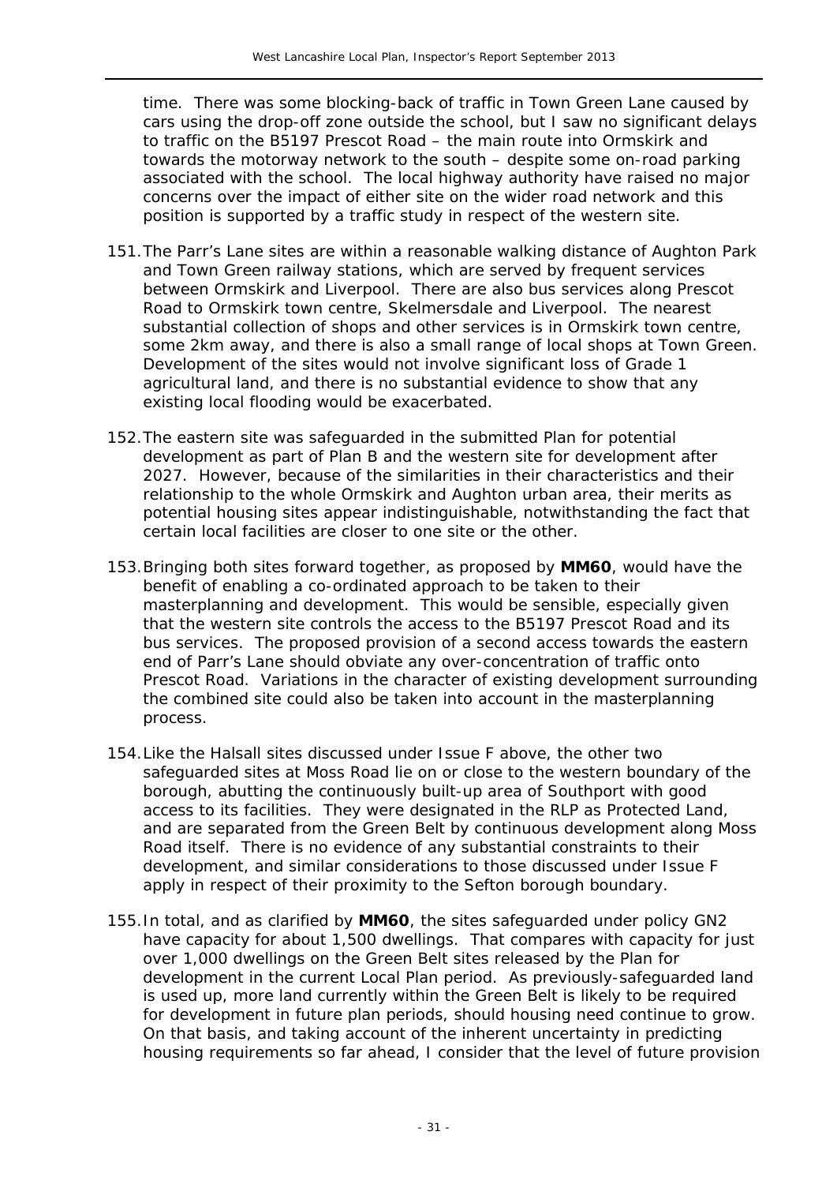time. There was some blocking-back of traffic in Town Green Lane caused by cars using the drop-off zone outside the school, but I saw no significant delays to traffic on the B5197 Prescot Road – the main route into Ormskirk and towards the motorway network to the south – despite some on-road parking associated with the school. The local highway authority have raised no major concerns over the impact of either site on the wider road network and this position is supported by a traffic study in respect of the western site.

151. The Parr's Lane sites are within a reasonable walking distance of Aughton Park and Town Green railway stations, which are served by frequent services between Ormskirk and Liverpool. There are also bus services along Prescot Road to Ormskirk town centre, Skelmersdale and Liverpool. The nearest substantial collection of shops and other services is in Ormskirk town centre, some 2km away, and there is also a small range of local shops at Town Green. Development of the sites would not involve significant loss of Grade 1 agricultural land, and there is no substantial evidence to show that any existing local flooding would be exacerbated.

152. The eastern site was safeguarded in the submitted Plan for potential development as part of Plan B and the western site for development after 2027. However, because of the similarities in their characteristics and their relationship to the whole Ormskirk and Aughton urban area, their merits as potential housing sites appear indistinguishable, notwithstanding the fact that certain local facilities are closer to one site or the other.

153. Bringing both sites forward together, as proposed by **MM60**, would have the benefit of enabling a co-ordinated approach to be taken to their masterplanning and development. This would be sensible, especially given that the western site controls the access to the B5197 Prescot Road and its bus services. The proposed provision of a second access towards the eastern end of Parr's Lane should obviate any over-concentration of traffic onto Prescot Road. Variations in the character of existing development surrounding the combined site could also be taken into account in the masterplanning process.

154. Like the Halsall sites discussed under Issue F above, the other two safeguarded sites at Moss Road lie on or close to the western boundary of the borough, abutting the continuously built-up area of Southport with good access to its facilities. They were designated in the RLP as Protected Land, and are separated from the Green Belt by continuous development along Moss Road itself. There is no evidence of any substantial constraints to their development, and similar considerations to those discussed under Issue F apply in respect of their proximity to the Sefton borough boundary.

155. In total, and as clarified by **MM60**, the sites safeguarded under policy GN2 have capacity for about 1,500 dwellings. That compares with capacity for just over 1,000 dwellings on the Green Belt sites released by the Plan for development in the current Local Plan period. As previously-safeguarded land is used up, more land currently within the Green Belt is likely to be required for development in future plan periods, should housing need continue to grow. On that basis, and taking account of the inherent uncertainty in predicting housing requirements so far ahead, I consider that the level of future provision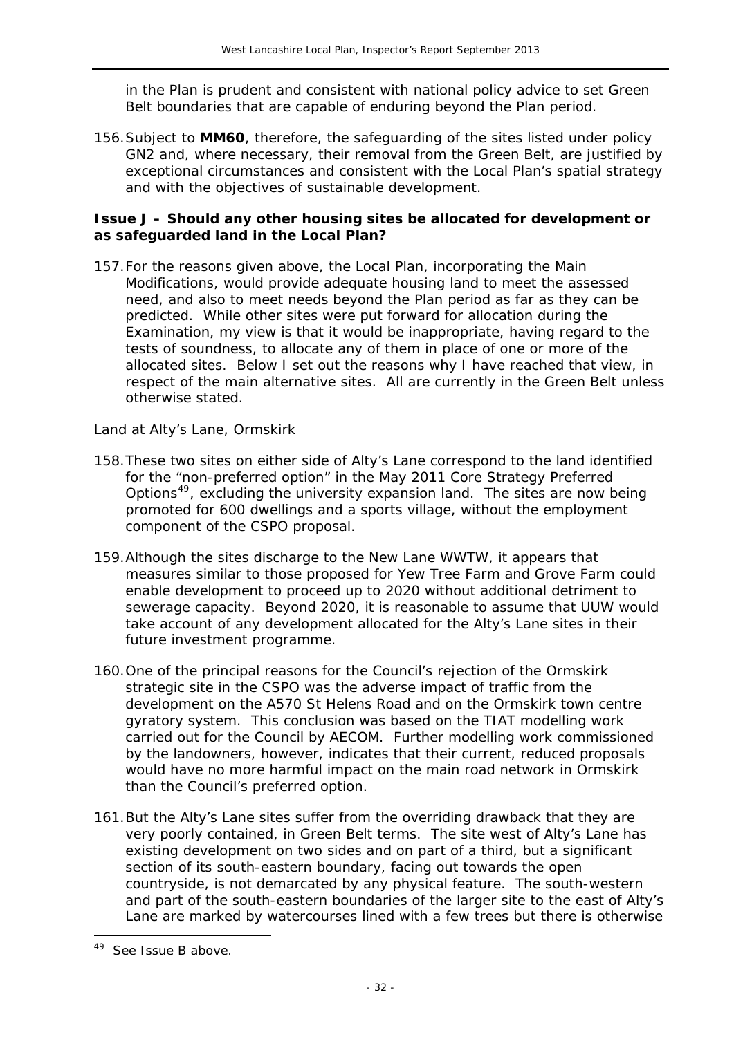in the Plan is prudent and consistent with national policy advice to set Green Belt boundaries that are capable of enduring beyond the Plan period.

156. Subject to **MM60**, therefore, the safeguarding of the sites listed under policy GN2 and, where necessary, their removal from the Green Belt, are justified by exceptional circumstances and consistent with the Local Plan's spatial strategy and with the objectives of sustainable development.

**Issue J – Should any other housing sites be allocated for development or as safeguarded land in the Local Plan?**

157. For the reasons given above, the Local Plan, incorporating the Main Modifications, would provide adequate housing land to meet the assessed need, and also to meet needs beyond the Plan period as far as they can be predicted. While other sites were put forward for allocation during the Examination, my view is that it would be inappropriate, having regard to the tests of soundness, to allocate any of them in place of one or more of the allocated sites. Below I set out the reasons why I have reached that view, in respect of the main alternative sites. All are currently in the Green Belt unless otherwise stated.

*Land at Alty's Lane, Ormskirk*

158. These two sites on either side of Alty's Lane correspond to the land identified for the "non-preferred option" in the May 2011 Core Strategy Preferred Options[49], excluding the university expansion land. The sites are now being promoted for 600 dwellings and a sports village, without the employment component of the CSPO proposal.

159. Although the sites discharge to the New Lane WWTW, it appears that measures similar to those proposed for Yew Tree Farm and Grove Farm could enable development to proceed up to 2020 without additional detriment to sewerage capacity. Beyond 2020, it is reasonable to assume that UUW would take account of any development allocated for the Alty's Lane sites in their future investment programme.

160. One of the principal reasons for the Council's rejection of the Ormskirk strategic site in the CSPO was the adverse impact of traffic from the development on the A570 St Helens Road and on the Ormskirk town centre gyratory system. This conclusion was based on the TIAT modelling work carried out for the Council by AECOM. Further modelling work commissioned by the landowners, however, indicates that their current, reduced proposals would have no more harmful impact on the main road network in Ormskirk than the Council's preferred option.

161. But the Alty's Lane sites suffer from the overriding drawback that they are very poorly contained, in Green Belt terms. The site west of Alty's Lane has existing development on two sides and on part of a third, but a significant section of its south-eastern boundary, facing out towards the open countryside, is not demarcated by any physical feature. The south-western and part of the south-eastern boundaries of the larger site to the east of Alty's Lane are marked by watercourses lined with a few trees but there is otherwise

[49] See Issue B above.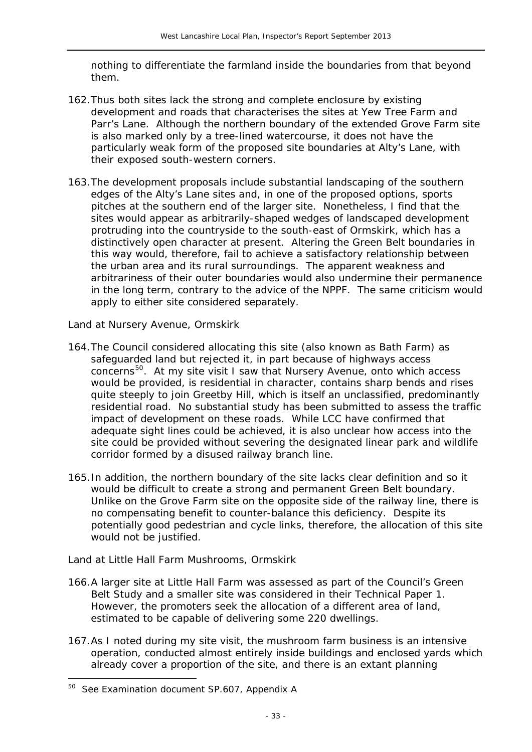nothing to differentiate the farmland inside the boundaries from that beyond them.

162. Thus both sites lack the strong and complete enclosure by existing development and roads that characterises the sites at Yew Tree Farm and Parr's Lane. Although the northern boundary of the extended Grove Farm site is also marked only by a tree-lined watercourse, it does not have the particularly weak form of the proposed site boundaries at Alty's Lane, with their exposed south-western corners.

163. The development proposals include substantial landscaping of the southern edges of the Alty's Lane sites and, in one of the proposed options, sports pitches at the southern end of the larger site. Nonetheless, I find that the sites would appear as arbitrarily-shaped wedges of landscaped development protruding into the countryside to the south-east of Ormskirk, which has a distinctively open character at present. Altering the Green Belt boundaries in this way would, therefore, fail to achieve a satisfactory relationship between the urban area and its rural surroundings. The apparent weakness and arbitrariness of their outer boundaries would also undermine their permanence in the long term, contrary to the advice of the NPPF. The same criticism would apply to either site considered separately.

*Land at Nursery Avenue, Ormskirk*

164. The Council considered allocating this site (also known as Bath Farm) as safeguarded land but rejected it, in part because of highways access concerns[50]. At my site visit I saw that Nursery Avenue, onto which access would be provided, is residential in character, contains sharp bends and rises quite steeply to join Greetby Hill, which is itself an unclassified, predominantly residential road. No substantial study has been submitted to assess the traffic impact of development on these roads. While LCC have confirmed that adequate sight lines could be achieved, it is also unclear how access into the site could be provided without severing the designated linear park and wildlife corridor formed by a disused railway branch line.

165. In addition, the northern boundary of the site lacks clear definition and so it would be difficult to create a strong and permanent Green Belt boundary. Unlike on the Grove Farm site on the opposite side of the railway line, there is no compensating benefit to counter-balance this deficiency. Despite its potentially good pedestrian and cycle links, therefore, the allocation of this site would not be justified.

*Land at Little Hall Farm Mushrooms, Ormskirk*

166. A larger site at Little Hall Farm was assessed as part of the Council's Green Belt Study and a smaller site was considered in their Technical Paper 1. However, the promoters seek the allocation of a different area of land, estimated to be capable of delivering some 220 dwellings.

167. As I noted during my site visit, the mushroom farm business is an intensive operation, conducted almost entirely inside buildings and enclosed yards which already cover a proportion of the site, and there is an extant planning

[50] See Examination document SP.607, Appendix A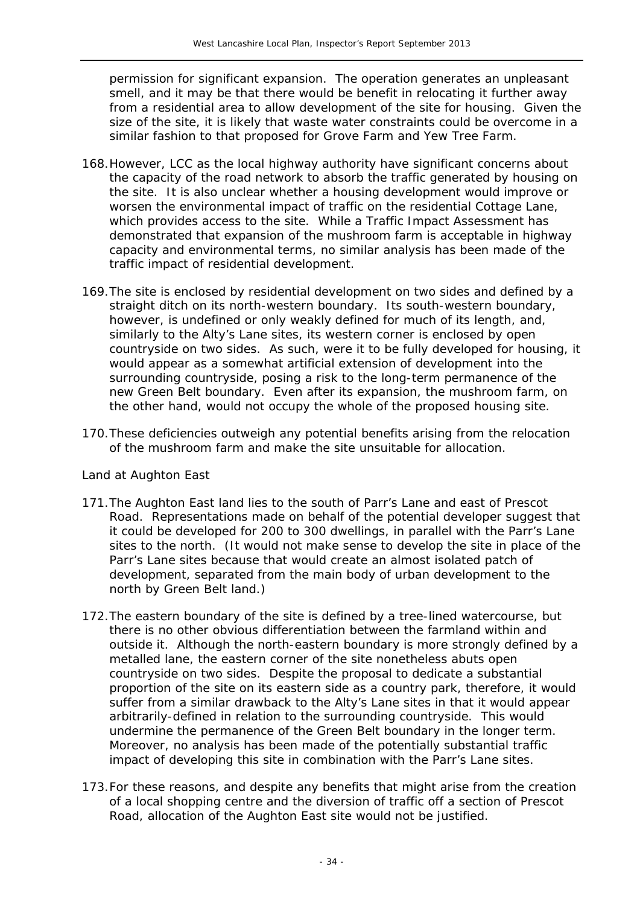permission for significant expansion. The operation generates an unpleasant smell, and it may be that there would be benefit in relocating it further away from a residential area to allow development of the site for housing. Given the size of the site, it is likely that waste water constraints could be overcome in a similar fashion to that proposed for Grove Farm and Yew Tree Farm.

168. However, LCC as the local highway authority have significant concerns about the capacity of the road network to absorb the traffic generated by housing on the site. It is also unclear whether a housing development would improve or worsen the environmental impact of traffic on the residential Cottage Lane, which provides access to the site. While a Traffic Impact Assessment has demonstrated that expansion of the mushroom farm is acceptable in highway capacity and environmental terms, no similar analysis has been made of the traffic impact of residential development.

169. The site is enclosed by residential development on two sides and defined by a straight ditch on its north-western boundary. Its south-western boundary, however, is undefined or only weakly defined for much of its length, and, similarly to the Alty's Lane sites, its western corner is enclosed by open countryside on two sides. As such, were it to be fully developed for housing, it would appear as a somewhat artificial extension of development into the surrounding countryside, posing a risk to the long-term permanence of the new Green Belt boundary. Even after its expansion, the mushroom farm, on the other hand, would not occupy the whole of the proposed housing site.

170. These deficiencies outweigh any potential benefits arising from the relocation of the mushroom farm and make the site unsuitable for allocation.

*Land at Aughton East*

171. The Aughton East land lies to the south of Parr's Lane and east of Prescot Road. Representations made on behalf of the potential developer suggest that it could be developed for 200 to 300 dwellings, in parallel with the Parr's Lane sites to the north. (It would not make sense to develop the site in place of the Parr's Lane sites because that would create an almost isolated patch of development, separated from the main body of urban development to the north by Green Belt land.)

172. The eastern boundary of the site is defined by a tree-lined watercourse, but there is no other obvious differentiation between the farmland within and outside it. Although the north-eastern boundary is more strongly defined by a metalled lane, the eastern corner of the site nonetheless abuts open countryside on two sides. Despite the proposal to dedicate a substantial proportion of the site on its eastern side as a country park, therefore, it would suffer from a similar drawback to the Alty's Lane sites in that it would appear arbitrarily-defined in relation to the surrounding countryside. This would undermine the permanence of the Green Belt boundary in the longer term. Moreover, no analysis has been made of the potentially substantial traffic impact of developing this site in combination with the Parr's Lane sites.

173. For these reasons, and despite any benefits that might arise from the creation of a local shopping centre and the diversion of traffic off a section of Prescot Road, allocation of the Aughton East site would not be justified.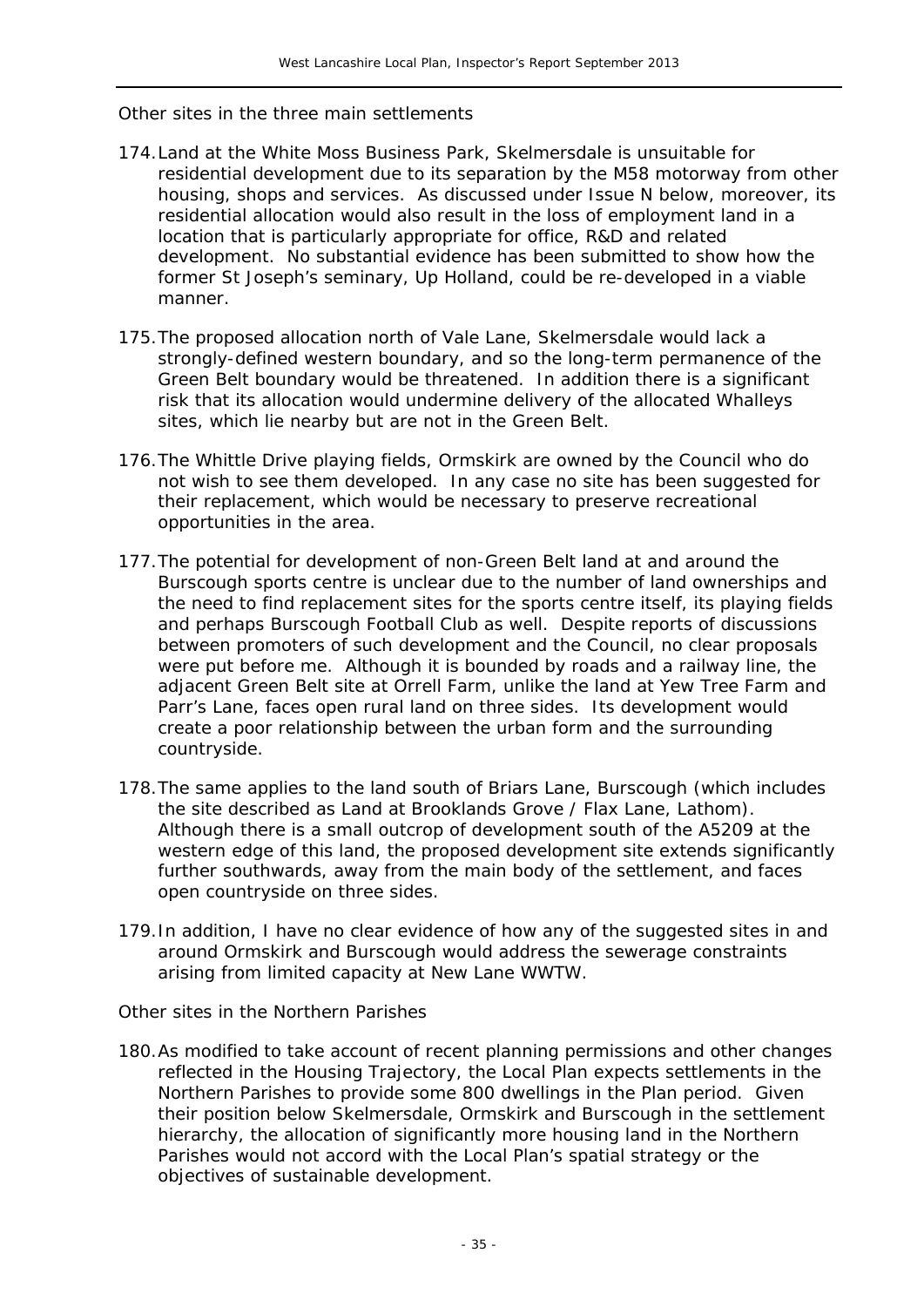Other sites in the three main settlements

174. Land at the White Moss Business Park, Skelmersdale is unsuitable for residential development due to its separation by the M58 motorway from other housing, shops and services. As discussed under Issue N below, moreover, its residential allocation would also result in the loss of employment land in a location that is particularly appropriate for office, R&D and related development. No substantial evidence has been submitted to show how the former St Joseph's seminary, Up Holland, could be re-developed in a viable manner.

175. The proposed allocation north of Vale Lane, Skelmersdale would lack a strongly-defined western boundary, and so the long-term permanence of the Green Belt boundary would be threatened. In addition there is a significant risk that its allocation would undermine delivery of the allocated Whalleys sites, which lie nearby but are not in the Green Belt.

176. The Whittle Drive playing fields, Ormskirk are owned by the Council who do not wish to see them developed. In any case no site has been suggested for their replacement, which would be necessary to preserve recreational opportunities in the area.

177. The potential for development of non-Green Belt land at and around the Burscough sports centre is unclear due to the number of land ownerships and the need to find replacement sites for the sports centre itself, its playing fields and perhaps Burscough Football Club as well. Despite reports of discussions between promoters of such development and the Council, no clear proposals were put before me. Although it is bounded by roads and a railway line, the adjacent Green Belt site at Orrell Farm, unlike the land at Yew Tree Farm and Parr's Lane, faces open rural land on three sides. Its development would create a poor relationship between the urban form and the surrounding countryside.

178. The same applies to the land south of Briars Lane, Burscough (which includes the site described as Land at Brooklands Grove / Flax Lane, Lathom). Although there is a small outcrop of development south of the A5209 at the western edge of this land, the proposed development site extends significantly further southwards, away from the main body of the settlement, and faces open countryside on three sides.

179. In addition, I have no clear evidence of how any of the suggested sites in and around Ormskirk and Burscough would address the sewerage constraints arising from limited capacity at New Lane WWTW.

Other sites in the Northern Parishes

180. As modified to take account of recent planning permissions and other changes reflected in the Housing Trajectory, the Local Plan expects settlements in the Northern Parishes to provide some 800 dwellings in the Plan period. Given their position below Skelmersdale, Ormskirk and Burscough in the settlement hierarchy, the allocation of significantly more housing land in the Northern Parishes would not accord with the Local Plan's spatial strategy or the objectives of sustainable development.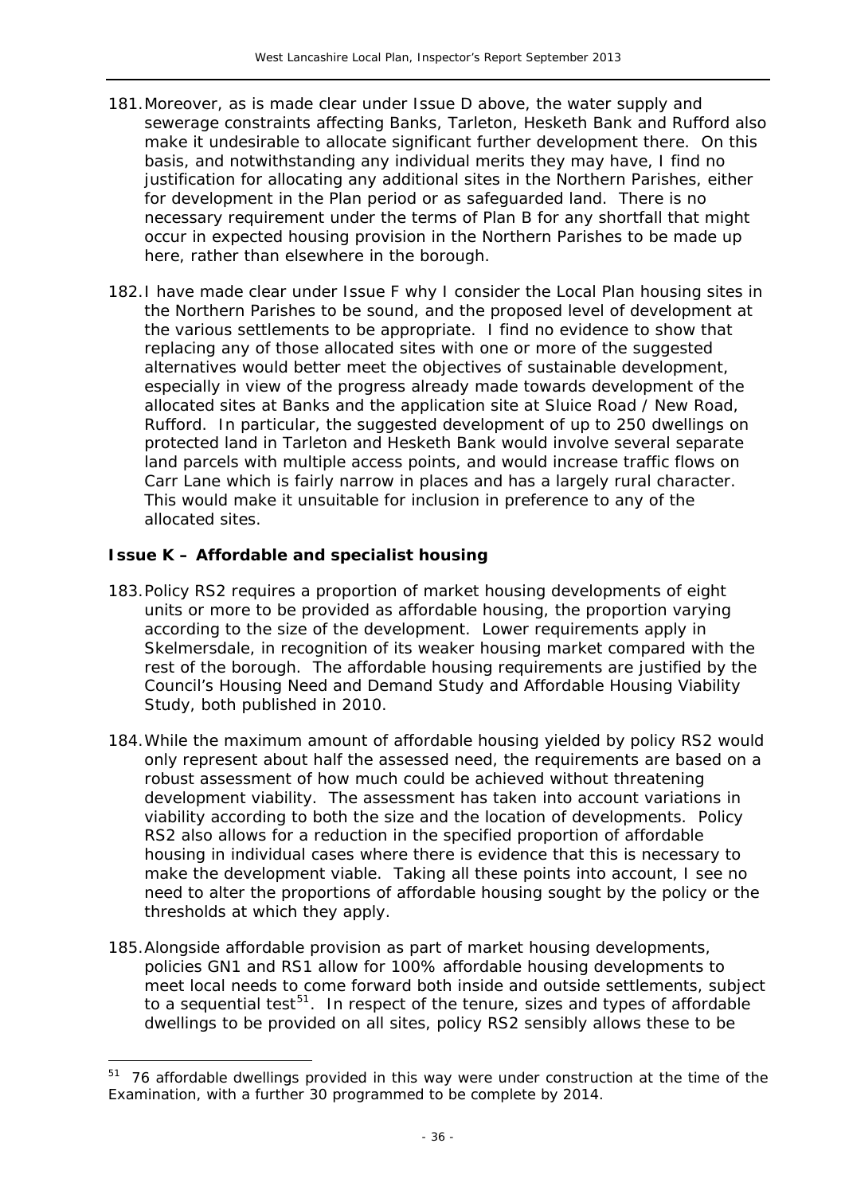181. Moreover, as is made clear under Issue D above, the water supply and sewerage constraints affecting Banks, Tarleton, Hesketh Bank and Rufford also make it undesirable to allocate significant further development there. On this basis, and notwithstanding any individual merits they may have, I find no justification for allocating any additional sites in the Northern Parishes, either for development in the Plan period or as safeguarded land. There is no necessary requirement under the terms of Plan B for any shortfall that might occur in expected housing provision in the Northern Parishes to be made up here, rather than elsewhere in the borough.

182. I have made clear under Issue F why I consider the Local Plan housing sites in the Northern Parishes to be sound, and the proposed level of development at the various settlements to be appropriate. I find no evidence to show that replacing any of those allocated sites with one or more of the suggested alternatives would better meet the objectives of sustainable development, especially in view of the progress already made towards development of the allocated sites at Banks and the application site at Sluice Road / New Road, Rufford. In particular, the suggested development of up to 250 dwellings on protected land in Tarleton and Hesketh Bank would involve several separate land parcels with multiple access points, and would increase traffic flows on Carr Lane which is fairly narrow in places and has a largely rural character. This would make it unsuitable for inclusion in preference to any of the allocated sites.

### Issue K – Affordable and specialist housing

183. Policy RS2 requires a proportion of market housing developments of eight units or more to be provided as affordable housing, the proportion varying according to the size of the development. Lower requirements apply in Skelmersdale, in recognition of its weaker housing market compared with the rest of the borough. The affordable housing requirements are justified by the Council's Housing Need and Demand Study and Affordable Housing Viability Study, both published in 2010.

184. While the maximum amount of affordable housing yielded by policy RS2 would only represent about half the assessed need, the requirements are based on a robust assessment of how much could be achieved without threatening development viability. The assessment has taken into account variations in viability according to both the size and the location of developments. Policy RS2 also allows for a reduction in the specified proportion of affordable housing in individual cases where there is evidence that this is necessary to make the development viable. Taking all these points into account, I see no need to alter the proportions of affordable housing sought by the policy or the thresholds at which they apply.

185. Alongside affordable provision as part of market housing developments, policies GN1 and RS1 allow for 100% affordable housing developments to meet local needs to come forward both inside and outside settlements, subject to a sequential test[51]. In respect of the tenure, sizes and types of affordable dwellings to be provided on all sites, policy RS2 sensibly allows these to be

---

[51] 76 affordable dwellings provided in this way were under construction at the time of the Examination, with a further 30 programmed to be complete by 2014.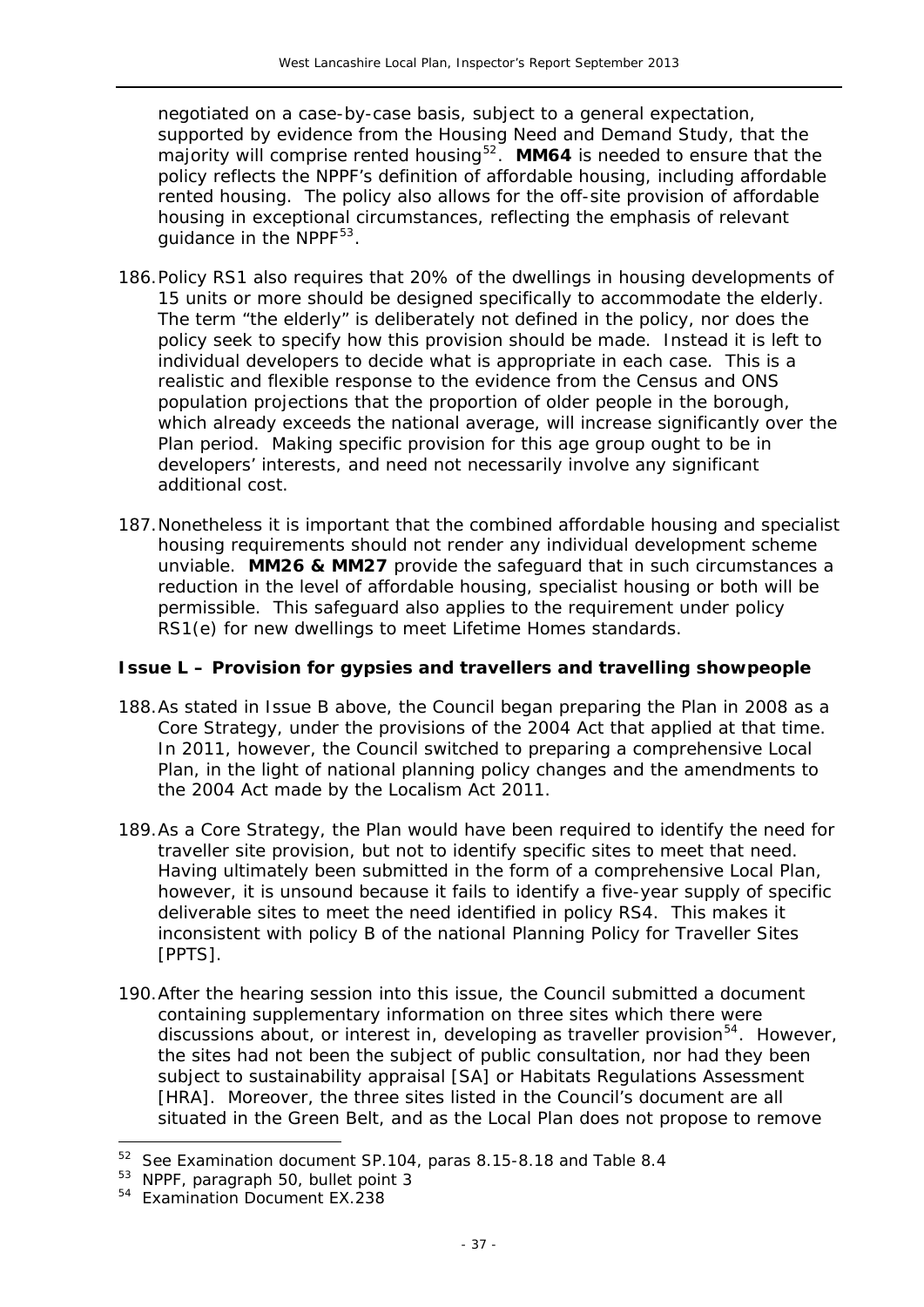negotiated on a case-by-case basis, subject to a general expectation, supported by evidence from the Housing Need and Demand Study, that the majority will comprise rented housing[52]. **MM64** is needed to ensure that the policy reflects the NPPF's definition of affordable housing, including affordable rented housing. The policy also allows for the off-site provision of affordable housing in exceptional circumstances, reflecting the emphasis of relevant guidance in the NPPF[53].

186. Policy RS1 also requires that 20% of the dwellings in housing developments of 15 units or more should be designed specifically to accommodate the elderly. The term "the elderly" is deliberately not defined in the policy, nor does the policy seek to specify how this provision should be made. Instead it is left to individual developers to decide what is appropriate in each case. This is a realistic and flexible response to the evidence from the Census and ONS population projections that the proportion of older people in the borough, which already exceeds the national average, will increase significantly over the Plan period. Making specific provision for this age group ought to be in developers' interests, and need not necessarily involve any significant additional cost.

187. Nonetheless it is important that the combined affordable housing and specialist housing requirements should not render any individual development scheme unviable. **MM26 & MM27** provide the safeguard that in such circumstances a reduction in the level of affordable housing, specialist housing or both will be permissible. This safeguard also applies to the requirement under policy RS1(e) for new dwellings to meet Lifetime Homes standards.

### Issue L – Provision for gypsies and travellers and travelling showpeople

188. As stated in Issue B above, the Council began preparing the Plan in 2008 as a Core Strategy, under the provisions of the 2004 Act that applied at that time. In 2011, however, the Council switched to preparing a comprehensive Local Plan, in the light of national planning policy changes and the amendments to the 2004 Act made by the Localism Act 2011.

189. As a Core Strategy, the Plan would have been required to identify the need for traveller site provision, but not to identify specific sites to meet that need. Having ultimately been submitted in the form of a comprehensive Local Plan, however, it is unsound because it fails to identify a five-year supply of specific deliverable sites to meet the need identified in policy RS4. This makes it inconsistent with policy B of the national Planning Policy for Traveller Sites [PPTS].

190. After the hearing session into this issue, the Council submitted a document containing supplementary information on three sites which there were discussions about, or interest in, developing as traveller provision[54]. However, the sites had not been the subject of public consultation, nor had they been subject to sustainability appraisal [SA] or Habitats Regulations Assessment [HRA]. Moreover, the three sites listed in the Council's document are all situated in the Green Belt, and as the Local Plan does not propose to remove

---

[52] See Examination document SP.104, paras 8.15-8.18 and Table 8.4

[53] NPPF, paragraph 50, bullet point 3

[54] Examination Document EX.238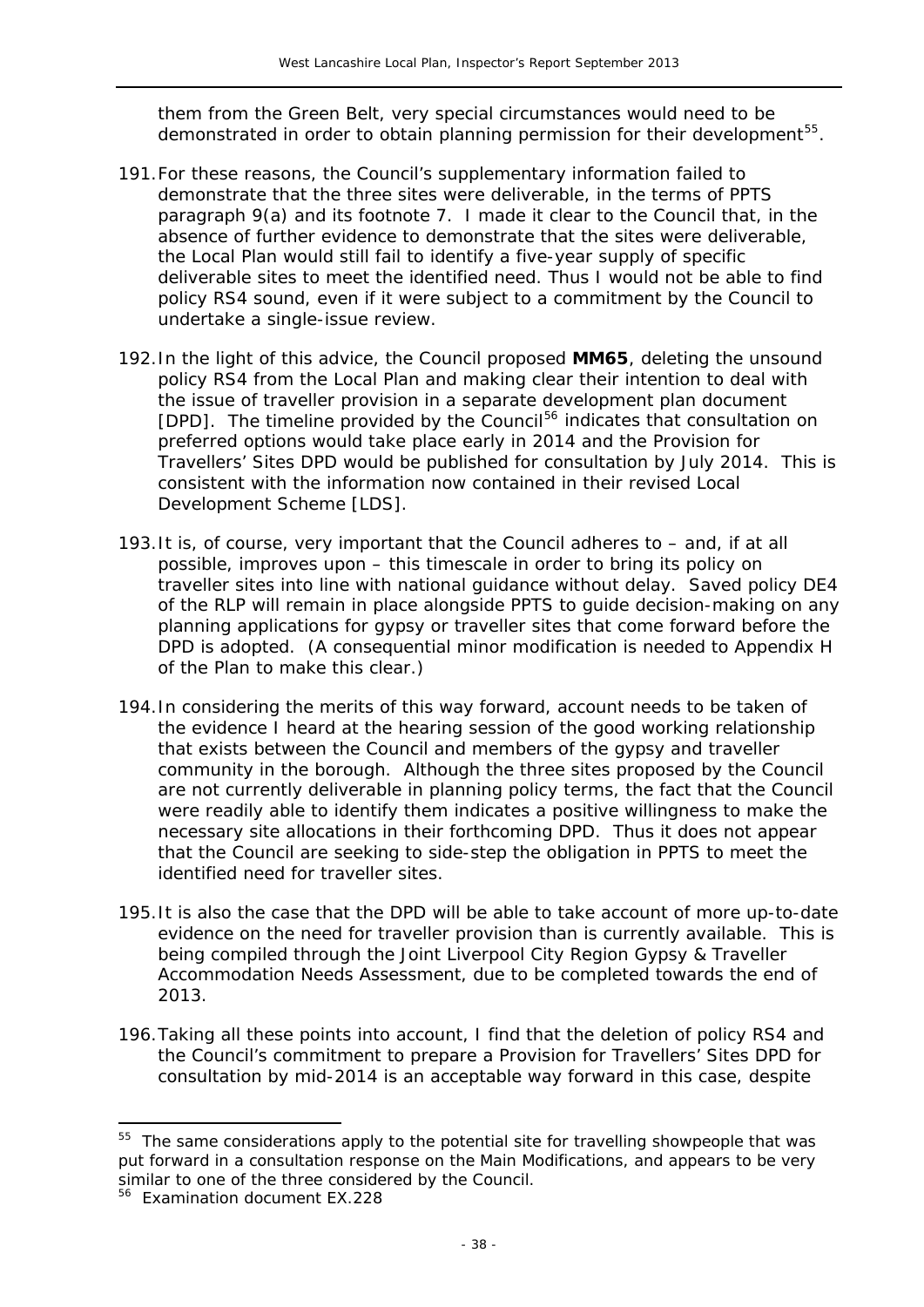them from the Green Belt, very special circumstances would need to be demonstrated in order to obtain planning permission for their development[55].

191.For these reasons, the Council's supplementary information failed to demonstrate that the three sites were deliverable, in the terms of PPTS paragraph 9(a) and its footnote 7. I made it clear to the Council that, in the absence of further evidence to demonstrate that the sites were deliverable, the Local Plan would still fail to identify a five-year supply of specific deliverable sites to meet the identified need. Thus I would not be able to find policy RS4 sound, even if it were subject to a commitment by the Council to undertake a single-issue review.

192.In the light of this advice, the Council proposed **MM65**, deleting the unsound policy RS4 from the Local Plan and making clear their intention to deal with the issue of traveller provision in a separate development plan document [DPD]. The timeline provided by the Council[56] indicates that consultation on preferred options would take place early in 2014 and the Provision for Travellers' Sites DPD would be published for consultation by July 2014. This is consistent with the information now contained in their revised Local Development Scheme [LDS].

193.It is, of course, very important that the Council adheres to – and, if at all possible, improves upon – this timescale in order to bring its policy on traveller sites into line with national guidance without delay. Saved policy DE4 of the RLP will remain in place alongside PPTS to guide decision-making on any planning applications for gypsy or traveller sites that come forward before the DPD is adopted. (A consequential minor modification is needed to Appendix H of the Plan to make this clear.)

194.In considering the merits of this way forward, account needs to be taken of the evidence I heard at the hearing session of the good working relationship that exists between the Council and members of the gypsy and traveller community in the borough. Although the three sites proposed by the Council are not currently deliverable in planning policy terms, the fact that the Council were readily able to identify them indicates a positive willingness to make the necessary site allocations in their forthcoming DPD. Thus it does not appear that the Council are seeking to side-step the obligation in PPTS to meet the identified need for traveller sites.

195.It is also the case that the DPD will be able to take account of more up-to-date evidence on the need for traveller provision than is currently available. This is being compiled through the Joint Liverpool City Region Gypsy & Traveller Accommodation Needs Assessment, due to be completed towards the end of 2013.

196.Taking all these points into account, I find that the deletion of policy RS4 and the Council's commitment to prepare a Provision for Travellers' Sites DPD for consultation by mid-2014 is an acceptable way forward in this case, despite

---

[55] The same considerations apply to the potential site for travelling showpeople that was put forward in a consultation response on the Main Modifications, and appears to be very similar to one of the three considered by the Council.

[56] Examination document EX.228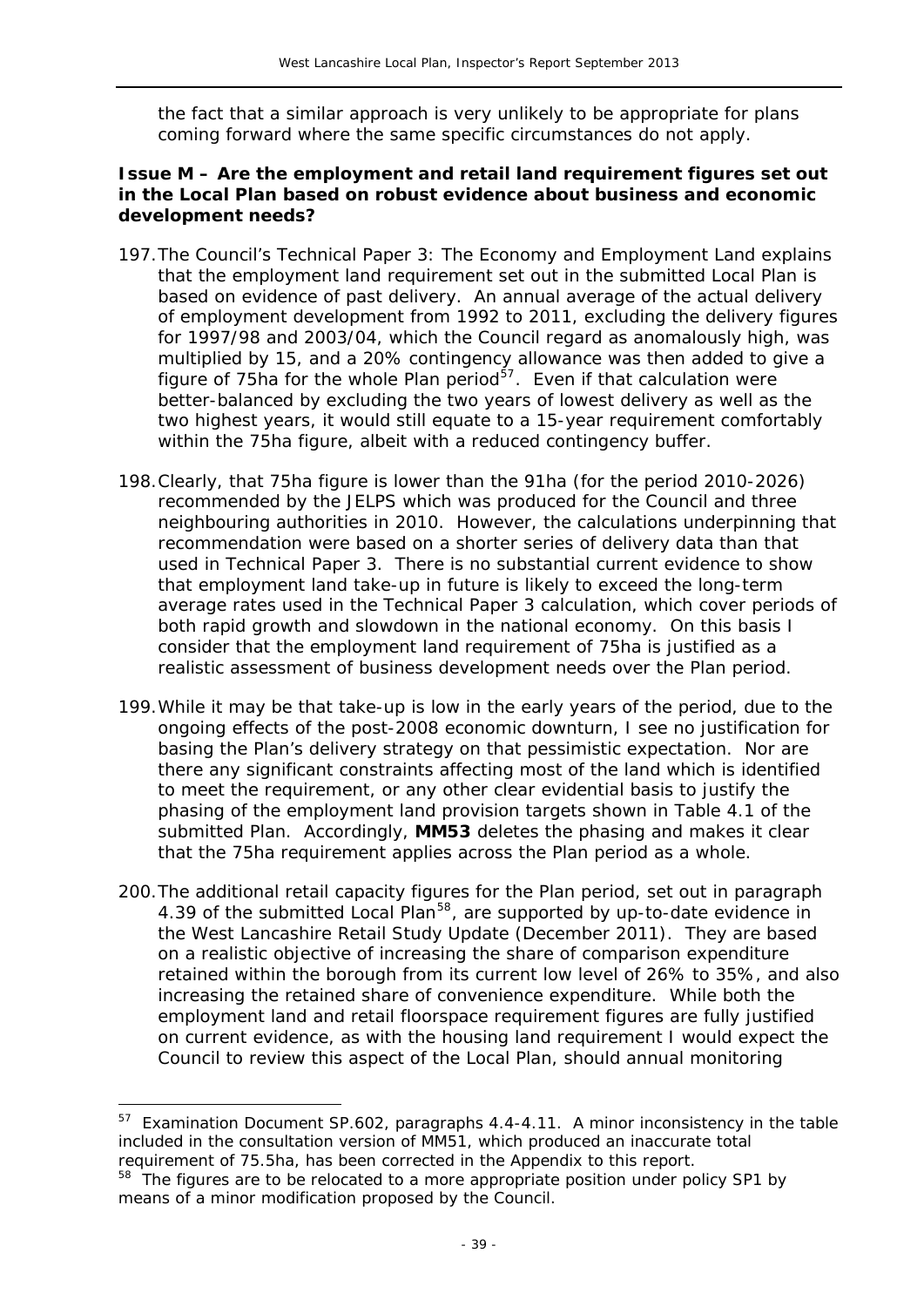the fact that a similar approach is very unlikely to be appropriate for plans coming forward where the same specific circumstances do not apply.

**Issue M – Are the employment and retail land requirement figures set out in the Local Plan based on robust evidence about business and economic development needs?**

197. The Council's Technical Paper 3: The Economy and Employment Land explains that the employment land requirement set out in the submitted Local Plan is based on evidence of past delivery. An annual average of the actual delivery of employment development from 1992 to 2011, excluding the delivery figures for 1997/98 and 2003/04, which the Council regard as anomalously high, was multiplied by 15, and a 20% contingency allowance was then added to give a figure of 75ha for the whole Plan period[57]. Even if that calculation were better-balanced by excluding the two years of lowest delivery as well as the two highest years, it would still equate to a 15-year requirement comfortably within the 75ha figure, albeit with a reduced contingency buffer.

198. Clearly, that 75ha figure is lower than the 91ha (for the period 2010-2026) recommended by the JELPS which was produced for the Council and three neighbouring authorities in 2010. However, the calculations underpinning that recommendation were based on a shorter series of delivery data than that used in Technical Paper 3. There is no substantial current evidence to show that employment land take-up in future is likely to exceed the long-term average rates used in the Technical Paper 3 calculation, which cover periods of both rapid growth and slowdown in the national economy. On this basis I consider that the employment land requirement of 75ha is justified as a realistic assessment of business development needs over the Plan period.

199. While it may be that take-up is low in the early years of the period, due to the ongoing effects of the post-2008 economic downturn, I see no justification for basing the Plan's delivery strategy on that pessimistic expectation. Nor are there any significant constraints affecting most of the land which is identified to meet the requirement, or any other clear evidential basis to justify the phasing of the employment land provision targets shown in Table 4.1 of the submitted Plan. Accordingly, **MM53** deletes the phasing and makes it clear that the 75ha requirement applies across the Plan period as a whole.

200. The additional retail capacity figures for the Plan period, set out in paragraph 4.39 of the submitted Local Plan[58], are supported by up-to-date evidence in the West Lancashire Retail Study Update (December 2011). They are based on a realistic objective of increasing the share of comparison expenditure retained within the borough from its current low level of 26% to 35%, and also increasing the retained share of convenience expenditure. While both the employment land and retail floorspace requirement figures are fully justified on current evidence, as with the housing land requirement I would expect the Council to review this aspect of the Local Plan, should annual monitoring

---

[57] Examination Document SP.602, paragraphs 4.4-4.11. A minor inconsistency in the table included in the consultation version of MM51, which produced an inaccurate total requirement of 75.5ha, has been corrected in the Appendix to this report.

[58] The figures are to be relocated to a more appropriate position under policy SP1 by means of a minor modification proposed by the Council.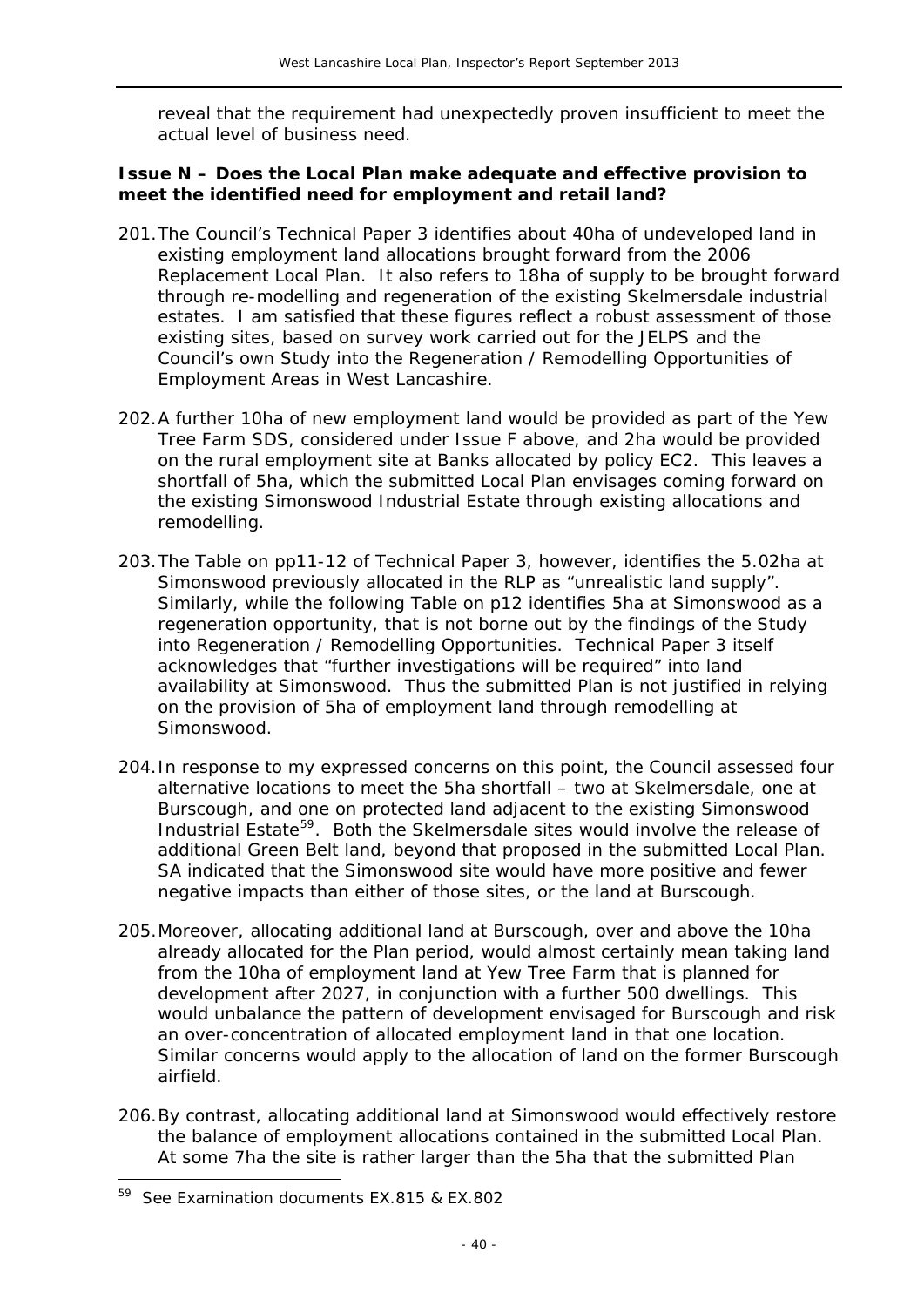reveal that the requirement had unexpectedly proven insufficient to meet the actual level of business need.

**Issue N – Does the Local Plan make adequate and effective provision to meet the identified need for employment and retail land?**

201. The Council's Technical Paper 3 identifies about 40ha of undeveloped land in existing employment land allocations brought forward from the 2006 Replacement Local Plan. It also refers to 18ha of supply to be brought forward through re-modelling and regeneration of the existing Skelmersdale industrial estates. I am satisfied that these figures reflect a robust assessment of those existing sites, based on survey work carried out for the JELPS and the Council's own Study into the Regeneration / Remodelling Opportunities of Employment Areas in West Lancashire.

202. A further 10ha of new employment land would be provided as part of the Yew Tree Farm SDS, considered under Issue F above, and 2ha would be provided on the rural employment site at Banks allocated by policy EC2. This leaves a shortfall of 5ha, which the submitted Local Plan envisages coming forward on the existing Simonswood Industrial Estate through existing allocations and remodelling.

203. The Table on pp11-12 of Technical Paper 3, however, identifies the 5.02ha at Simonswood previously allocated in the RLP as "unrealistic land supply". Similarly, while the following Table on p12 identifies 5ha at Simonswood as a regeneration opportunity, that is not borne out by the findings of the Study into Regeneration / Remodelling Opportunities. Technical Paper 3 itself acknowledges that "further investigations will be required" into land availability at Simonswood. Thus the submitted Plan is not justified in relying on the provision of 5ha of employment land through remodelling at Simonswood.

204. In response to my expressed concerns on this point, the Council assessed four alternative locations to meet the 5ha shortfall – two at Skelmersdale, one at Burscough, and one on protected land adjacent to the existing Simonswood Industrial Estate[59]. Both the Skelmersdale sites would involve the release of additional Green Belt land, beyond that proposed in the submitted Local Plan. SA indicated that the Simonswood site would have more positive and fewer negative impacts than either of those sites, or the land at Burscough.

205. Moreover, allocating additional land at Burscough, over and above the 10ha already allocated for the Plan period, would almost certainly mean taking land from the 10ha of employment land at Yew Tree Farm that is planned for development after 2027, in conjunction with a further 500 dwellings. This would unbalance the pattern of development envisaged for Burscough and risk an over-concentration of allocated employment land in that one location. Similar concerns would apply to the allocation of land on the former Burscough airfield.

206. By contrast, allocating additional land at Simonswood would effectively restore the balance of employment allocations contained in the submitted Local Plan. At some 7ha the site is rather larger than the 5ha that the submitted Plan

---

[59] See Examination documents EX.815 & EX.802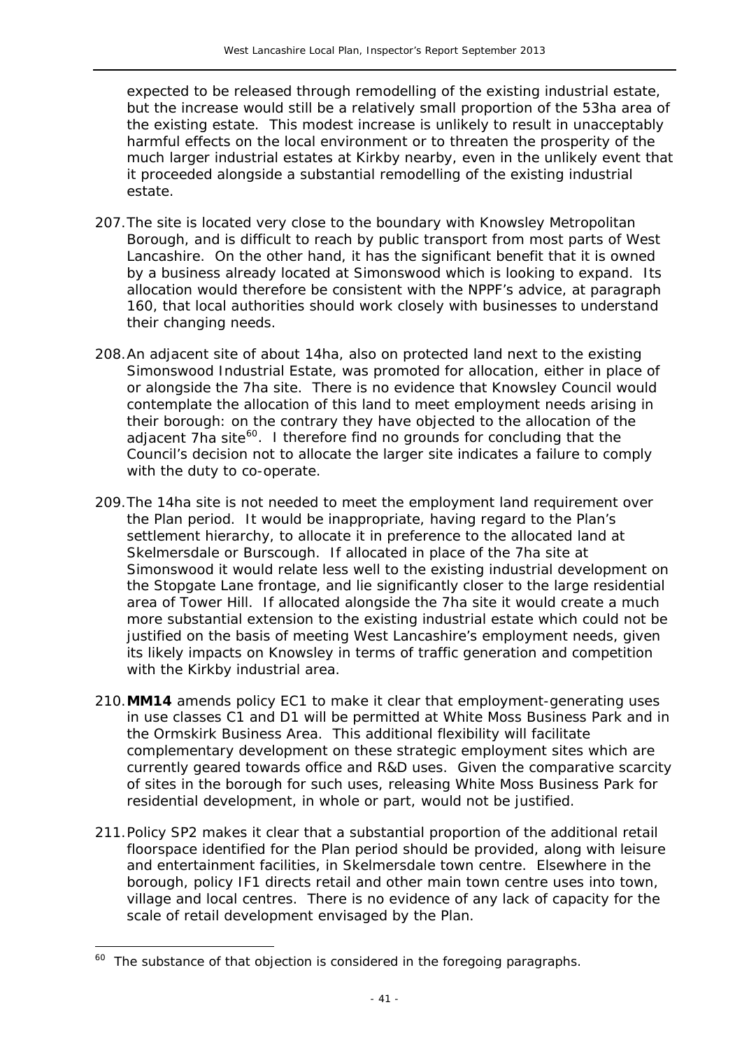expected to be released through remodelling of the existing industrial estate, but the increase would still be a relatively small proportion of the 53ha area of the existing estate. This modest increase is unlikely to result in unacceptably harmful effects on the local environment or to threaten the prosperity of the much larger industrial estates at Kirkby nearby, even in the unlikely event that it proceeded alongside a substantial remodelling of the existing industrial estate.

207. The site is located very close to the boundary with Knowsley Metropolitan Borough, and is difficult to reach by public transport from most parts of West Lancashire. On the other hand, it has the significant benefit that it is owned by a business already located at Simonswood which is looking to expand. Its allocation would therefore be consistent with the NPPF's advice, at paragraph 160, that local authorities should work closely with businesses to understand their changing needs.

208. An adjacent site of about 14ha, also on protected land next to the existing Simonswood Industrial Estate, was promoted for allocation, either in place of or alongside the 7ha site. There is no evidence that Knowsley Council would contemplate the allocation of this land to meet employment needs arising in their borough: on the contrary they have objected to the allocation of the adjacent 7ha site[60]. I therefore find no grounds for concluding that the Council's decision not to allocate the larger site indicates a failure to comply with the duty to co-operate.

209. The 14ha site is not needed to meet the employment land requirement over the Plan period. It would be inappropriate, having regard to the Plan's settlement hierarchy, to allocate it in preference to the allocated land at Skelmersdale or Burscough. If allocated in place of the 7ha site at Simonswood it would relate less well to the existing industrial development on the Stopgate Lane frontage, and lie significantly closer to the large residential area of Tower Hill. If allocated alongside the 7ha site it would create a much more substantial extension to the existing industrial estate which could not be justified on the basis of meeting West Lancashire's employment needs, given its likely impacts on Knowsley in terms of traffic generation and competition with the Kirkby industrial area.

210. **MM14** amends policy EC1 to make it clear that employment-generating uses in use classes C1 and D1 will be permitted at White Moss Business Park and in the Ormskirk Business Area. This additional flexibility will facilitate complementary development on these strategic employment sites which are currently geared towards office and R&D uses. Given the comparative scarcity of sites in the borough for such uses, releasing White Moss Business Park for residential development, in whole or part, would not be justified.

211. Policy SP2 makes it clear that a substantial proportion of the additional retail floorspace identified for the Plan period should be provided, along with leisure and entertainment facilities, in Skelmersdale town centre. Elsewhere in the borough, policy IF1 directs retail and other main town centre uses into town, village and local centres. There is no evidence of any lack of capacity for the scale of retail development envisaged by the Plan.

---

[60] The substance of that objection is considered in the foregoing paragraphs.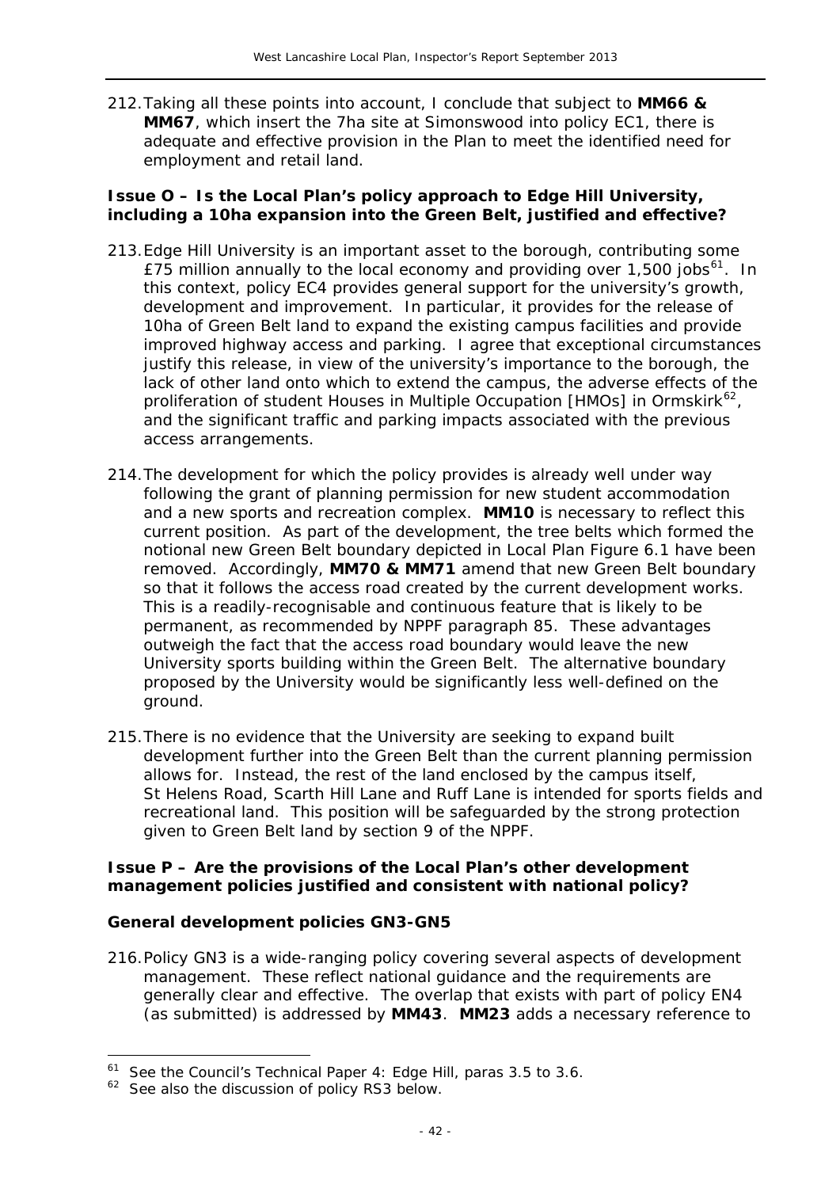212. Taking all these points into account, I conclude that subject to **MM66 & MM67**, which insert the 7ha site at Simonswood into policy EC1, there is adequate and effective provision in the Plan to meet the identified need for employment and retail land.

**Issue O – Is the Local Plan's policy approach to Edge Hill University, including a 10ha expansion into the Green Belt, justified and effective?**

213. Edge Hill University is an important asset to the borough, contributing some £75 million annually to the local economy and providing over 1,500 jobs[61]. In this context, policy EC4 provides general support for the university's growth, development and improvement. In particular, it provides for the release of 10ha of Green Belt land to expand the existing campus facilities and provide improved highway access and parking. I agree that exceptional circumstances justify this release, in view of the university's importance to the borough, the lack of other land onto which to extend the campus, the adverse effects of the proliferation of student Houses in Multiple Occupation [HMOs] in Ormskirk[62], and the significant traffic and parking impacts associated with the previous access arrangements.

214. The development for which the policy provides is already well under way following the grant of planning permission for new student accommodation and a new sports and recreation complex. **MM10** is necessary to reflect this current position. As part of the development, the tree belts which formed the notional new Green Belt boundary depicted in Local Plan Figure 6.1 have been removed. Accordingly, **MM70 & MM71** amend that new Green Belt boundary so that it follows the access road created by the current development works. This is a readily-recognisable and continuous feature that is likely to be permanent, as recommended by NPPF paragraph 85. These advantages outweigh the fact that the access road boundary would leave the new University sports building within the Green Belt. The alternative boundary proposed by the University would be significantly less well-defined on the ground.

215. There is no evidence that the University are seeking to expand built development further into the Green Belt than the current planning permission allows for. Instead, the rest of the land enclosed by the campus itself, St Helens Road, Scarth Hill Lane and Ruff Lane is intended for sports fields and recreational land. This position will be safeguarded by the strong protection given to Green Belt land by section 9 of the NPPF.

**Issue P – Are the provisions of the Local Plan's other development management policies justified and consistent with national policy?**

**General development policies GN3-GN5**

216. Policy GN3 is a wide-ranging policy covering several aspects of development management. These reflect national guidance and the requirements are generally clear and effective. The overlap that exists with part of policy EN4 (as submitted) is addressed by **MM43**. **MM23** adds a necessary reference to

---

[61] See the Council's Technical Paper 4: Edge Hill, paras 3.5 to 3.6.

[62] See also the discussion of policy RS3 below.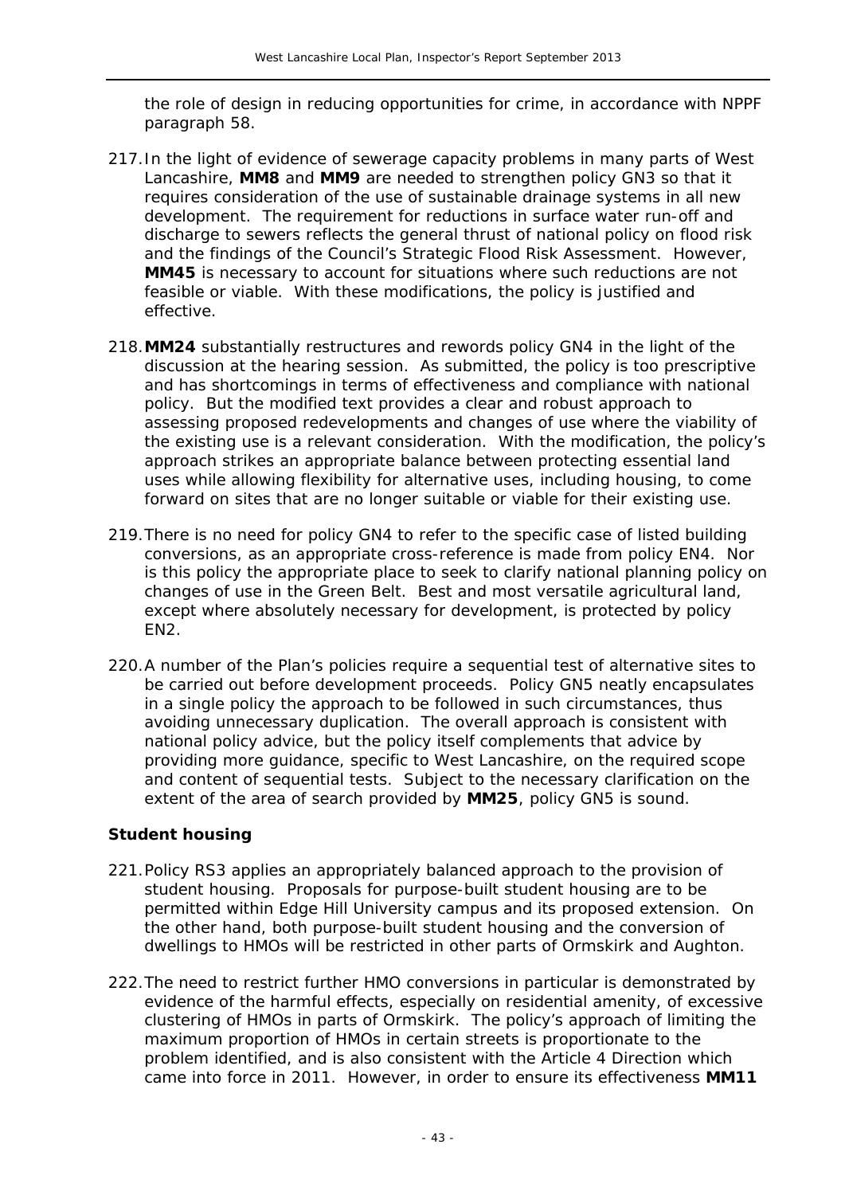the role of design in reducing opportunities for crime, in accordance with NPPF paragraph 58.

217. In the light of evidence of sewerage capacity problems in many parts of West Lancashire, **MM8** and **MM9** are needed to strengthen policy GN3 so that it requires consideration of the use of sustainable drainage systems in all new development. The requirement for reductions in surface water run-off and discharge to sewers reflects the general thrust of national policy on flood risk and the findings of the Council's Strategic Flood Risk Assessment. However, **MM45** is necessary to account for situations where such reductions are not feasible or viable. With these modifications, the policy is justified and effective.

218. **MM24** substantially restructures and rewords policy GN4 in the light of the discussion at the hearing session. As submitted, the policy is too prescriptive and has shortcomings in terms of effectiveness and compliance with national policy. But the modified text provides a clear and robust approach to assessing proposed redevelopments and changes of use where the viability of the existing use is a relevant consideration. With the modification, the policy's approach strikes an appropriate balance between protecting essential land uses while allowing flexibility for alternative uses, including housing, to come forward on sites that are no longer suitable or viable for their existing use.

219. There is no need for policy GN4 to refer to the specific case of listed building conversions, as an appropriate cross-reference is made from policy EN4. Nor is this policy the appropriate place to seek to clarify national planning policy on changes of use in the Green Belt. Best and most versatile agricultural land, except where absolutely necessary for development, is protected by policy EN2.

220. A number of the Plan's policies require a sequential test of alternative sites to be carried out before development proceeds. Policy GN5 neatly encapsulates in a single policy the approach to be followed in such circumstances, thus avoiding unnecessary duplication. The overall approach is consistent with national policy advice, but the policy itself complements that advice by providing more guidance, specific to West Lancashire, on the required scope and content of sequential tests. Subject to the necessary clarification on the extent of the area of search provided by **MM25**, policy GN5 is sound.

### Student housing

221. Policy RS3 applies an appropriately balanced approach to the provision of student housing. Proposals for purpose-built student housing are to be permitted within Edge Hill University campus and its proposed extension. On the other hand, both purpose-built student housing and the conversion of dwellings to HMOs will be restricted in other parts of Ormskirk and Aughton.

222. The need to restrict further HMO conversions in particular is demonstrated by evidence of the harmful effects, especially on residential amenity, of excessive clustering of HMOs in parts of Ormskirk. The policy's approach of limiting the maximum proportion of HMOs in certain streets is proportionate to the problem identified, and is also consistent with the Article 4 Direction which came into force in 2011. However, in order to ensure its effectiveness **MM11**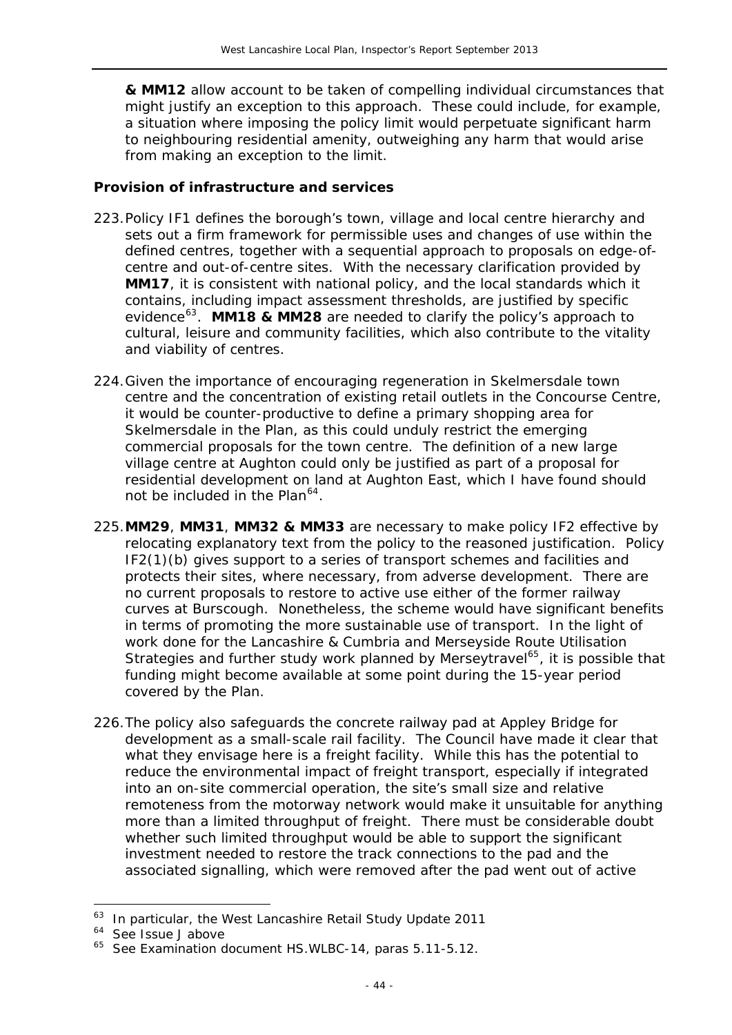**& MM12** allow account to be taken of compelling individual circumstances that might justify an exception to this approach. These could include, for example, a situation where imposing the policy limit would perpetuate significant harm to neighbouring residential amenity, outweighing any harm that would arise from making an exception to the limit.

**Provision of infrastructure and services**

223. Policy IF1 defines the borough's town, village and local centre hierarchy and sets out a firm framework for permissible uses and changes of use within the defined centres, together with a sequential approach to proposals on edge-of-centre and out-of-centre sites. With the necessary clarification provided by **MM17**, it is consistent with national policy, and the local standards which it contains, including impact assessment thresholds, are justified by specific evidence[63]. **MM18 & MM28** are needed to clarify the policy's approach to cultural, leisure and community facilities, which also contribute to the vitality and viability of centres.

224. Given the importance of encouraging regeneration in Skelmersdale town centre and the concentration of existing retail outlets in the Concourse Centre, it would be counter-productive to define a primary shopping area for Skelmersdale in the Plan, as this could unduly restrict the emerging commercial proposals for the town centre. The definition of a new large village centre at Aughton could only be justified as part of a proposal for residential development on land at Aughton East, which I have found should not be included in the Plan[64].

225. **MM29**, **MM31**, **MM32 & MM33** are necessary to make policy IF2 effective by relocating explanatory text from the policy to the reasoned justification. Policy IF2(1)(b) gives support to a series of transport schemes and facilities and protects their sites, where necessary, from adverse development. There are no current proposals to restore to active use either of the former railway curves at Burscough. Nonetheless, the scheme would have significant benefits in terms of promoting the more sustainable use of transport. In the light of work done for the Lancashire & Cumbria and Merseyside Route Utilisation Strategies and further study work planned by Merseytravel[65], it is possible that funding might become available at some point during the 15-year period covered by the Plan.

226. The policy also safeguards the concrete railway pad at Appley Bridge for development as a small-scale rail facility. The Council have made it clear that what they envisage here is a freight facility. While this has the potential to reduce the environmental impact of freight transport, especially if integrated into an on-site commercial operation, the site's small size and relative remoteness from the motorway network would make it unsuitable for anything more than a limited throughput of freight. There must be considerable doubt whether such limited throughput would be able to support the significant investment needed to restore the track connections to the pad and the associated signalling, which were removed after the pad went out of active

---

[63] In particular, the West Lancashire Retail Study Update 2011

[64] See Issue J above

[65] See Examination document HS.WLBC-14, paras 5.11-5.12.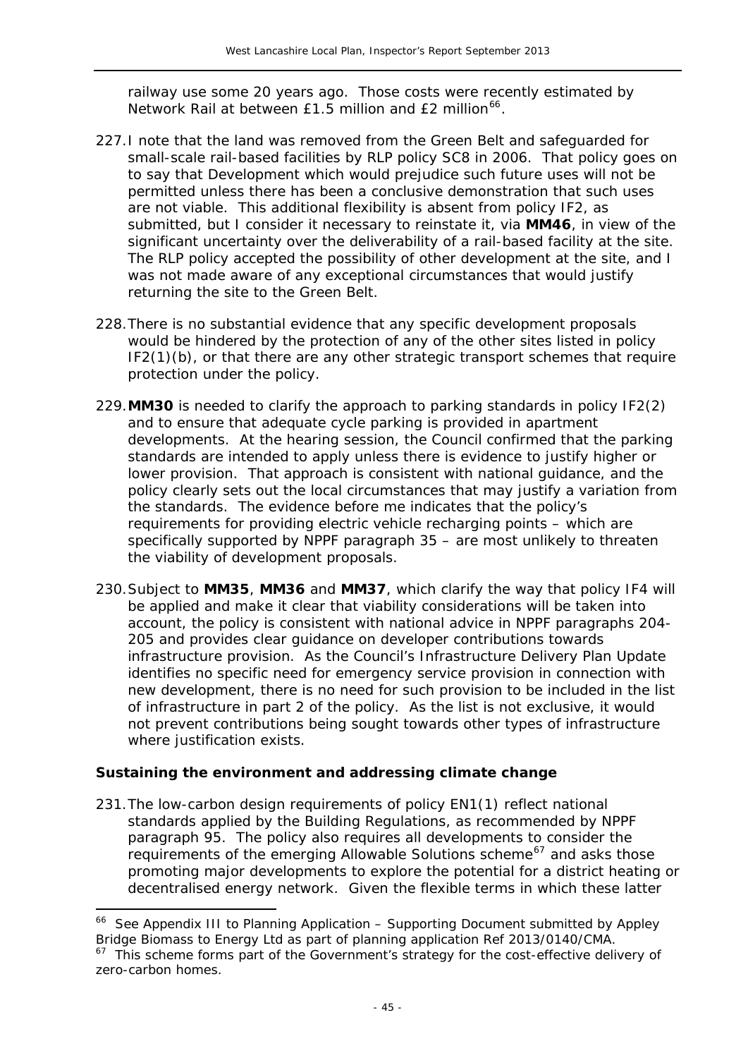railway use some 20 years ago. Those costs were recently estimated by Network Rail at between £1.5 million and £2 million[66].

227. I note that the land was removed from the Green Belt and safeguarded for small-scale rail-based facilities by RLP policy SC8 in 2006. That policy goes on to say that Development which would prejudice such future uses will not be permitted unless there has been a conclusive demonstration that such uses are not viable. This additional flexibility is absent from policy IF2, as submitted, but I consider it necessary to reinstate it, via **MM46**, in view of the significant uncertainty over the deliverability of a rail-based facility at the site. The RLP policy accepted the possibility of other development at the site, and I was not made aware of any exceptional circumstances that would justify returning the site to the Green Belt.

228. There is no substantial evidence that any specific development proposals would be hindered by the protection of any of the other sites listed in policy IF2(1)(b), or that there are any other strategic transport schemes that require protection under the policy.

229. **MM30** is needed to clarify the approach to parking standards in policy IF2(2) and to ensure that adequate cycle parking is provided in apartment developments. At the hearing session, the Council confirmed that the parking standards are intended to apply unless there is evidence to justify higher or lower provision. That approach is consistent with national guidance, and the policy clearly sets out the local circumstances that may justify a variation from the standards. The evidence before me indicates that the policy's requirements for providing electric vehicle recharging points – which are specifically supported by NPPF paragraph 35 – are most unlikely to threaten the viability of development proposals.

230. Subject to **MM35**, **MM36** and **MM37**, which clarify the way that policy IF4 will be applied and make it clear that viability considerations will be taken into account, the policy is consistent with national advice in NPPF paragraphs 204-205 and provides clear guidance on developer contributions towards infrastructure provision. As the Council's Infrastructure Delivery Plan Update identifies no specific need for emergency service provision in connection with new development, there is no need for such provision to be included in the list of infrastructure in part 2 of the policy. As the list is not exclusive, it would not prevent contributions being sought towards other types of infrastructure where justification exists.

### Sustaining the environment and addressing climate change

231. The low-carbon design requirements of policy EN1(1) reflect national standards applied by the Building Regulations, as recommended by NPPF paragraph 95. The policy also requires all developments to consider the requirements of the emerging Allowable Solutions scheme[67] and asks those promoting major developments to explore the potential for a district heating or decentralised energy network. Given the flexible terms in which these latter

---

[66] See Appendix III to Planning Application – Supporting Document submitted by Appley Bridge Biomass to Energy Ltd as part of planning application Ref 2013/0140/CMA.

[67] This scheme forms part of the Government's strategy for the cost-effective delivery of zero-carbon homes.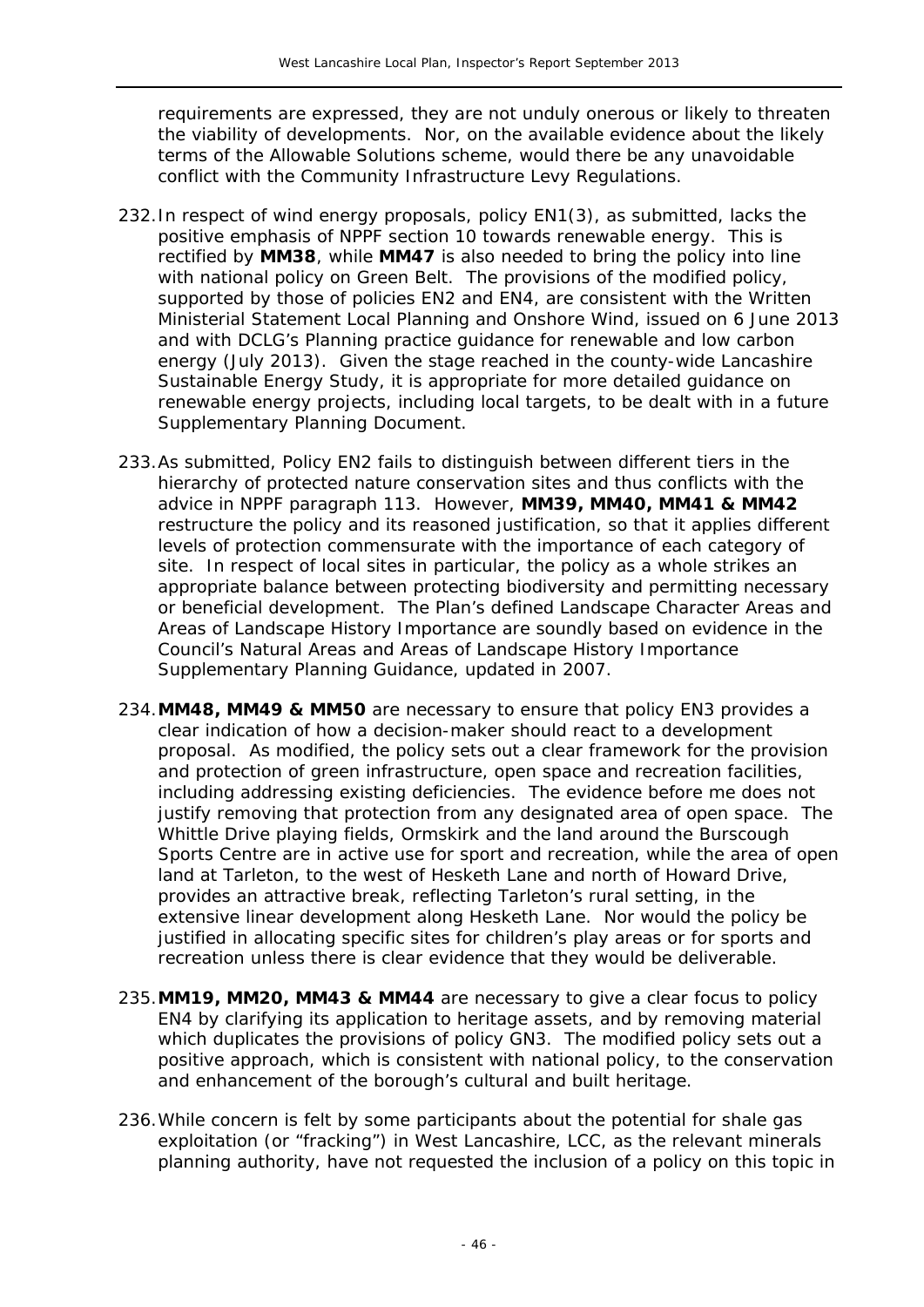requirements are expressed, they are not unduly onerous or likely to threaten the viability of developments. Nor, on the available evidence about the likely terms of the Allowable Solutions scheme, would there be any unavoidable conflict with the Community Infrastructure Levy Regulations.

232. In respect of wind energy proposals, policy EN1(3), as submitted, lacks the positive emphasis of NPPF section 10 towards renewable energy. This is rectified by **MM38**, while **MM47** is also needed to bring the policy into line with national policy on Green Belt. The provisions of the modified policy, supported by those of policies EN2 and EN4, are consistent with the Written Ministerial Statement Local Planning and Onshore Wind, issued on 6 June 2013 and with DCLG's Planning practice guidance for renewable and low carbon energy (July 2013). Given the stage reached in the county-wide Lancashire Sustainable Energy Study, it is appropriate for more detailed guidance on renewable energy projects, including local targets, to be dealt with in a future Supplementary Planning Document.

233. As submitted, Policy EN2 fails to distinguish between different tiers in the hierarchy of protected nature conservation sites and thus conflicts with the advice in NPPF paragraph 113. However, **MM39, MM40, MM41 & MM42** restructure the policy and its reasoned justification, so that it applies different levels of protection commensurate with the importance of each category of site. In respect of local sites in particular, the policy as a whole strikes an appropriate balance between protecting biodiversity and permitting necessary or beneficial development. The Plan's defined Landscape Character Areas and Areas of Landscape History Importance are soundly based on evidence in the Council's Natural Areas and Areas of Landscape History Importance Supplementary Planning Guidance, updated in 2007.

234. **MM48, MM49 & MM50** are necessary to ensure that policy EN3 provides a clear indication of how a decision-maker should react to a development proposal. As modified, the policy sets out a clear framework for the provision and protection of green infrastructure, open space and recreation facilities, including addressing existing deficiencies. The evidence before me does not justify removing that protection from any designated area of open space. The Whittle Drive playing fields, Ormskirk and the land around the Burscough Sports Centre are in active use for sport and recreation, while the area of open land at Tarleton, to the west of Hesketh Lane and north of Howard Drive, provides an attractive break, reflecting Tarleton's rural setting, in the extensive linear development along Hesketh Lane. Nor would the policy be justified in allocating specific sites for children's play areas or for sports and recreation unless there is clear evidence that they would be deliverable.

235. **MM19, MM20, MM43 & MM44** are necessary to give a clear focus to policy EN4 by clarifying its application to heritage assets, and by removing material which duplicates the provisions of policy GN3. The modified policy sets out a positive approach, which is consistent with national policy, to the conservation and enhancement of the borough's cultural and built heritage.

236. While concern is felt by some participants about the potential for shale gas exploitation (or "fracking") in West Lancashire, LCC, as the relevant minerals planning authority, have not requested the inclusion of a policy on this topic in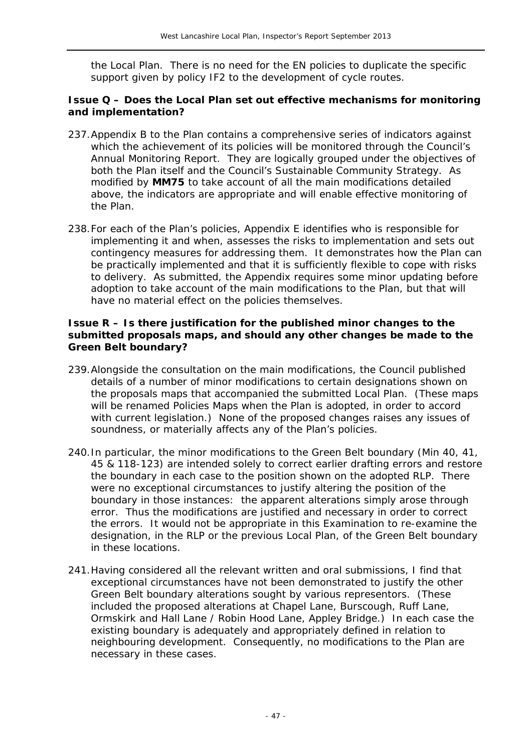the Local Plan. There is no need for the EN policies to duplicate the specific support given by policy IF2 to the development of cycle routes.

**Issue Q – Does the Local Plan set out effective mechanisms for monitoring and implementation?**

237. Appendix B to the Plan contains a comprehensive series of indicators against which the achievement of its policies will be monitored through the Council's Annual Monitoring Report. They are logically grouped under the objectives of both the Plan itself and the Council's Sustainable Community Strategy. As modified by **MM75** to take account of all the main modifications detailed above, the indicators are appropriate and will enable effective monitoring of the Plan.

238. For each of the Plan's policies, Appendix E identifies who is responsible for implementing it and when, assesses the risks to implementation and sets out contingency measures for addressing them. It demonstrates how the Plan can be practically implemented and that it is sufficiently flexible to cope with risks to delivery. As submitted, the Appendix requires some minor updating before adoption to take account of the main modifications to the Plan, but that will have no material effect on the policies themselves.

**Issue R – Is there justification for the published minor changes to the submitted proposals maps, and should any other changes be made to the Green Belt boundary?**

239. Alongside the consultation on the main modifications, the Council published details of a number of minor modifications to certain designations shown on the proposals maps that accompanied the submitted Local Plan. (These maps will be renamed Policies Maps when the Plan is adopted, in order to accord with current legislation.) None of the proposed changes raises any issues of soundness, or materially affects any of the Plan's policies.

240. In particular, the minor modifications to the Green Belt boundary (Min 40, 41, 45 & 118-123) are intended solely to correct earlier drafting errors and restore the boundary in each case to the position shown on the adopted RLP. There were no exceptional circumstances to justify altering the position of the boundary in those instances: the apparent alterations simply arose through error. Thus the modifications are justified and necessary in order to correct the errors. It would not be appropriate in this Examination to re-examine the designation, in the RLP or the previous Local Plan, of the Green Belt boundary in these locations.

241. Having considered all the relevant written and oral submissions, I find that exceptional circumstances have not been demonstrated to justify the other Green Belt boundary alterations sought by various representors. (These included the proposed alterations at Chapel Lane, Burscough, Ruff Lane, Ormskirk and Hall Lane / Robin Hood Lane, Appley Bridge.) In each case the existing boundary is adequately and appropriately defined in relation to neighbouring development. Consequently, no modifications to the Plan are necessary in these cases.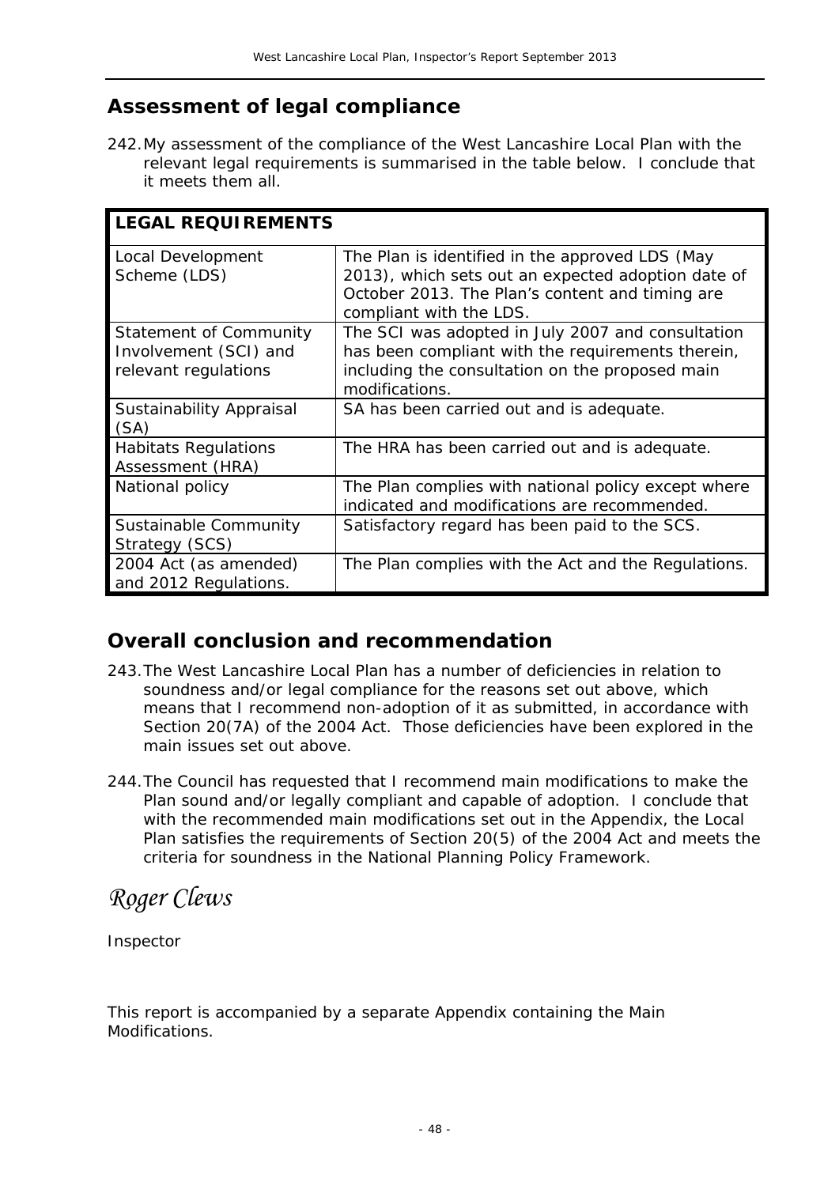## Assessment of legal compliance

242. My assessment of the compliance of the West Lancashire Local Plan with the relevant legal requirements is summarised in the table below. I conclude that it meets them all.

| **LEGAL REQUIREMENTS** | |
|---|---|
| Local Development Scheme (LDS) | The Plan is identified in the approved LDS (May 2013), which sets out an expected adoption date of October 2013. The Plan's content and timing are compliant with the LDS. |
| Statement of Community Involvement (SCI) and relevant regulations | The SCI was adopted in July 2007 and consultation has been compliant with the requirements therein, including the consultation on the proposed main modifications. |
| Sustainability Appraisal (SA) | SA has been carried out and is adequate. |
| Habitats Regulations Assessment (HRA) | The HRA has been carried out and is adequate. |
| National policy | The Plan complies with national policy except where indicated and modifications are recommended. |
| Sustainable Community Strategy (SCS) | Satisfactory regard has been paid to the SCS. |
| 2004 Act (as amended) and 2012 Regulations. | The Plan complies with the Act and the Regulations. |

## Overall conclusion and recommendation

243. The West Lancashire Local Plan has a number of deficiencies in relation to soundness and/or legal compliance for the reasons set out above, which means that I recommend non-adoption of it as submitted, in accordance with Section 20(7A) of the 2004 Act. Those deficiencies have been explored in the main issues set out above.

244. The Council has requested that I recommend main modifications to make the Plan sound and/or legally compliant and capable of adoption. I conclude that with the recommended main modifications set out in the Appendix, the Local Plan satisfies the requirements of Section 20(5) of the 2004 Act and meets the criteria for soundness in the National Planning Policy Framework.

*Roger Clews*

Inspector

This report is accompanied by a separate Appendix containing the Main Modifications.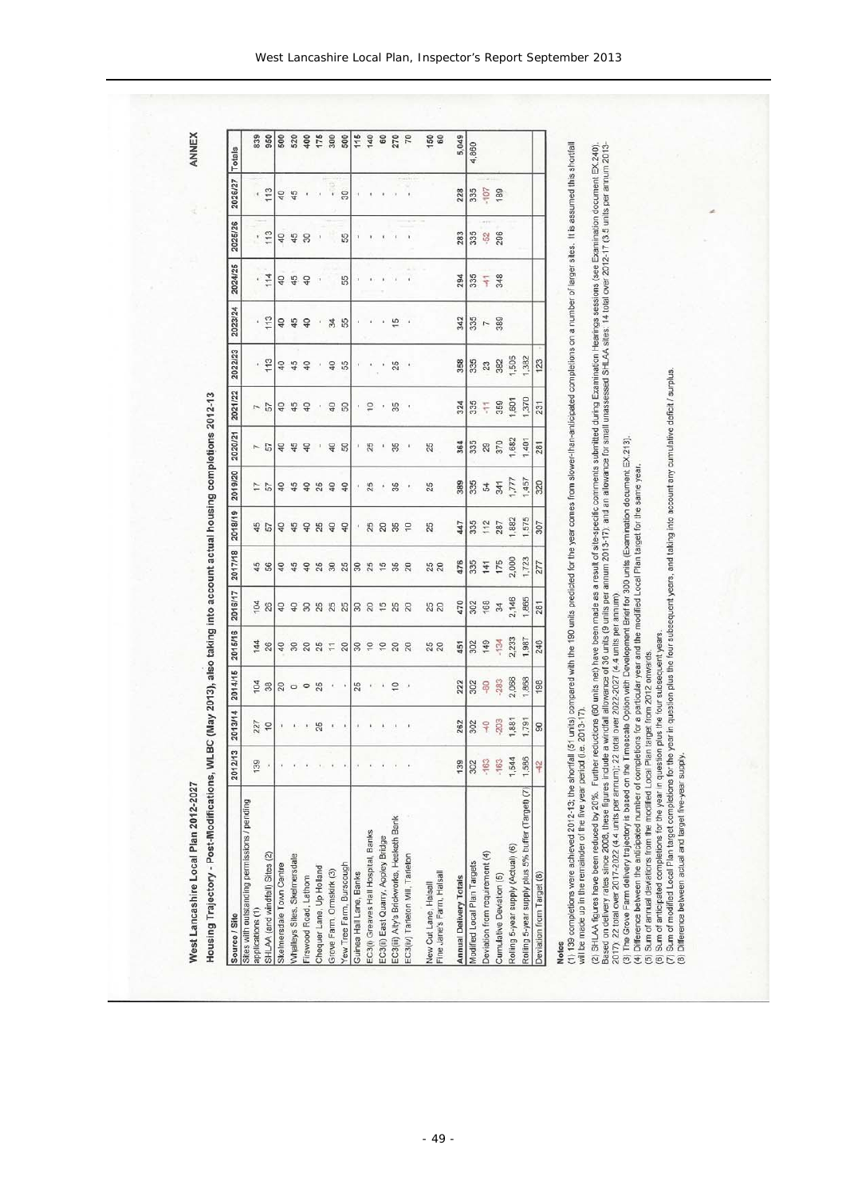West Lancashire Local Plan 2012-2027

**ANNEX**

**Housing Trajectory - Post-Modifications, WLBC (May 2013), also taking into account actual housing completions 2012-13**

| Source / Site | 2012/13 | 2013/14 | 2014/15 | 2015/16 | 2016/17 | 2017/18 | 2018/19 | 2019/20 | 2020/21 | 2021/22 | 2022/23 | 2023/24 | 2024/25 | 2025/26 | 2026/27 | Totals |
|---|---|---|---|---|---|---|---|---|---|---|---|---|---|---|---|---|
| Sites with outstanding permissions / pending applications (1) | 139 | 227 | 104 | 144 | 104 | 45 | 45 | 17 | 7 | 7 | - | - | - | - | - | 839 |
| SHLAA (and windfall) Sites (2) | - | 10 | 38 | 26 | 28 | 56 | 57 | 57 | 57 | 57 | 113 | 113 | 114 | 113 | 113 | 950 |
| Skelmersdale Town Centre | - | - | 20 | 40 | 40 | 40 | 40 | 40 | 40 | 40 | 40 | 40 | 40 | 40 | 40 | 500 |
| Whalleys Sites, Skelmersdale | - | - | 0 | 30 | 40 | 45 | 45 | 45 | 45 | 45 | 45 | 45 | 45 | 45 | 45 | 520 |
| Firswood Road, Lathom | - | - | 0 | 20 | 30 | 40 | 40 | 40 | 40 | 40 | 40 | 40 | 40 | 30 | - | 400 |
| Chequer Lane, Up Holland | - | 25 | 25 | 25 | 25 | 25 | 25 | 25 | - | - | - | - | - | - | - | 175 |
| Grove Farm, Ormskirk (3) | - | - | - | 11 | 25 | 30 | 40 | 40 | 40 | 40 | 40 | 34 | - | - | - | 300 |
| Yew Tree Farm, Burscough | - | - | - | 20 | 25 | 25 | 40 | 40 | 50 | 50 | 55 | 55 | 55 | 55 | 30 | 500 |
| Guinea Hall Lane, Banks | - | - | 25 | 30 | 30 | 30 | - | - | - | - | - | - | - | - | - | 115 |
| EC3(i) Greaves Hall Hospital, Banks | - | - | - | 10 | 20 | 25 | 25 | 25 | 25 | 10 | - | - | - | - | - | 140 |
| EC3(ii) East Quarry, Appley Bridge | - | - | - | 10 | 15 | 15 | 20 | - | - | - | - | - | - | - | - | 60 |
| EC3(iii) Alty's Brickworks, Hesketh Bank | - | - | 10 | 20 | 25 | 35 | 35 | 35 | 35 | 35 | 25 | 15 | - | - | - | 270 |
| EC3(iv) Tarleton Mill, Tarleton | - | - | - | 20 | 20 | 20 | 10 | - | - | - | - | - | - | - | - | 70 |
| New Cut Lane, Halsall | | | | 25 | 25 | 25 | 25 | 25 | 25 | | | | | | | 150 |
| Fine Jane's Farm, Halsall | | | | 20 | 20 | 20 | | | | | | | | | | 60 |
| **Annual Delivery Totals** | 139 | 262 | 222 | 451 | 470 | 476 | 447 | 389 | 364 | 324 | 358 | 342 | 294 | 283 | 228 | 5,049 |
| Modified Local Plan Targets | 302 | 302 | 302 | 302 | 302 | 335 | 335 | 335 | 335 | 335 | 335 | 335 | 335 | 335 | 335 | 4,860 |
| Deviation from requirement (4) | -163 | -40 | -80 | 149 | 168 | 141 | 112 | 54 | 29 | -11 | 23 | 7 | -41 | -52 | -107 | |
| Cumulative Deviation (5) | -163 | -203 | -283 | -134 | 34 | 175 | 287 | 341 | 370 | 359 | 382 | 389 | 348 | 296 | 189 | |
| Rolling 5-year supply (Actual) (6) | 1,544 | 1,881 | 2,068 | 2,233 | 2,146 | 2,000 | 1,882 | 1,777 | 1,682 | 1,601 | 1,505 | | | | | |
| Rolling 5-year supply plus 5% buffer (Target) (7) | 1,586 | 1,791 | 1,858 | 1,987 | 1,885 | 1,723 | 1,575 | 1,457 | 1,401 | 1,370 | 1,382 | | | | | |
| Deviation from Target (8) | -42 | 90 | 186 | 246 | 261 | 277 | 307 | 320 | 281 | 231 | 123 | | | | | |

**Notes**

(1) 139 completions were achieved 2012-13; the shortfall (51 units) compared with the 190 units predicted for the year comes from slower-than-anticipated completions on a number of larger sites. It is assumed this shortfall will be made up in the remainder of the five year period (i.e. 2013-17).

(2) SHLAA figures have been reduced by 20%. Further reductions (60 units net) have been made as a result of site-specific comments submitted during Examination Hearings sessions (see Examination document EX.240). Based on delivery rates since 2008, these figures include a windfall allowance of 36 units (9 units per annum 2013-17), and an allowance for small unassessed SHLAA sites: 14 total over 2012-17 (3.5 units per annum 2013-2017); 22 total over 2017-2022 (4.4 units per annum); 22 total over 2022-2027 (4.4 units per annum).

(3) The Grove Farm delivery trajectory is based on the Timescale Option with Development Brief for 300 units (Examination document EX.213).

(4) Difference between the anticipated number of completions for a particular year and the modified Local Plan target for the same year.

(5) Sum of annual deviations from the modified Local Plan target, from 2012 onwards.

(6) Sum of anticipated completions for the year in question plus the four subsequent years.

(7) Sum of modified Local Plan target completions for the year in question plus the four subsequent years, and taking into account any cumulative deficit / surplus.

(8) Difference between actual and target five-year supply.